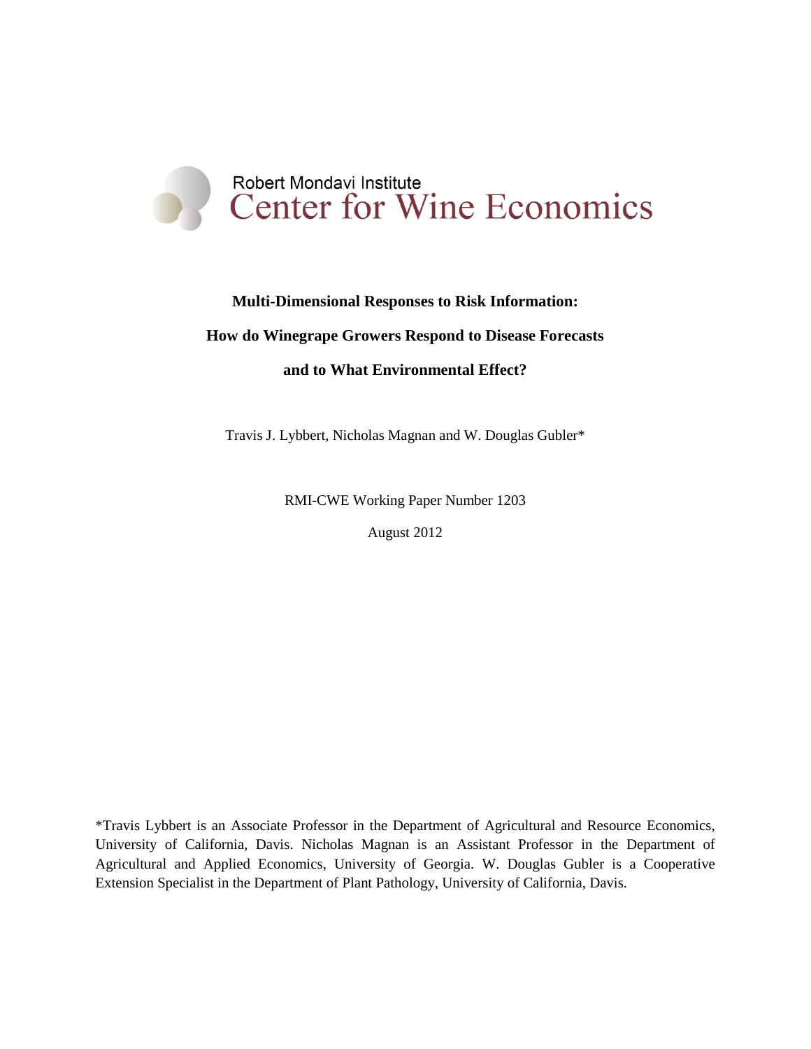Robert Mondavi Institute
Center for Wine Economics

# Multi-Dimensional Responses to Risk Information: How do Winegrape Growers Respond to Disease Forecasts and to What Environmental Effect?

Travis J. Lybbert, Nicholas Magnan and W. Douglas Gubler*

RMI-CWE Working Paper Number 1203

August 2012

*Travis Lybbert is an Associate Professor in the Department of Agricultural and Resource Economics, University of California, Davis. Nicholas Magnan is an Assistant Professor in the Department of Agricultural and Applied Economics, University of Georgia. W. Douglas Gubler is a Cooperative Extension Specialist in the Department of Plant Pathology, University of California, Davis.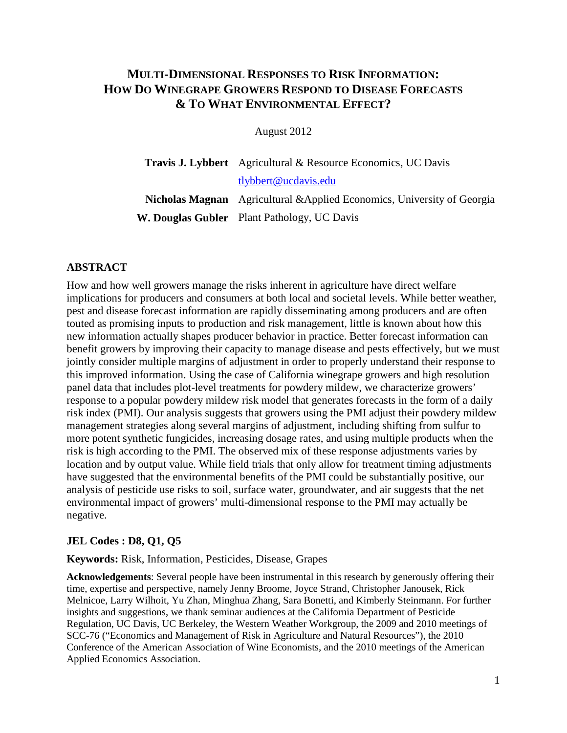# MULTI-DIMENSIONAL RESPONSES TO RISK INFORMATION: HOW DO WINEGRAPE GROWERS RESPOND TO DISEASE FORECASTS & TO WHAT ENVIRONMENTAL EFFECT?

August 2012

**Travis J. Lybbert** Agricultural & Resource Economics, UC Davis
tlybbert@ucdavis.edu

**Nicholas Magnan** Agricultural &Applied Economics, University of Georgia

**W. Douglas Gubler** Plant Pathology, UC Davis

## ABSTRACT

How and how well growers manage the risks inherent in agriculture have direct welfare implications for producers and consumers at both local and societal levels. While better weather, pest and disease forecast information are rapidly disseminating among producers and are often touted as promising inputs to production and risk management, little is known about how this new information actually shapes producer behavior in practice. Better forecast information can benefit growers by improving their capacity to manage disease and pests effectively, but we must jointly consider multiple margins of adjustment in order to properly understand their response to this improved information. Using the case of California winegrape growers and high resolution panel data that includes plot-level treatments for powdery mildew, we characterize growers' response to a popular powdery mildew risk model that generates forecasts in the form of a daily risk index (PMI). Our analysis suggests that growers using the PMI adjust their powdery mildew management strategies along several margins of adjustment, including shifting from sulfur to more potent synthetic fungicides, increasing dosage rates, and using multiple products when the risk is high according to the PMI. The observed mix of these response adjustments varies by location and by output value. While field trials that only allow for treatment timing adjustments have suggested that the environmental benefits of the PMI could be substantially positive, our analysis of pesticide use risks to soil, surface water, groundwater, and air suggests that the net environmental impact of growers' multi-dimensional response to the PMI may actually be negative.

**JEL Codes : D8, Q1, Q5**

**Keywords:** Risk, Information, Pesticides, Disease, Grapes

**Acknowledgements**: Several people have been instrumental in this research by generously offering their time, expertise and perspective, namely Jenny Broome, Joyce Strand, Christopher Janousek, Rick Melnicoe, Larry Wilhoit, Yu Zhan, Minghua Zhang, Sara Bonetti, and Kimberly Steinmann. For further insights and suggestions, we thank seminar audiences at the California Department of Pesticide Regulation, UC Davis, UC Berkeley, the Western Weather Workgroup, the 2009 and 2010 meetings of SCC-76 ("Economics and Management of Risk in Agriculture and Natural Resources"), the 2010 Conference of the American Association of Wine Economists, and the 2010 meetings of the American Applied Economics Association.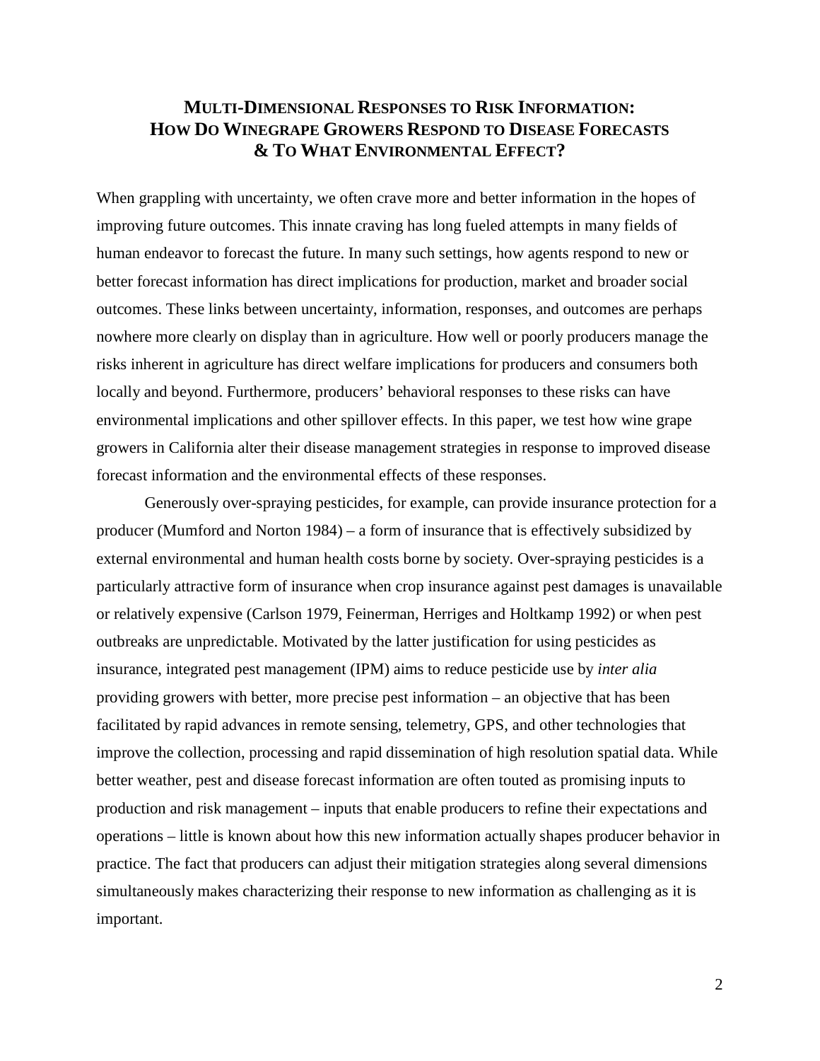# Multi-Dimensional Responses to Risk Information: How Do Winegrape Growers Respond to Disease Forecasts & To What Environmental Effect?

When grappling with uncertainty, we often crave more and better information in the hopes of improving future outcomes. This innate craving has long fueled attempts in many fields of human endeavor to forecast the future. In many such settings, how agents respond to new or better forecast information has direct implications for production, market and broader social outcomes. These links between uncertainty, information, responses, and outcomes are perhaps nowhere more clearly on display than in agriculture. How well or poorly producers manage the risks inherent in agriculture has direct welfare implications for producers and consumers both locally and beyond. Furthermore, producers' behavioral responses to these risks can have environmental implications and other spillover effects. In this paper, we test how wine grape growers in California alter their disease management strategies in response to improved disease forecast information and the environmental effects of these responses.

Generously over-spraying pesticides, for example, can provide insurance protection for a producer (Mumford and Norton 1984) – a form of insurance that is effectively subsidized by external environmental and human health costs borne by society. Over-spraying pesticides is a particularly attractive form of insurance when crop insurance against pest damages is unavailable or relatively expensive (Carlson 1979, Feinerman, Herriges and Holtkamp 1992) or when pest outbreaks are unpredictable. Motivated by the latter justification for using pesticides as insurance, integrated pest management (IPM) aims to reduce pesticide use by *inter alia* providing growers with better, more precise pest information – an objective that has been facilitated by rapid advances in remote sensing, telemetry, GPS, and other technologies that improve the collection, processing and rapid dissemination of high resolution spatial data. While better weather, pest and disease forecast information are often touted as promising inputs to production and risk management – inputs that enable producers to refine their expectations and operations – little is known about how this new information actually shapes producer behavior in practice. The fact that producers can adjust their mitigation strategies along several dimensions simultaneously makes characterizing their response to new information as challenging as it is important.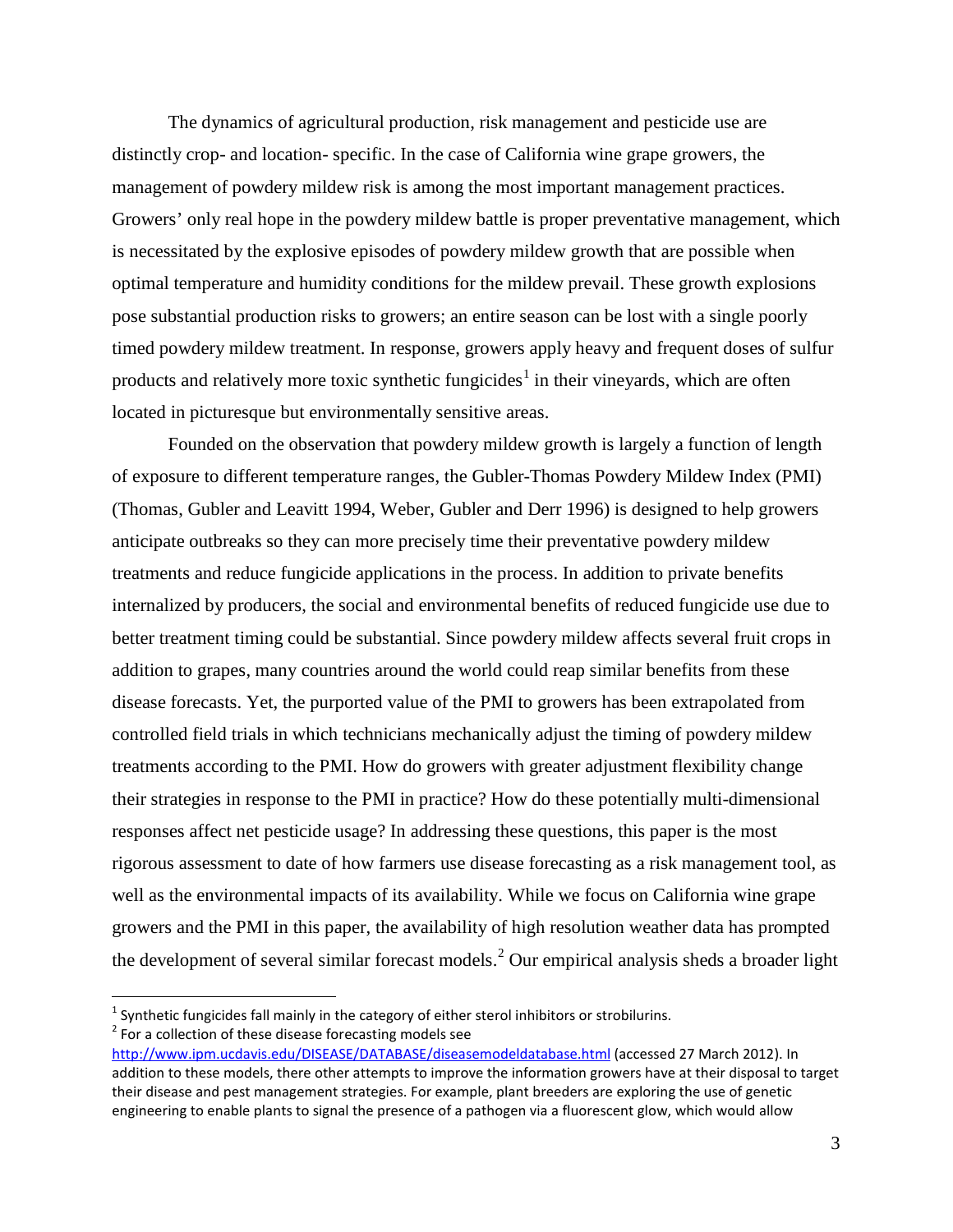The dynamics of agricultural production, risk management and pesticide use are distinctly crop- and location- specific. In the case of California wine grape growers, the management of powdery mildew risk is among the most important management practices. Growers' only real hope in the powdery mildew battle is proper preventative management, which is necessitated by the explosive episodes of powdery mildew growth that are possible when optimal temperature and humidity conditions for the mildew prevail. These growth explosions pose substantial production risks to growers; an entire season can be lost with a single poorly timed powdery mildew treatment. In response, growers apply heavy and frequent doses of sulfur products and relatively more toxic synthetic fungicides[1] in their vineyards, which are often located in picturesque but environmentally sensitive areas.

Founded on the observation that powdery mildew growth is largely a function of length of exposure to different temperature ranges, the Gubler-Thomas Powdery Mildew Index (PMI) (Thomas, Gubler and Leavitt 1994, Weber, Gubler and Derr 1996) is designed to help growers anticipate outbreaks so they can more precisely time their preventative powdery mildew treatments and reduce fungicide applications in the process. In addition to private benefits internalized by producers, the social and environmental benefits of reduced fungicide use due to better treatment timing could be substantial. Since powdery mildew affects several fruit crops in addition to grapes, many countries around the world could reap similar benefits from these disease forecasts. Yet, the purported value of the PMI to growers has been extrapolated from controlled field trials in which technicians mechanically adjust the timing of powdery mildew treatments according to the PMI. How do growers with greater adjustment flexibility change their strategies in response to the PMI in practice? How do these potentially multi-dimensional responses affect net pesticide usage? In addressing these questions, this paper is the most rigorous assessment to date of how farmers use disease forecasting as a risk management tool, as well as the environmental impacts of its availability. While we focus on California wine grape growers and the PMI in this paper, the availability of high resolution weather data has prompted the development of several similar forecast models.[2] Our empirical analysis sheds a broader light

[1] Synthetic fungicides fall mainly in the category of either sterol inhibitors or strobilurins.

[2] For a collection of these disease forecasting models see http://www.ipm.ucdavis.edu/DISEASE/DATABASE/diseasemodeldatabase.html (accessed 27 March 2012). In addition to these models, there other attempts to improve the information growers have at their disposal to target their disease and pest management strategies. For example, plant breeders are exploring the use of genetic engineering to enable plants to signal the presence of a pathogen via a fluorescent glow, which would allow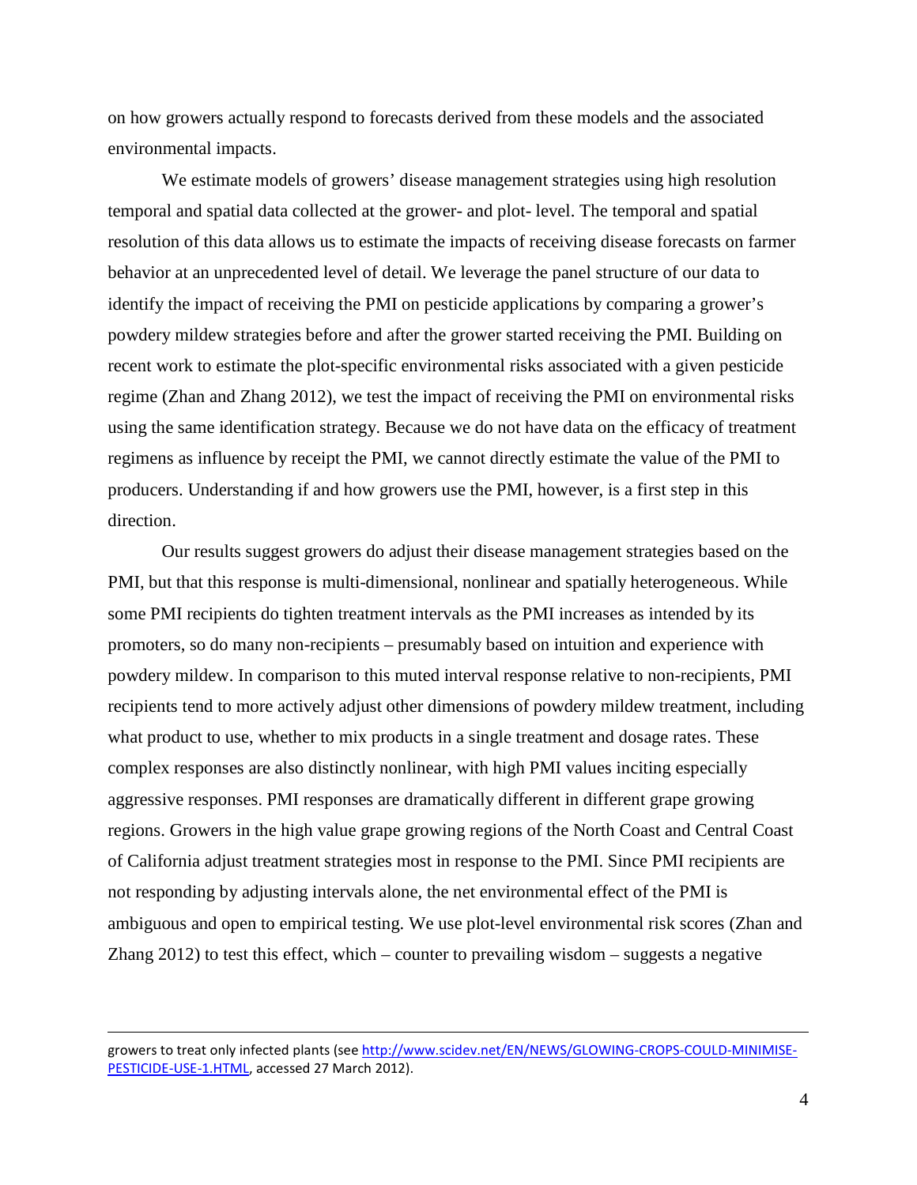on how growers actually respond to forecasts derived from these models and the associated environmental impacts.

We estimate models of growers' disease management strategies using high resolution temporal and spatial data collected at the grower- and plot- level. The temporal and spatial resolution of this data allows us to estimate the impacts of receiving disease forecasts on farmer behavior at an unprecedented level of detail. We leverage the panel structure of our data to identify the impact of receiving the PMI on pesticide applications by comparing a grower's powdery mildew strategies before and after the grower started receiving the PMI. Building on recent work to estimate the plot-specific environmental risks associated with a given pesticide regime (Zhan and Zhang 2012), we test the impact of receiving the PMI on environmental risks using the same identification strategy. Because we do not have data on the efficacy of treatment regimens as influence by receipt the PMI, we cannot directly estimate the value of the PMI to producers. Understanding if and how growers use the PMI, however, is a first step in this direction.

Our results suggest growers do adjust their disease management strategies based on the PMI, but that this response is multi-dimensional, nonlinear and spatially heterogeneous. While some PMI recipients do tighten treatment intervals as the PMI increases as intended by its promoters, so do many non-recipients – presumably based on intuition and experience with powdery mildew. In comparison to this muted interval response relative to non-recipients, PMI recipients tend to more actively adjust other dimensions of powdery mildew treatment, including what product to use, whether to mix products in a single treatment and dosage rates. These complex responses are also distinctly nonlinear, with high PMI values inciting especially aggressive responses. PMI responses are dramatically different in different grape growing regions. Growers in the high value grape growing regions of the North Coast and Central Coast of California adjust treatment strategies most in response to the PMI. Since PMI recipients are not responding by adjusting intervals alone, the net environmental effect of the PMI is ambiguous and open to empirical testing. We use plot-level environmental risk scores (Zhan and Zhang 2012) to test this effect, which – counter to prevailing wisdom – suggests a negative

growers to treat only infected plants (see http://www.scidev.net/EN/NEWS/GLOWING-CROPS-COULD-MINIMISE-PESTICIDE-USE-1.HTML, accessed 27 March 2012).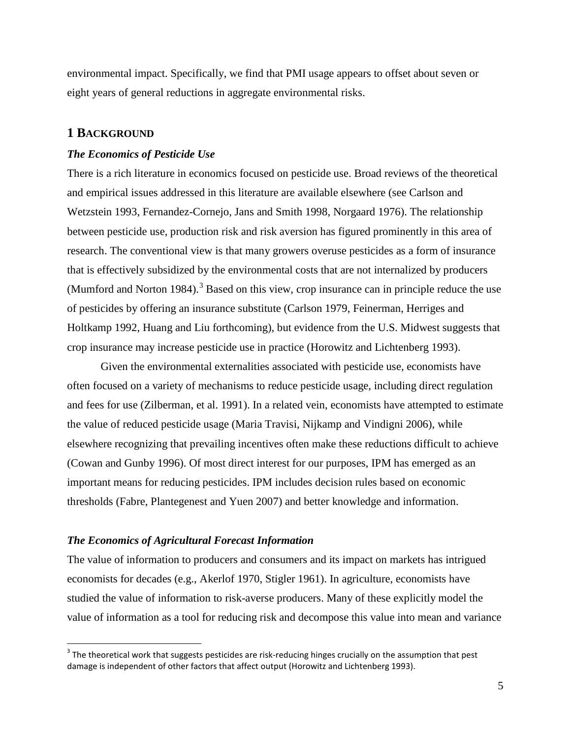environmental impact. Specifically, we find that PMI usage appears to offset about seven or eight years of general reductions in aggregate environmental risks.

## 1 BACKGROUND

### *The Economics of Pesticide Use*

There is a rich literature in economics focused on pesticide use. Broad reviews of the theoretical and empirical issues addressed in this literature are available elsewhere (see Carlson and Wetzstein 1993, Fernandez-Cornejo, Jans and Smith 1998, Norgaard 1976). The relationship between pesticide use, production risk and risk aversion has figured prominently in this area of research. The conventional view is that many growers overuse pesticides as a form of insurance that is effectively subsidized by the environmental costs that are not internalized by producers (Mumford and Norton 1984).[3] Based on this view, crop insurance can in principle reduce the use of pesticides by offering an insurance substitute (Carlson 1979, Feinerman, Herriges and Holtkamp 1992, Huang and Liu forthcoming), but evidence from the U.S. Midwest suggests that crop insurance may increase pesticide use in practice (Horowitz and Lichtenberg 1993).

Given the environmental externalities associated with pesticide use, economists have often focused on a variety of mechanisms to reduce pesticide usage, including direct regulation and fees for use (Zilberman, et al. 1991). In a related vein, economists have attempted to estimate the value of reduced pesticide usage (Maria Travisi, Nijkamp and Vindigni 2006), while elsewhere recognizing that prevailing incentives often make these reductions difficult to achieve (Cowan and Gunby 1996). Of most direct interest for our purposes, IPM has emerged as an important means for reducing pesticides. IPM includes decision rules based on economic thresholds (Fabre, Plantegenest and Yuen 2007) and better knowledge and information.

### *The Economics of Agricultural Forecast Information*

The value of information to producers and consumers and its impact on markets has intrigued economists for decades (e.g., Akerlof 1970, Stigler 1961). In agriculture, economists have studied the value of information to risk-averse producers. Many of these explicitly model the value of information as a tool for reducing risk and decompose this value into mean and variance

[3] The theoretical work that suggests pesticides are risk-reducing hinges crucially on the assumption that pest damage is independent of other factors that affect output (Horowitz and Lichtenberg 1993).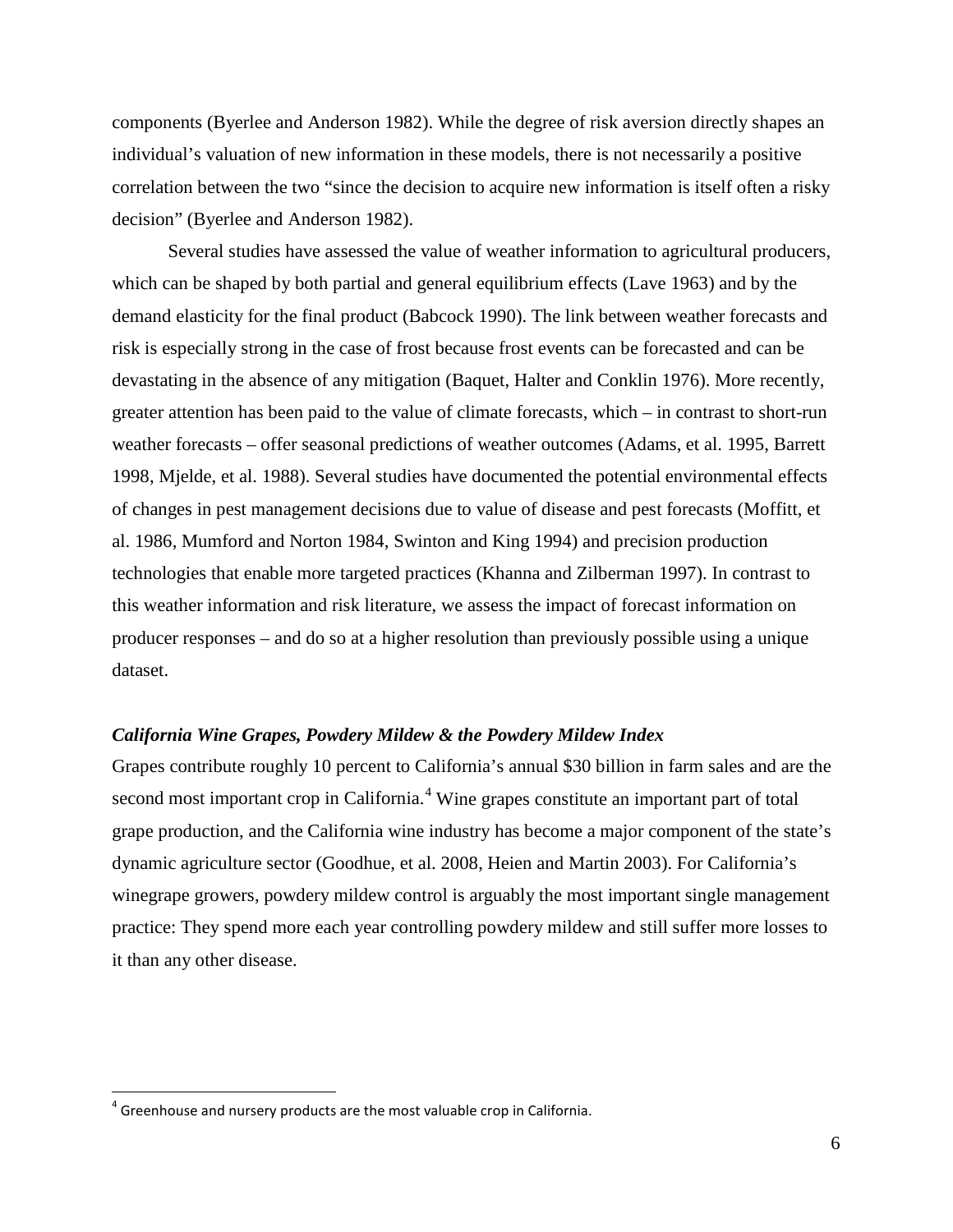components (Byerlee and Anderson 1982). While the degree of risk aversion directly shapes an individual's valuation of new information in these models, there is not necessarily a positive correlation between the two "since the decision to acquire new information is itself often a risky decision" (Byerlee and Anderson 1982).

Several studies have assessed the value of weather information to agricultural producers, which can be shaped by both partial and general equilibrium effects (Lave 1963) and by the demand elasticity for the final product (Babcock 1990). The link between weather forecasts and risk is especially strong in the case of frost because frost events can be forecasted and can be devastating in the absence of any mitigation (Baquet, Halter and Conklin 1976). More recently, greater attention has been paid to the value of climate forecasts, which – in contrast to short-run weather forecasts – offer seasonal predictions of weather outcomes (Adams, et al. 1995, Barrett 1998, Mjelde, et al. 1988). Several studies have documented the potential environmental effects of changes in pest management decisions due to value of disease and pest forecasts (Moffitt, et al. 1986, Mumford and Norton 1984, Swinton and King 1994) and precision production technologies that enable more targeted practices (Khanna and Zilberman 1997). In contrast to this weather information and risk literature, we assess the impact of forecast information on producer responses – and do so at a higher resolution than previously possible using a unique dataset.

### *California Wine Grapes, Powdery Mildew & the Powdery Mildew Index*

Grapes contribute roughly 10 percent to California's annual $30 billion in farm sales and are the second most important crop in California.[4] Wine grapes constitute an important part of total grape production, and the California wine industry has become a major component of the state's dynamic agriculture sector (Goodhue, et al. 2008, Heien and Martin 2003). For California's winegrape growers, powdery mildew control is arguably the most important single management practice: They spend more each year controlling powdery mildew and still suffer more losses to it than any other disease.

[4] Greenhouse and nursery products are the most valuable crop in California.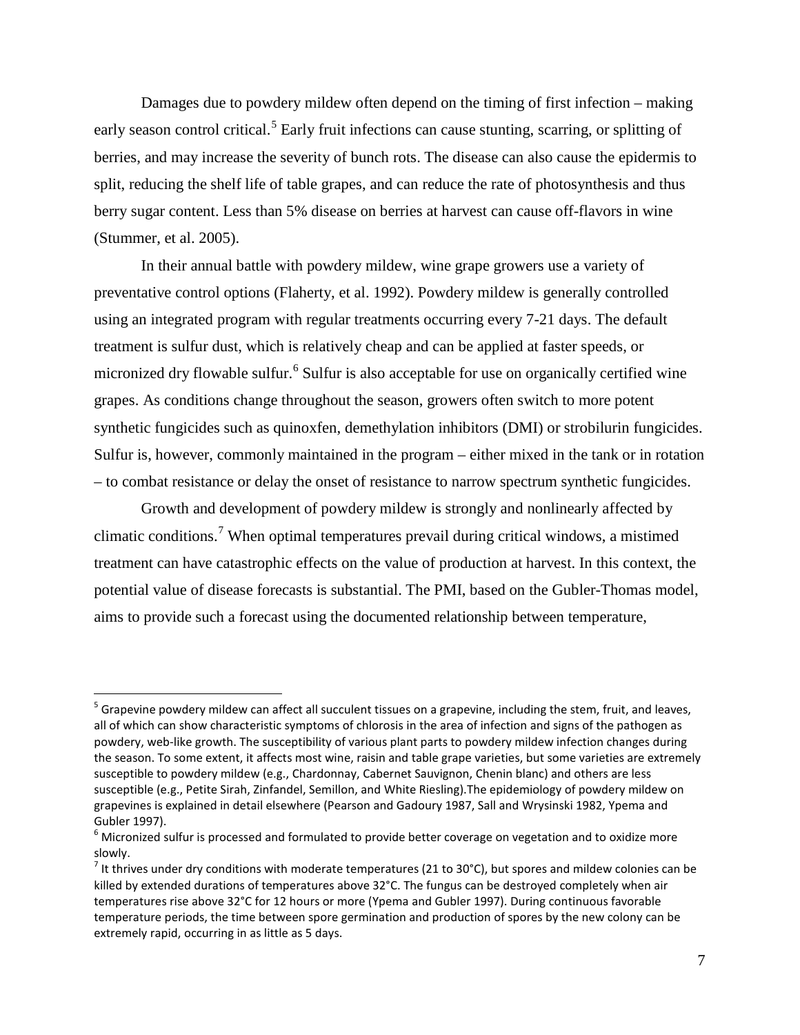Damages due to powdery mildew often depend on the timing of first infection – making early season control critical.[5] Early fruit infections can cause stunting, scarring, or splitting of berries, and may increase the severity of bunch rots. The disease can also cause the epidermis to split, reducing the shelf life of table grapes, and can reduce the rate of photosynthesis and thus berry sugar content. Less than 5% disease on berries at harvest can cause off-flavors in wine (Stummer, et al. 2005).

In their annual battle with powdery mildew, wine grape growers use a variety of preventative control options (Flaherty, et al. 1992). Powdery mildew is generally controlled using an integrated program with regular treatments occurring every 7-21 days. The default treatment is sulfur dust, which is relatively cheap and can be applied at faster speeds, or micronized dry flowable sulfur.[6] Sulfur is also acceptable for use on organically certified wine grapes. As conditions change throughout the season, growers often switch to more potent synthetic fungicides such as quinoxfen, demethylation inhibitors (DMI) or strobilurin fungicides. Sulfur is, however, commonly maintained in the program – either mixed in the tank or in rotation – to combat resistance or delay the onset of resistance to narrow spectrum synthetic fungicides.

Growth and development of powdery mildew is strongly and nonlinearly affected by climatic conditions.[7] When optimal temperatures prevail during critical windows, a mistimed treatment can have catastrophic effects on the value of production at harvest. In this context, the potential value of disease forecasts is substantial. The PMI, based on the Gubler-Thomas model, aims to provide such a forecast using the documented relationship between temperature,

---

[5] Grapevine powdery mildew can affect all succulent tissues on a grapevine, including the stem, fruit, and leaves, all of which can show characteristic symptoms of chlorosis in the area of infection and signs of the pathogen as powdery, web-like growth. The susceptibility of various plant parts to powdery mildew infection changes during the season. To some extent, it affects most wine, raisin and table grape varieties, but some varieties are extremely susceptible to powdery mildew (e.g., Chardonnay, Cabernet Sauvignon, Chenin blanc) and others are less susceptible (e.g., Petite Sirah, Zinfandel, Semillon, and White Riesling).The epidemiology of powdery mildew on grapevines is explained in detail elsewhere (Pearson and Gadoury 1987, Sall and Wrysinski 1982, Ypema and Gubler 1997).

[6] Micronized sulfur is processed and formulated to provide better coverage on vegetation and to oxidize more slowly.

[7] It thrives under dry conditions with moderate temperatures (21 to 30°C), but spores and mildew colonies can be killed by extended durations of temperatures above 32°C. The fungus can be destroyed completely when air temperatures rise above 32°C for 12 hours or more (Ypema and Gubler 1997). During continuous favorable temperature periods, the time between spore germination and production of spores by the new colony can be extremely rapid, occurring in as little as 5 days.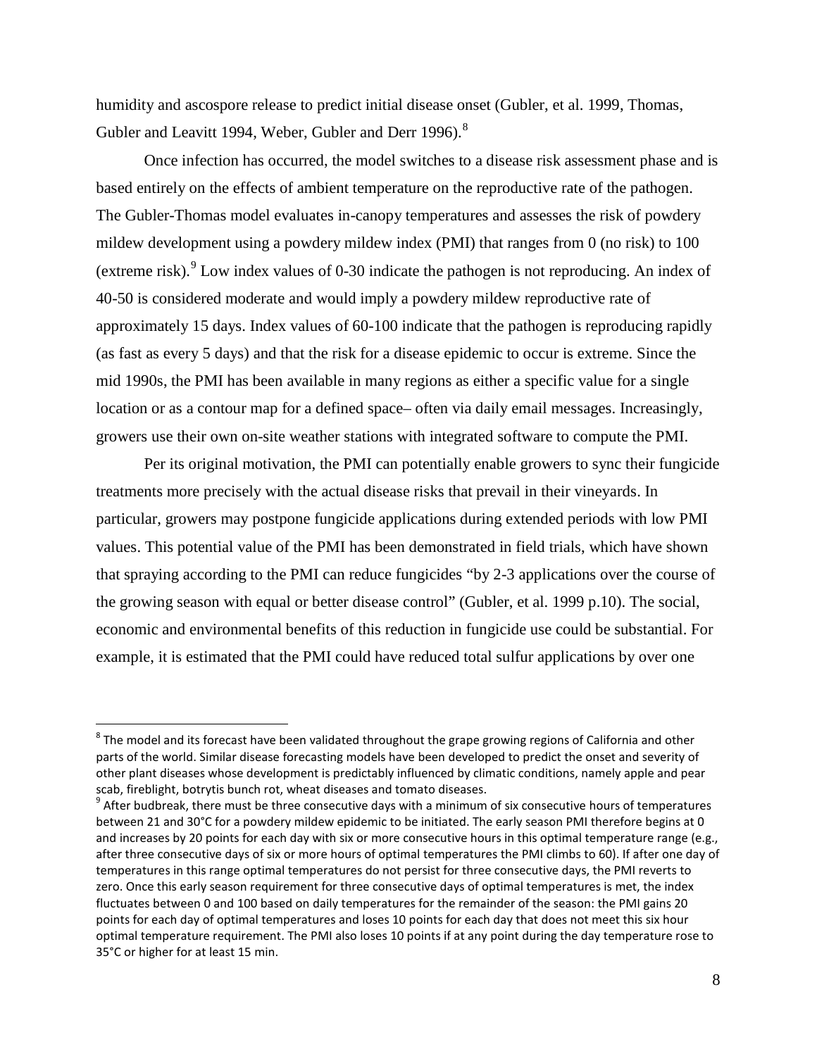humidity and ascospore release to predict initial disease onset (Gubler, et al. 1999, Thomas, Gubler and Leavitt 1994, Weber, Gubler and Derr 1996).[8]

Once infection has occurred, the model switches to a disease risk assessment phase and is based entirely on the effects of ambient temperature on the reproductive rate of the pathogen. The Gubler-Thomas model evaluates in-canopy temperatures and assesses the risk of powdery mildew development using a powdery mildew index (PMI) that ranges from 0 (no risk) to 100 (extreme risk).[9] Low index values of 0-30 indicate the pathogen is not reproducing. An index of 40-50 is considered moderate and would imply a powdery mildew reproductive rate of approximately 15 days. Index values of 60-100 indicate that the pathogen is reproducing rapidly (as fast as every 5 days) and that the risk for a disease epidemic to occur is extreme. Since the mid 1990s, the PMI has been available in many regions as either a specific value for a single location or as a contour map for a defined space– often via daily email messages. Increasingly, growers use their own on-site weather stations with integrated software to compute the PMI.

Per its original motivation, the PMI can potentially enable growers to sync their fungicide treatments more precisely with the actual disease risks that prevail in their vineyards. In particular, growers may postpone fungicide applications during extended periods with low PMI values. This potential value of the PMI has been demonstrated in field trials, which have shown that spraying according to the PMI can reduce fungicides "by 2-3 applications over the course of the growing season with equal or better disease control" (Gubler, et al. 1999 p.10). The social, economic and environmental benefits of this reduction in fungicide use could be substantial. For example, it is estimated that the PMI could have reduced total sulfur applications by over one

---

[8] The model and its forecast have been validated throughout the grape growing regions of California and other parts of the world. Similar disease forecasting models have been developed to predict the onset and severity of other plant diseases whose development is predictably influenced by climatic conditions, namely apple and pear scab, fireblight, botrytis bunch rot, wheat diseases and tomato diseases.

[9] After budbreak, there must be three consecutive days with a minimum of six consecutive hours of temperatures between 21 and 30°C for a powdery mildew epidemic to be initiated. The early season PMI therefore begins at 0 and increases by 20 points for each day with six or more consecutive hours in this optimal temperature range (e.g., after three consecutive days of six or more hours of optimal temperatures the PMI climbs to 60). If after one day of temperatures in this range optimal temperatures do not persist for three consecutive days, the PMI reverts to zero. Once this early season requirement for three consecutive days of optimal temperatures is met, the index fluctuates between 0 and 100 based on daily temperatures for the remainder of the season: the PMI gains 20 points for each day of optimal temperatures and loses 10 points for each day that does not meet this six hour optimal temperature requirement. The PMI also loses 10 points if at any point during the day temperature rose to 35°C or higher for at least 15 min.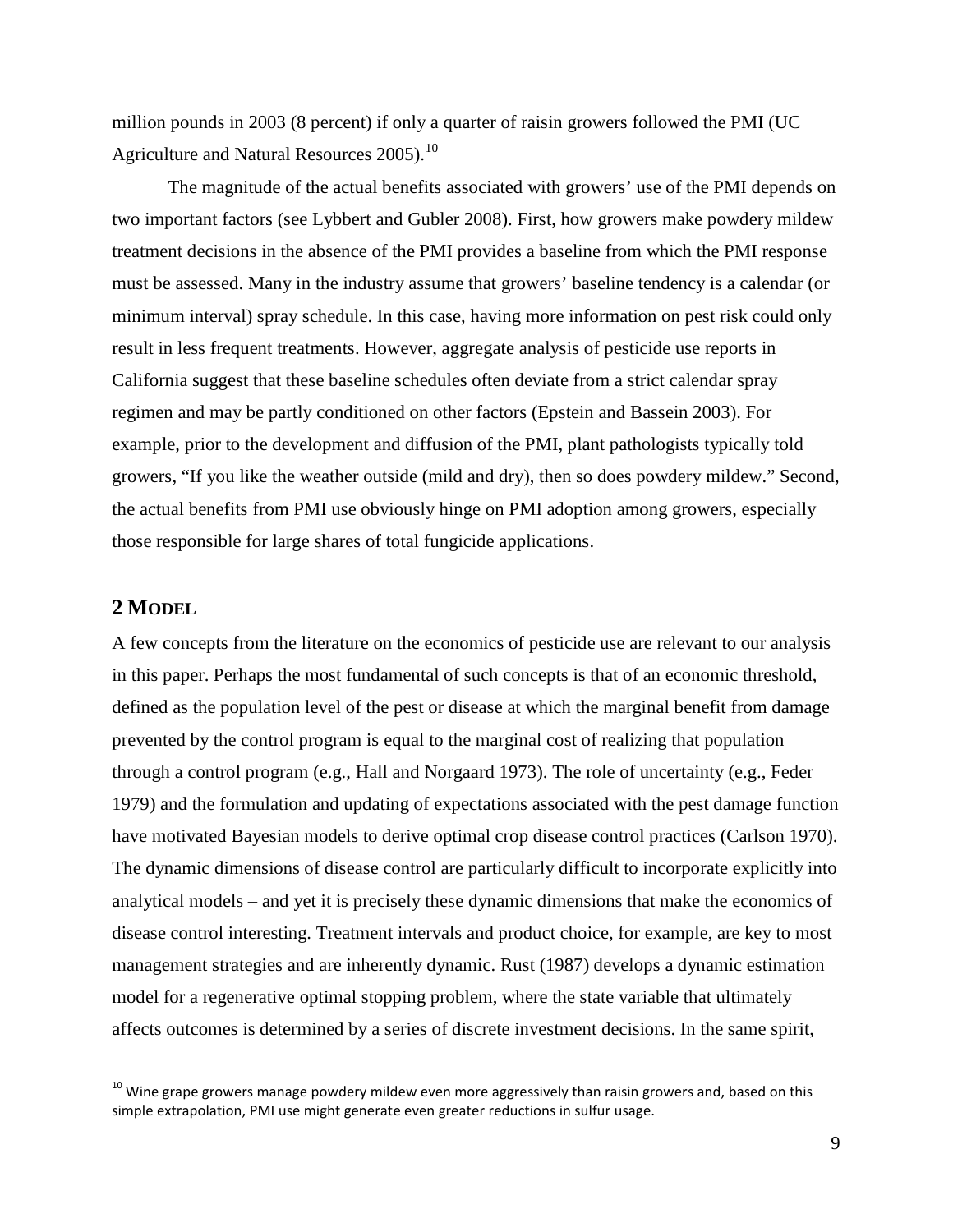million pounds in 2003 (8 percent) if only a quarter of raisin growers followed the PMI (UC Agriculture and Natural Resources 2005).[10]

The magnitude of the actual benefits associated with growers' use of the PMI depends on two important factors (see Lybbert and Gubler 2008). First, how growers make powdery mildew treatment decisions in the absence of the PMI provides a baseline from which the PMI response must be assessed. Many in the industry assume that growers' baseline tendency is a calendar (or minimum interval) spray schedule. In this case, having more information on pest risk could only result in less frequent treatments. However, aggregate analysis of pesticide use reports in California suggest that these baseline schedules often deviate from a strict calendar spray regimen and may be partly conditioned on other factors (Epstein and Bassein 2003). For example, prior to the development and diffusion of the PMI, plant pathologists typically told growers, "If you like the weather outside (mild and dry), then so does powdery mildew." Second, the actual benefits from PMI use obviously hinge on PMI adoption among growers, especially those responsible for large shares of total fungicide applications.

## 2 MODEL

A few concepts from the literature on the economics of pesticide use are relevant to our analysis in this paper. Perhaps the most fundamental of such concepts is that of an economic threshold, defined as the population level of the pest or disease at which the marginal benefit from damage prevented by the control program is equal to the marginal cost of realizing that population through a control program (e.g., Hall and Norgaard 1973). The role of uncertainty (e.g., Feder 1979) and the formulation and updating of expectations associated with the pest damage function have motivated Bayesian models to derive optimal crop disease control practices (Carlson 1970). The dynamic dimensions of disease control are particularly difficult to incorporate explicitly into analytical models – and yet it is precisely these dynamic dimensions that make the economics of disease control interesting. Treatment intervals and product choice, for example, are key to most management strategies and are inherently dynamic. Rust (1987) develops a dynamic estimation model for a regenerative optimal stopping problem, where the state variable that ultimately affects outcomes is determined by a series of discrete investment decisions. In the same spirit,

[10] Wine grape growers manage powdery mildew even more aggressively than raisin growers and, based on this simple extrapolation, PMI use might generate even greater reductions in sulfur usage.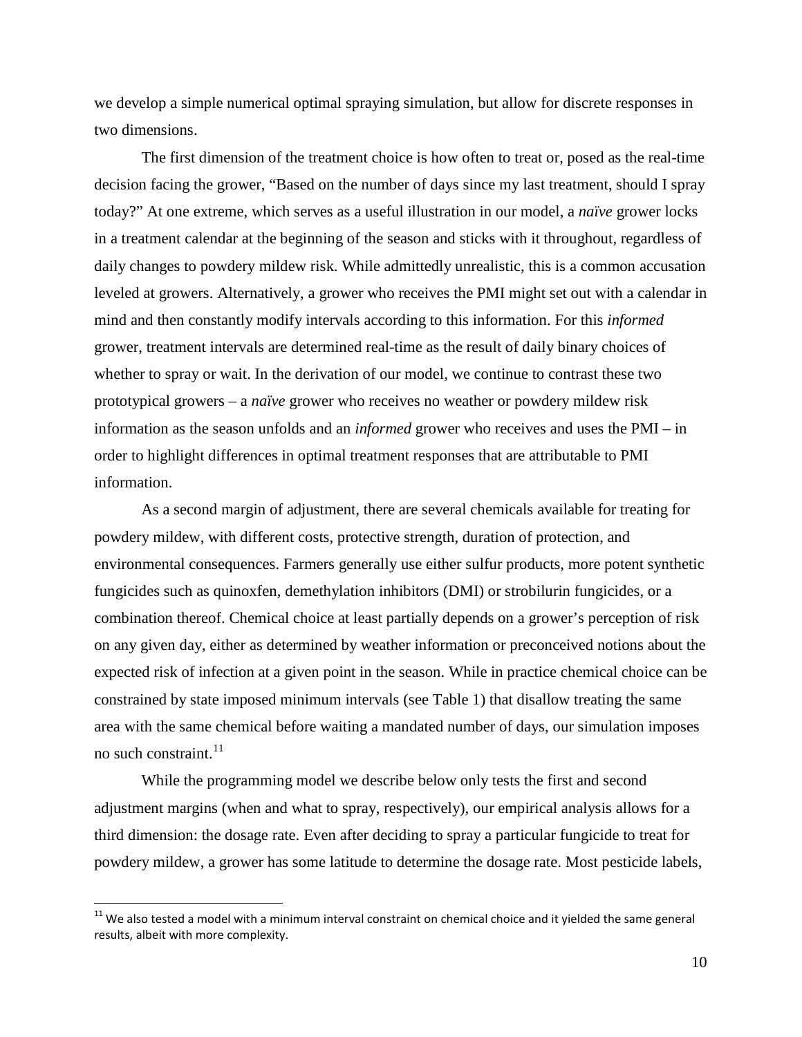we develop a simple numerical optimal spraying simulation, but allow for discrete responses in two dimensions.

The first dimension of the treatment choice is how often to treat or, posed as the real-time decision facing the grower, "Based on the number of days since my last treatment, should I spray today?" At one extreme, which serves as a useful illustration in our model, a *naïve* grower locks in a treatment calendar at the beginning of the season and sticks with it throughout, regardless of daily changes to powdery mildew risk. While admittedly unrealistic, this is a common accusation leveled at growers. Alternatively, a grower who receives the PMI might set out with a calendar in mind and then constantly modify intervals according to this information. For this *informed* grower, treatment intervals are determined real-time as the result of daily binary choices of whether to spray or wait. In the derivation of our model, we continue to contrast these two prototypical growers – a *naïve* grower who receives no weather or powdery mildew risk information as the season unfolds and an *informed* grower who receives and uses the PMI – in order to highlight differences in optimal treatment responses that are attributable to PMI information.

As a second margin of adjustment, there are several chemicals available for treating for powdery mildew, with different costs, protective strength, duration of protection, and environmental consequences. Farmers generally use either sulfur products, more potent synthetic fungicides such as quinoxfen, demethylation inhibitors (DMI) or strobilurin fungicides, or a combination thereof. Chemical choice at least partially depends on a grower's perception of risk on any given day, either as determined by weather information or preconceived notions about the expected risk of infection at a given point in the season. While in practice chemical choice can be constrained by state imposed minimum intervals (see Table 1) that disallow treating the same area with the same chemical before waiting a mandated number of days, our simulation imposes no such constraint.[11]

While the programming model we describe below only tests the first and second adjustment margins (when and what to spray, respectively), our empirical analysis allows for a third dimension: the dosage rate. Even after deciding to spray a particular fungicide to treat for powdery mildew, a grower has some latitude to determine the dosage rate. Most pesticide labels,

[11] We also tested a model with a minimum interval constraint on chemical choice and it yielded the same general results, albeit with more complexity.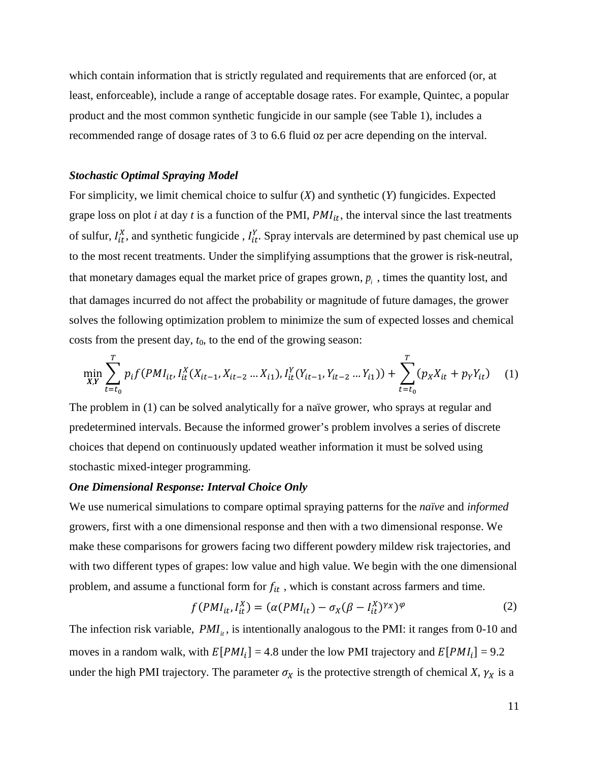which contain information that is strictly regulated and requirements that are enforced (or, at least, enforceable), include a range of acceptable dosage rates. For example, Quintec, a popular product and the most common synthetic fungicide in our sample (see Table 1), includes a recommended range of dosage rates of 3 to 6.6 fluid oz per acre depending on the interval.

### *Stochastic Optimal Spraying Model*

For simplicity, we limit chemical choice to sulfur (*X*) and synthetic (*Y*) fungicides. Expected grape loss on plot *i* at day *t* is a function of the PMI, $PMI_{it}$, the interval since the last treatments of sulfur, $I_{it}^{X}$, and synthetic fungicide , $I_{it}^{Y}$. Spray intervals are determined by past chemical use up to the most recent treatments. Under the simplifying assumptions that the grower is risk-neutral, that monetary damages equal the market price of grapes grown, $p_i$ , times the quantity lost, and that damages incurred do not affect the probability or magnitude of future damages, the grower solves the following optimization problem to minimize the sum of expected losses and chemical costs from the present day, $t_0$, to the end of the growing season:

$$\min_{\boldsymbol{X},\boldsymbol{Y}} \sum_{t=t_0}^{T} p_i f(PMI_{it}, I_{it}^{X}(X_{it-1}, X_{it-2} \ldots X_{i1}), I_{it}^{Y}(Y_{it-1}, Y_{it-2} \ldots Y_{i1})) + \sum_{t=t_0}^{T} (p_X X_{it} + p_Y Y_{it}) \quad (1)$$

The problem in (1) can be solved analytically for a naïve grower, who sprays at regular and predetermined intervals. Because the informed grower's problem involves a series of discrete choices that depend on continuously updated weather information it must be solved using stochastic mixed-integer programming.

### *One Dimensional Response: Interval Choice Only*

We use numerical simulations to compare optimal spraying patterns for the *naïve* and *informed* growers, first with a one dimensional response and then with a two dimensional response. We make these comparisons for growers facing two different powdery mildew risk trajectories, and with two different types of grapes: low value and high value. We begin with the one dimensional problem, and assume a functional form for $f_{it}$ , which is constant across farmers and time.

$$f(PMI_{it}, I_{it}^{X}) = (\alpha(PMI_{it}) - \sigma_X(\beta - I_{it}^{X})^{\gamma_X})^{\varphi} \quad (2)$$

The infection risk variable, $PMI_{it}$, is intentionally analogous to the PMI: it ranges from 0-10 and moves in a random walk, with $E[PMI_i]$ = 4.8 under the low PMI trajectory and $E[PMI_i]$ = 9.2 under the high PMI trajectory. The parameter $\sigma_X$ is the protective strength of chemical *X*, $\gamma_X$ is a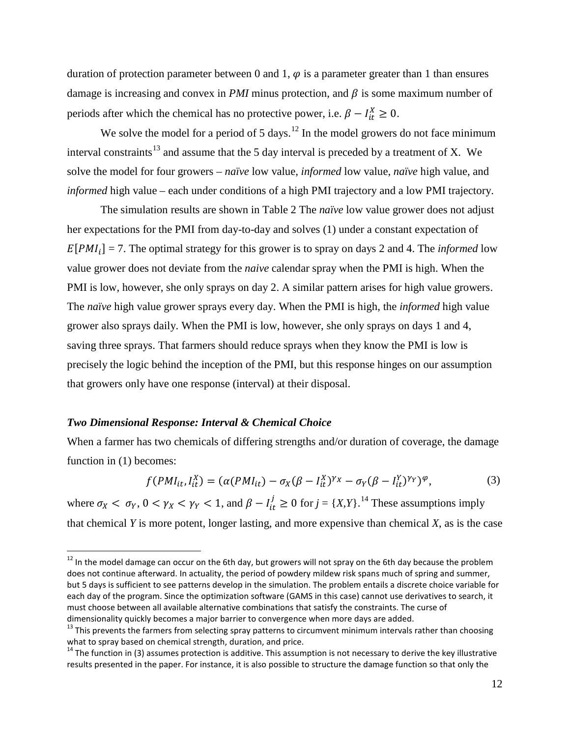duration of protection parameter between 0 and 1, $\varphi$ is a parameter greater than 1 than ensures damage is increasing and convex in *PMI* minus protection, and $\beta$ is some maximum number of periods after which the chemical has no protective power, i.e. $\beta - I_{it}^{X} \geq 0$.

We solve the model for a period of 5 days.[12] In the model growers do not face minimum interval constraints[13] and assume that the 5 day interval is preceded by a treatment of X. We solve the model for four growers – *naïve* low value, *informed* low value, *naïve* high value, and *informed* high value – each under conditions of a high PMI trajectory and a low PMI trajectory.

The simulation results are shown in Table 2 The *naïve* low value grower does not adjust her expectations for the PMI from day-to-day and solves (1) under a constant expectation of $E[PMI_i] = 7$. The optimal strategy for this grower is to spray on days 2 and 4. The *informed* low value grower does not deviate from the *naive* calendar spray when the PMI is high. When the PMI is low, however, she only sprays on day 2. A similar pattern arises for high value growers. The *naïve* high value grower sprays every day. When the PMI is high, the *informed* high value grower also sprays daily. When the PMI is low, however, she only sprays on days 1 and 4, saving three sprays. That farmers should reduce sprays when they know the PMI is low is precisely the logic behind the inception of the PMI, but this response hinges on our assumption that growers only have one response (interval) at their disposal.

### *Two Dimensional Response: Interval & Chemical Choice*

When a farmer has two chemicals of differing strengths and/or duration of coverage, the damage function in (1) becomes:

$$f(PMI_{it}, I_{it}^{X}) = (\alpha(PMI_{it}) - \sigma_X(\beta - I_{it}^{X})^{\gamma_X} - \sigma_Y(\beta - I_{it}^{Y})^{\gamma_Y})^{\varphi}, \tag{3}$$

where $\sigma_X < \sigma_Y$, $0 < \gamma_X < \gamma_Y < 1$, and $\beta - I_{it}^{j} \geq 0$ for $j = \{X,Y\}$.[14] These assumptions imply that chemical *Y* is more potent, longer lasting, and more expensive than chemical *X*, as is the case

---

[12] In the model damage can occur on the 6th day, but growers will not spray on the 6th day because the problem does not continue afterward. In actuality, the period of powdery mildew risk spans much of spring and summer, but 5 days is sufficient to see patterns develop in the simulation. The problem entails a discrete choice variable for each day of the program. Since the optimization software (GAMS in this case) cannot use derivatives to search, it must choose between all available alternative combinations that satisfy the constraints. The curse of dimensionality quickly becomes a major barrier to convergence when more days are added.

[13] This prevents the farmers from selecting spray patterns to circumvent minimum intervals rather than choosing what to spray based on chemical strength, duration, and price.

[14] The function in (3) assumes protection is additive. This assumption is not necessary to derive the key illustrative results presented in the paper. For instance, it is also possible to structure the damage function so that only the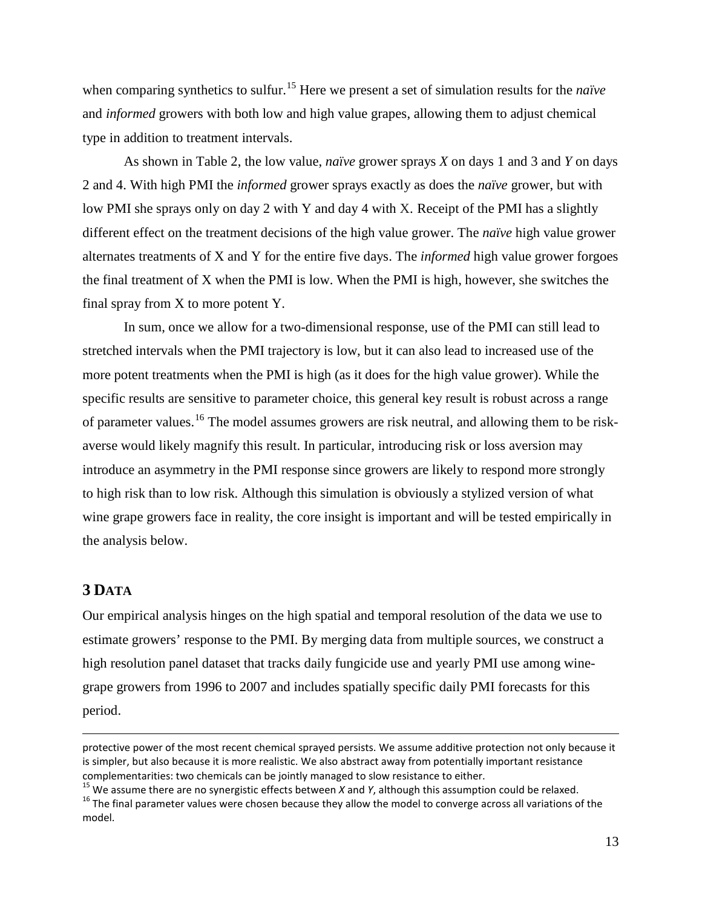when comparing synthetics to sulfur.[15] Here we present a set of simulation results for the *naïve* and *informed* growers with both low and high value grapes, allowing them to adjust chemical type in addition to treatment intervals.

As shown in Table 2, the low value, *naïve* grower sprays *X* on days 1 and 3 and *Y* on days 2 and 4. With high PMI the *informed* grower sprays exactly as does the *naïve* grower, but with low PMI she sprays only on day 2 with Y and day 4 with X. Receipt of the PMI has a slightly different effect on the treatment decisions of the high value grower. The *naïve* high value grower alternates treatments of X and Y for the entire five days. The *informed* high value grower forgoes the final treatment of X when the PMI is low. When the PMI is high, however, she switches the final spray from X to more potent Y.

In sum, once we allow for a two-dimensional response, use of the PMI can still lead to stretched intervals when the PMI trajectory is low, but it can also lead to increased use of the more potent treatments when the PMI is high (as it does for the high value grower). While the specific results are sensitive to parameter choice, this general key result is robust across a range of parameter values.[16] The model assumes growers are risk neutral, and allowing them to be risk-averse would likely magnify this result. In particular, introducing risk or loss aversion may introduce an asymmetry in the PMI response since growers are likely to respond more strongly to high risk than to low risk. Although this simulation is obviously a stylized version of what wine grape growers face in reality, the core insight is important and will be tested empirically in the analysis below.

## 3 DATA

Our empirical analysis hinges on the high spatial and temporal resolution of the data we use to estimate growers' response to the PMI. By merging data from multiple sources, we construct a high resolution panel dataset that tracks daily fungicide use and yearly PMI use among wine-grape growers from 1996 to 2007 and includes spatially specific daily PMI forecasts for this period.

---

protective power of the most recent chemical sprayed persists. We assume additive protection not only because it is simpler, but also because it is more realistic. We also abstract away from potentially important resistance complementarities: two chemicals can be jointly managed to slow resistance to either.

[15] We assume there are no synergistic effects between *X* and *Y*, although this assumption could be relaxed.

[16] The final parameter values were chosen because they allow the model to converge across all variations of the model.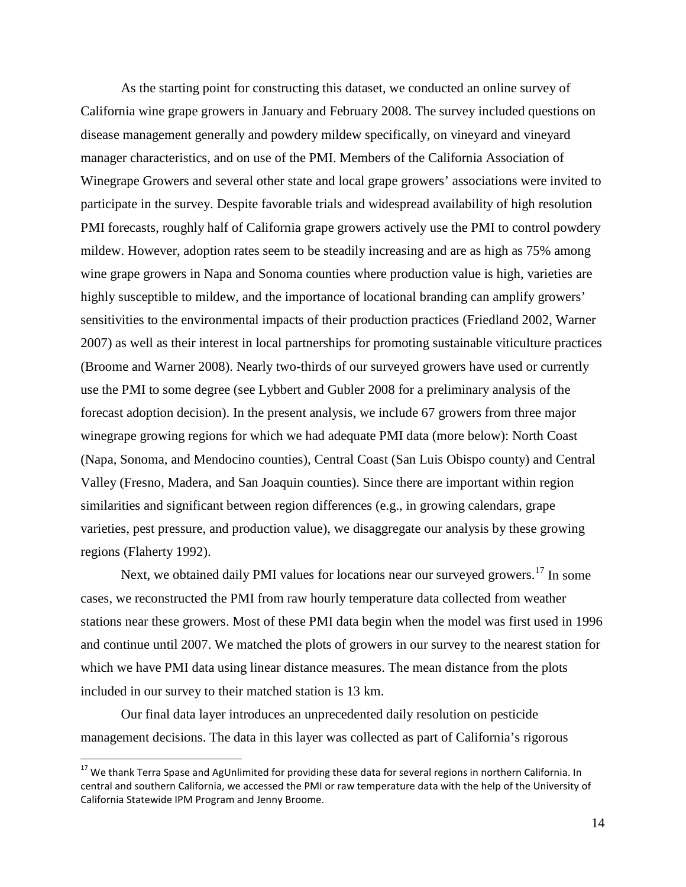As the starting point for constructing this dataset, we conducted an online survey of California wine grape growers in January and February 2008. The survey included questions on disease management generally and powdery mildew specifically, on vineyard and vineyard manager characteristics, and on use of the PMI. Members of the California Association of Winegrape Growers and several other state and local grape growers' associations were invited to participate in the survey. Despite favorable trials and widespread availability of high resolution PMI forecasts, roughly half of California grape growers actively use the PMI to control powdery mildew. However, adoption rates seem to be steadily increasing and are as high as 75% among wine grape growers in Napa and Sonoma counties where production value is high, varieties are highly susceptible to mildew, and the importance of locational branding can amplify growers' sensitivities to the environmental impacts of their production practices (Friedland 2002, Warner 2007) as well as their interest in local partnerships for promoting sustainable viticulture practices (Broome and Warner 2008). Nearly two-thirds of our surveyed growers have used or currently use the PMI to some degree (see Lybbert and Gubler 2008 for a preliminary analysis of the forecast adoption decision). In the present analysis, we include 67 growers from three major winegrape growing regions for which we had adequate PMI data (more below): North Coast (Napa, Sonoma, and Mendocino counties), Central Coast (San Luis Obispo county) and Central Valley (Fresno, Madera, and San Joaquin counties). Since there are important within region similarities and significant between region differences (e.g., in growing calendars, grape varieties, pest pressure, and production value), we disaggregate our analysis by these growing regions (Flaherty 1992).

Next, we obtained daily PMI values for locations near our surveyed growers.[17] In some cases, we reconstructed the PMI from raw hourly temperature data collected from weather stations near these growers. Most of these PMI data begin when the model was first used in 1996 and continue until 2007. We matched the plots of growers in our survey to the nearest station for which we have PMI data using linear distance measures. The mean distance from the plots included in our survey to their matched station is 13 km.

Our final data layer introduces an unprecedented daily resolution on pesticide management decisions. The data in this layer was collected as part of California's rigorous

[17] We thank Terra Spase and AgUnlimited for providing these data for several regions in northern California. In central and southern California, we accessed the PMI or raw temperature data with the help of the University of California Statewide IPM Program and Jenny Broome.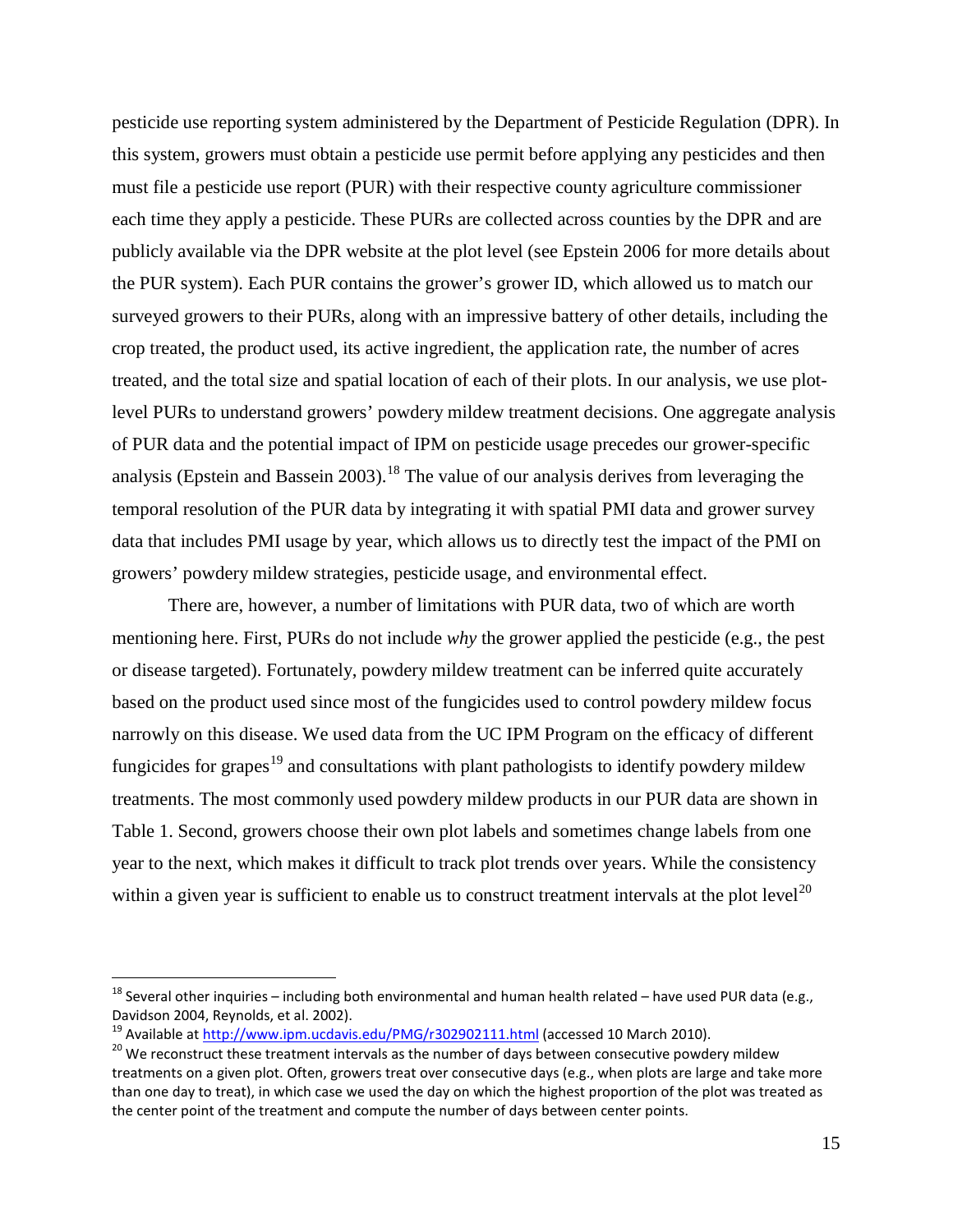pesticide use reporting system administered by the Department of Pesticide Regulation (DPR). In this system, growers must obtain a pesticide use permit before applying any pesticides and then must file a pesticide use report (PUR) with their respective county agriculture commissioner each time they apply a pesticide. These PURs are collected across counties by the DPR and are publicly available via the DPR website at the plot level (see Epstein 2006 for more details about the PUR system). Each PUR contains the grower's grower ID, which allowed us to match our surveyed growers to their PURs, along with an impressive battery of other details, including the crop treated, the product used, its active ingredient, the application rate, the number of acres treated, and the total size and spatial location of each of their plots. In our analysis, we use plot-level PURs to understand growers' powdery mildew treatment decisions. One aggregate analysis of PUR data and the potential impact of IPM on pesticide usage precedes our grower-specific analysis (Epstein and Bassein 2003).[18] The value of our analysis derives from leveraging the temporal resolution of the PUR data by integrating it with spatial PMI data and grower survey data that includes PMI usage by year, which allows us to directly test the impact of the PMI on growers' powdery mildew strategies, pesticide usage, and environmental effect.

There are, however, a number of limitations with PUR data, two of which are worth mentioning here. First, PURs do not include *why* the grower applied the pesticide (e.g., the pest or disease targeted). Fortunately, powdery mildew treatment can be inferred quite accurately based on the product used since most of the fungicides used to control powdery mildew focus narrowly on this disease. We used data from the UC IPM Program on the efficacy of different fungicides for grapes[19] and consultations with plant pathologists to identify powdery mildew treatments. The most commonly used powdery mildew products in our PUR data are shown in Table 1. Second, growers choose their own plot labels and sometimes change labels from one year to the next, which makes it difficult to track plot trends over years. While the consistency within a given year is sufficient to enable us to construct treatment intervals at the plot level[20]

---

[18] Several other inquiries – including both environmental and human health related – have used PUR data (e.g., Davidson 2004, Reynolds, et al. 2002).

[19] Available at http://www.ipm.ucdavis.edu/PMG/r302902111.html (accessed 10 March 2010).

[20] We reconstruct these treatment intervals as the number of days between consecutive powdery mildew treatments on a given plot. Often, growers treat over consecutive days (e.g., when plots are large and take more than one day to treat), in which case we used the day on which the highest proportion of the plot was treated as the center point of the treatment and compute the number of days between center points.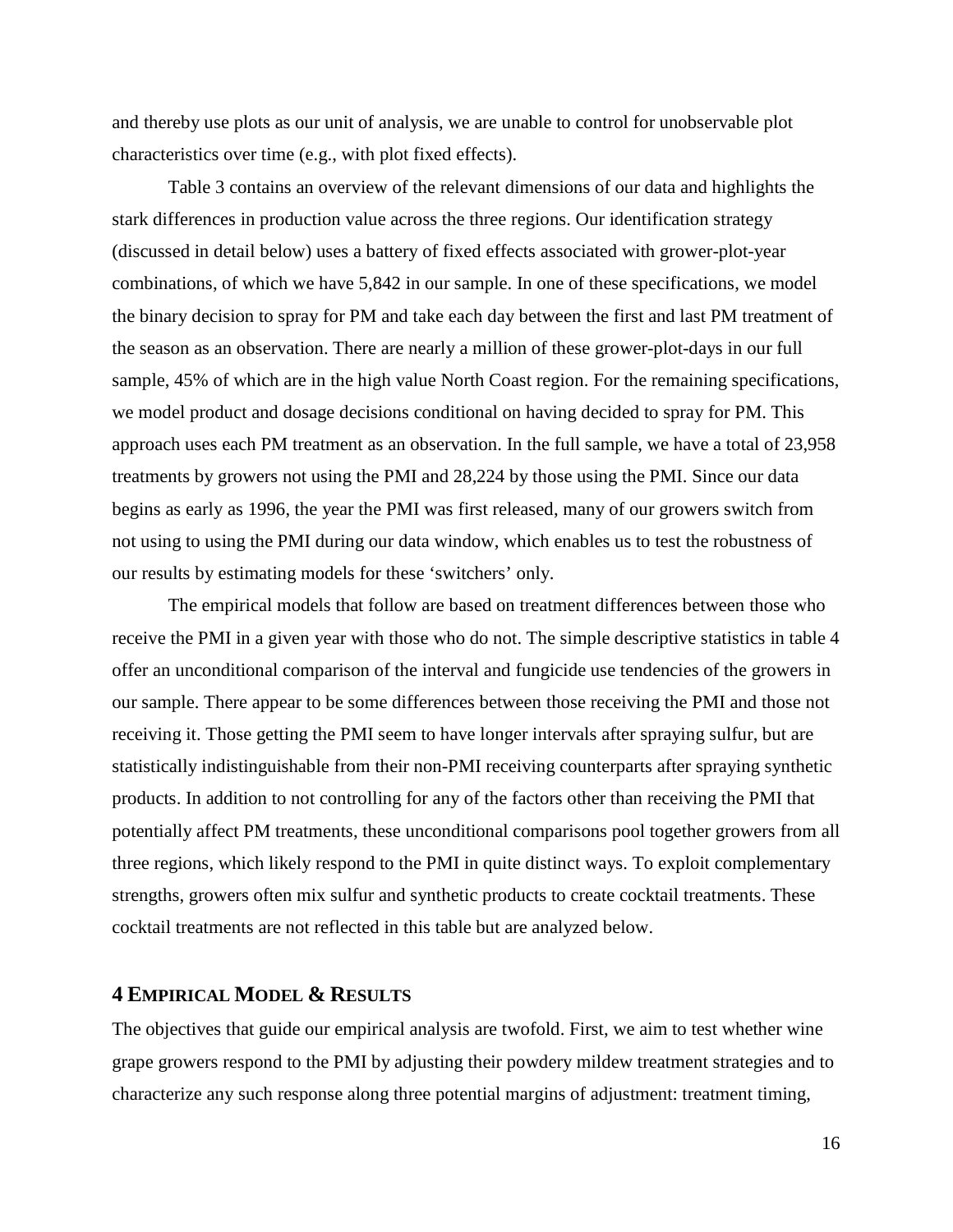and thereby use plots as our unit of analysis, we are unable to control for unobservable plot characteristics over time (e.g., with plot fixed effects).

Table 3 contains an overview of the relevant dimensions of our data and highlights the stark differences in production value across the three regions. Our identification strategy (discussed in detail below) uses a battery of fixed effects associated with grower-plot-year combinations, of which we have 5,842 in our sample. In one of these specifications, we model the binary decision to spray for PM and take each day between the first and last PM treatment of the season as an observation. There are nearly a million of these grower-plot-days in our full sample, 45% of which are in the high value North Coast region. For the remaining specifications, we model product and dosage decisions conditional on having decided to spray for PM. This approach uses each PM treatment as an observation. In the full sample, we have a total of 23,958 treatments by growers not using the PMI and 28,224 by those using the PMI. Since our data begins as early as 1996, the year the PMI was first released, many of our growers switch from not using to using the PMI during our data window, which enables us to test the robustness of our results by estimating models for these 'switchers' only.

The empirical models that follow are based on treatment differences between those who receive the PMI in a given year with those who do not. The simple descriptive statistics in table 4 offer an unconditional comparison of the interval and fungicide use tendencies of the growers in our sample. There appear to be some differences between those receiving the PMI and those not receiving it. Those getting the PMI seem to have longer intervals after spraying sulfur, but are statistically indistinguishable from their non-PMI receiving counterparts after spraying synthetic products. In addition to not controlling for any of the factors other than receiving the PMI that potentially affect PM treatments, these unconditional comparisons pool together growers from all three regions, which likely respond to the PMI in quite distinct ways. To exploit complementary strengths, growers often mix sulfur and synthetic products to create cocktail treatments. These cocktail treatments are not reflected in this table but are analyzed below.

## 4 Empirical Model & Results

The objectives that guide our empirical analysis are twofold. First, we aim to test whether wine grape growers respond to the PMI by adjusting their powdery mildew treatment strategies and to characterize any such response along three potential margins of adjustment: treatment timing,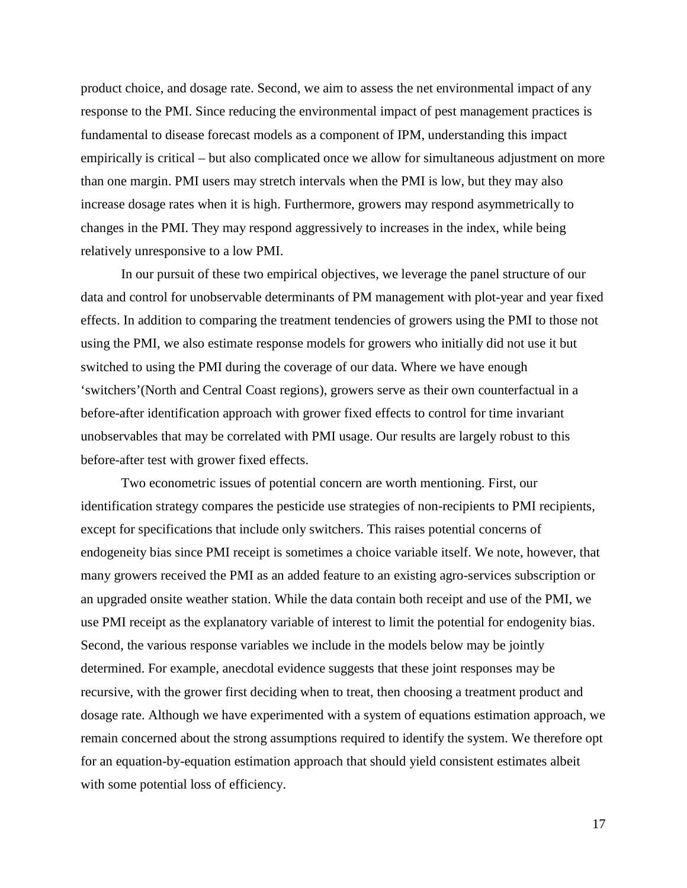product choice, and dosage rate. Second, we aim to assess the net environmental impact of any response to the PMI. Since reducing the environmental impact of pest management practices is fundamental to disease forecast models as a component of IPM, understanding this impact empirically is critical – but also complicated once we allow for simultaneous adjustment on more than one margin. PMI users may stretch intervals when the PMI is low, but they may also increase dosage rates when it is high. Furthermore, growers may respond asymmetrically to changes in the PMI. They may respond aggressively to increases in the index, while being relatively unresponsive to a low PMI.

In our pursuit of these two empirical objectives, we leverage the panel structure of our data and control for unobservable determinants of PM management with plot-year and year fixed effects. In addition to comparing the treatment tendencies of growers using the PMI to those not using the PMI, we also estimate response models for growers who initially did not use it but switched to using the PMI during the coverage of our data. Where we have enough 'switchers'(North and Central Coast regions), growers serve as their own counterfactual in a before-after identification approach with grower fixed effects to control for time invariant unobservables that may be correlated with PMI usage. Our results are largely robust to this before-after test with grower fixed effects.

Two econometric issues of potential concern are worth mentioning. First, our identification strategy compares the pesticide use strategies of non-recipients to PMI recipients, except for specifications that include only switchers. This raises potential concerns of endogeneity bias since PMI receipt is sometimes a choice variable itself. We note, however, that many growers received the PMI as an added feature to an existing agro-services subscription or an upgraded onsite weather station. While the data contain both receipt and use of the PMI, we use PMI receipt as the explanatory variable of interest to limit the potential for endogenity bias. Second, the various response variables we include in the models below may be jointly determined. For example, anecdotal evidence suggests that these joint responses may be recursive, with the grower first deciding when to treat, then choosing a treatment product and dosage rate. Although we have experimented with a system of equations estimation approach, we remain concerned about the strong assumptions required to identify the system. We therefore opt for an equation-by-equation estimation approach that should yield consistent estimates albeit with some potential loss of efficiency.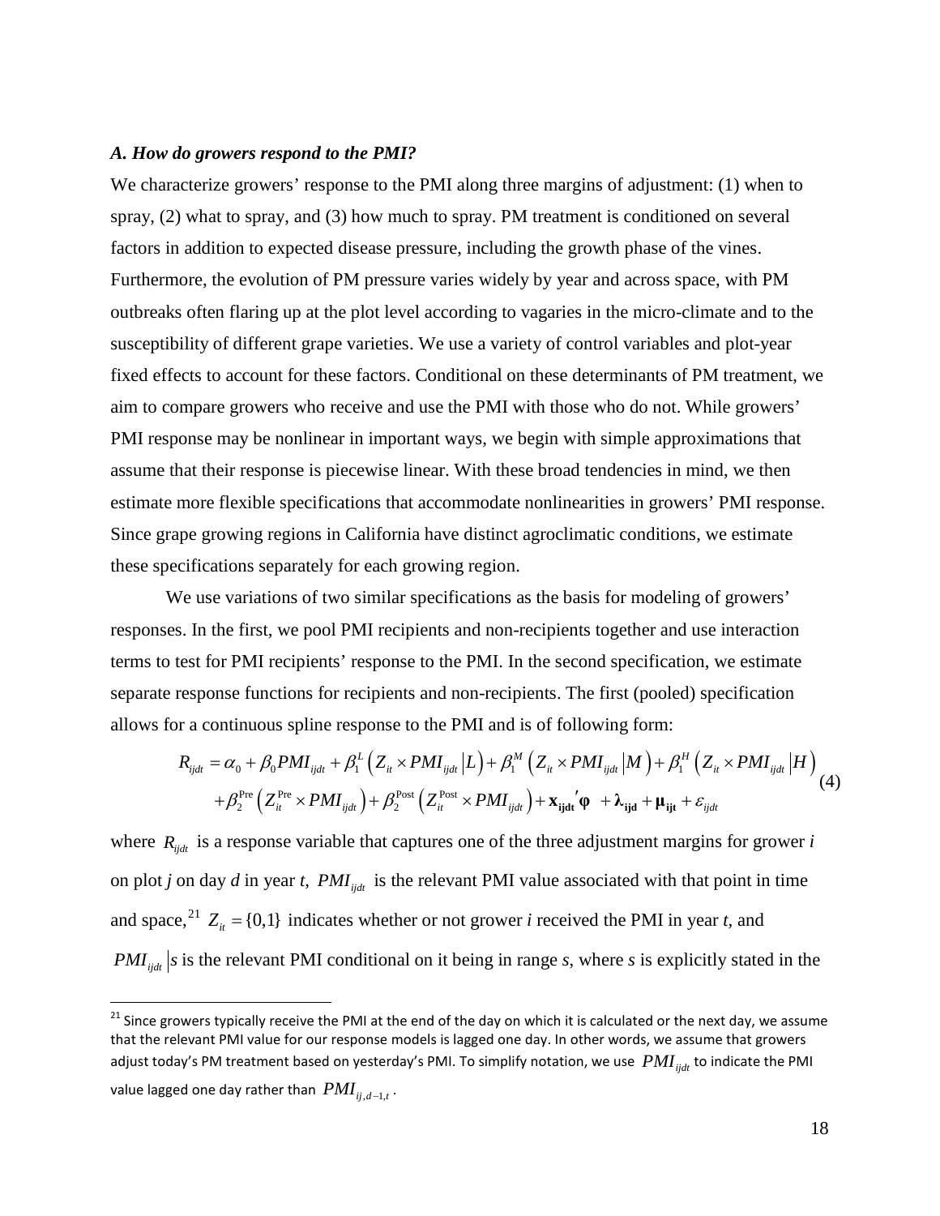### *A. How do growers respond to the PMI?*

We characterize growers' response to the PMI along three margins of adjustment: (1) when to spray, (2) what to spray, and (3) how much to spray. PM treatment is conditioned on several factors in addition to expected disease pressure, including the growth phase of the vines. Furthermore, the evolution of PM pressure varies widely by year and across space, with PM outbreaks often flaring up at the plot level according to vagaries in the micro-climate and to the susceptibility of different grape varieties. We use a variety of control variables and plot-year fixed effects to account for these factors. Conditional on these determinants of PM treatment, we aim to compare growers who receive and use the PMI with those who do not. While growers' PMI response may be nonlinear in important ways, we begin with simple approximations that assume that their response is piecewise linear. With these broad tendencies in mind, we then estimate more flexible specifications that accommodate nonlinearities in growers' PMI response. Since grape growing regions in California have distinct agroclimatic conditions, we estimate these specifications separately for each growing region.

We use variations of two similar specifications as the basis for modeling of growers' responses. In the first, we pool PMI recipients and non-recipients together and use interaction terms to test for PMI recipients' response to the PMI. In the second specification, we estimate separate response functions for recipients and non-recipients. The first (pooled) specification allows for a continuous spline response to the PMI and is of following form:

$$
\begin{aligned}
R_{ijdt} = \alpha_0 &+ \beta_0 PMI_{ijdt} + \beta_1^L \left( Z_{it} \times PMI_{ijdt} \middle| L \right) + \beta_1^M \left( Z_{it} \times PMI_{ijdt} \middle| M \right) + \beta_1^H \left( Z_{it} \times PMI_{ijdt} \middle| H \right) \\
&+ \beta_2^{\text{Pre}} \left( Z_{it}^{\text{Pre}} \times PMI_{ijdt} \right) + \beta_2^{\text{Post}} \left( Z_{it}^{\text{Post}} \times PMI_{ijdt} \right) + \mathbf{x}_{\mathbf{ijdt}}' \boldsymbol{\varphi} + \boldsymbol{\lambda}_{\mathbf{ijd}} + \boldsymbol{\mu}_{\mathbf{ijt}} + \varepsilon_{ijdt}
\end{aligned} \tag{4}
$$

where $R_{ijdt}$ is a response variable that captures one of the three adjustment margins for grower *i* on plot *j* on day *d* in year *t*, $PMI_{ijdt}$ is the relevant PMI value associated with that point in time and space,[21] $Z_{it} = \{0,1\}$ indicates whether or not grower *i* received the PMI in year *t*, and $PMI_{ijdt} \,|s$ is the relevant PMI conditional on it being in range *s*, where *s* is explicitly stated in the

---

[21] Since growers typically receive the PMI at the end of the day on which it is calculated or the next day, we assume that the relevant PMI value for our response models is lagged one day. In other words, we assume that growers adjust today's PM treatment based on yesterday's PMI. To simplify notation, we use $PMI_{ijdt}$ to indicate the PMI value lagged one day rather than $PMI_{ij,d-1,t}$.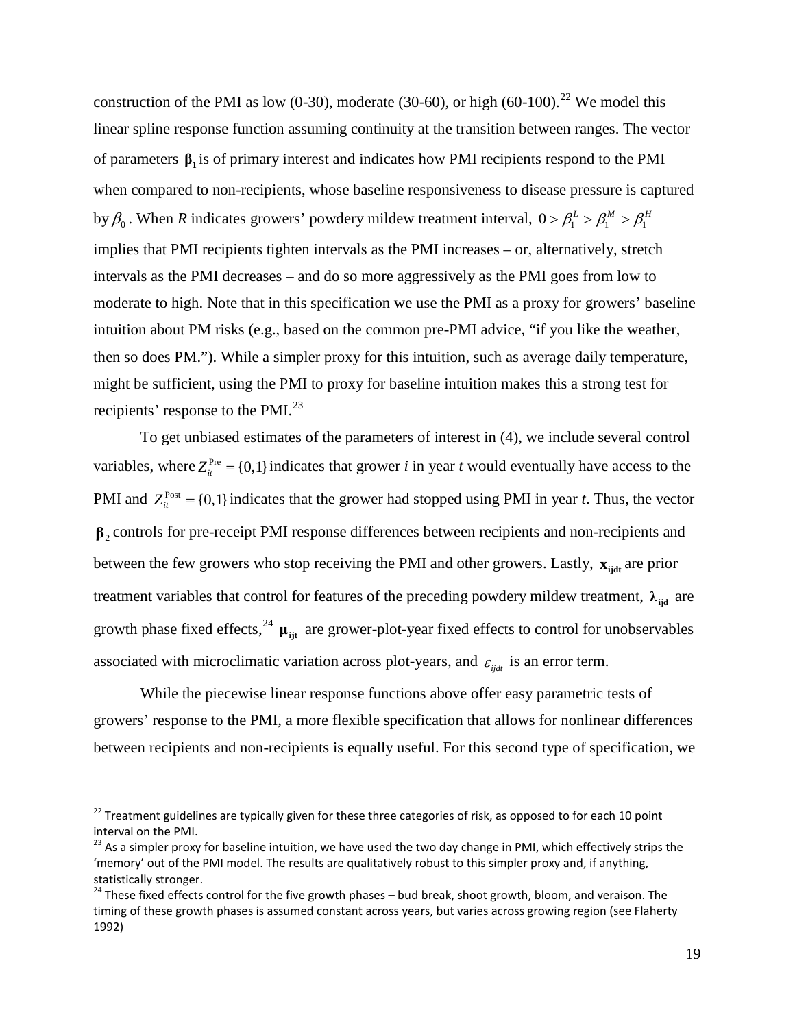construction of the PMI as low (0-30), moderate (30-60), or high (60-100).[22] We model this linear spline response function assuming continuity at the transition between ranges. The vector of parameters $\boldsymbol{\beta}_1$ is of primary interest and indicates how PMI recipients respond to the PMI when compared to non-recipients, whose baseline responsiveness to disease pressure is captured by $\beta_0$. When *R* indicates growers' powdery mildew treatment interval, $0 > \beta_1^L > \beta_1^M > \beta_1^H$ implies that PMI recipients tighten intervals as the PMI increases – or, alternatively, stretch intervals as the PMI decreases – and do so more aggressively as the PMI goes from low to moderate to high. Note that in this specification we use the PMI as a proxy for growers' baseline intuition about PM risks (e.g., based on the common pre-PMI advice, "if you like the weather, then so does PM."). While a simpler proxy for this intuition, such as average daily temperature, might be sufficient, using the PMI to proxy for baseline intuition makes this a strong test for recipients' response to the PMI.[23]

To get unbiased estimates of the parameters of interest in (4), we include several control variables, where $Z_{it}^{\text{Pre}} = \{0,1\}$ indicates that grower *i* in year *t* would eventually have access to the PMI and $Z_{it}^{\text{Post}} = \{0,1\}$ indicates that the grower had stopped using PMI in year *t*. Thus, the vector $\boldsymbol{\beta}_2$ controls for pre-receipt PMI response differences between recipients and non-recipients and between the few growers who stop receiving the PMI and other growers. Lastly, $\mathbf{x}_{\mathbf{ijdt}}$ are prior treatment variables that control for features of the preceding powdery mildew treatment, $\boldsymbol{\lambda}_{\mathbf{ijd}}$ are growth phase fixed effects,[24] $\boldsymbol{\mu}_{\mathbf{ijt}}$ are grower-plot-year fixed effects to control for unobservables associated with microclimatic variation across plot-years, and $\varepsilon_{ijdt}$ is an error term.

While the piecewise linear response functions above offer easy parametric tests of growers' response to the PMI, a more flexible specification that allows for nonlinear differences between recipients and non-recipients is equally useful. For this second type of specification, we

---

[22] Treatment guidelines are typically given for these three categories of risk, as opposed to for each 10 point interval on the PMI.

[23] As a simpler proxy for baseline intuition, we have used the two day change in PMI, which effectively strips the 'memory' out of the PMI model. The results are qualitatively robust to this simpler proxy and, if anything, statistically stronger.

[24] These fixed effects control for the five growth phases – bud break, shoot growth, bloom, and veraison. The timing of these growth phases is assumed constant across years, but varies across growing region (see Flaherty 1992)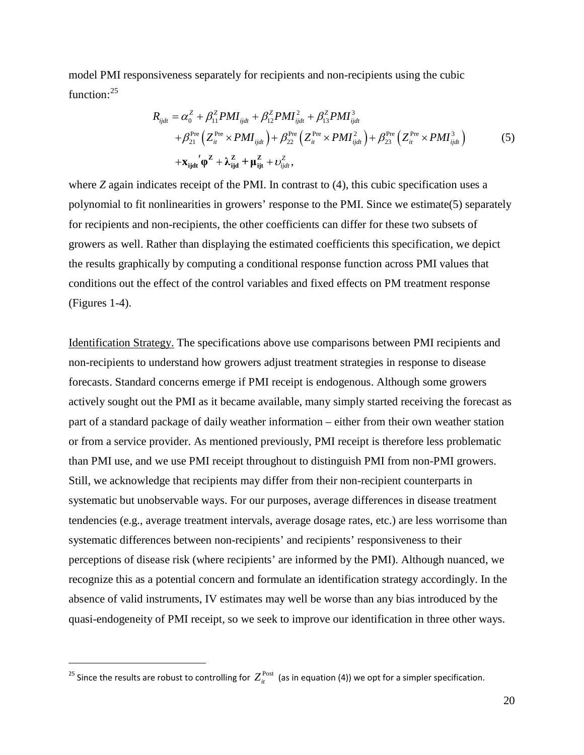model PMI responsiveness separately for recipients and non-recipients using the cubic function:[25]

$$
\begin{aligned}
R_{ijdt} = {} & \alpha_0^Z + \beta_{11}^Z PMI_{ijdt} + \beta_{12}^Z PMI_{ijdt}^2 + \beta_{13}^Z PMI_{ijdt}^3 \\
& + \beta_{21}^{\text{Pre}} \left( Z_{it}^{\text{Pre}} \times PMI_{ijdt} \right) + \beta_{22}^{\text{Pre}} \left( Z_{it}^{\text{Pre}} \times PMI_{ijdt}^2 \right) + \beta_{23}^{\text{Pre}} \left( Z_{it}^{\text{Pre}} \times PMI_{ijdt}^3 \right) \\
& + \mathbf{x_{ijdt}}' \boldsymbol{\varphi}^{\mathbf{Z}} + \boldsymbol{\lambda}_{\mathbf{ijd}}^{\mathbf{Z}} + \boldsymbol{\mu}_{\mathbf{ijt}}^{\mathbf{Z}} + \upsilon_{ijdt}^Z,
\end{aligned}
\tag{5}
$$

where $Z$ again indicates receipt of the PMI. In contrast to (4), this cubic specification uses a polynomial to fit nonlinearities in growers' response to the PMI. Since we estimate(5) separately for recipients and non-recipients, the other coefficients can differ for these two subsets of growers as well. Rather than displaying the estimated coefficients this specification, we depict the results graphically by computing a conditional response function across PMI values that conditions out the effect of the control variables and fixed effects on PM treatment response (Figures 1-4).

<u>Identification Strategy.</u> The specifications above use comparisons between PMI recipients and non-recipients to understand how growers adjust treatment strategies in response to disease forecasts. Standard concerns emerge if PMI receipt is endogenous. Although some growers actively sought out the PMI as it became available, many simply started receiving the forecast as part of a standard package of daily weather information – either from their own weather station or from a service provider. As mentioned previously, PMI receipt is therefore less problematic than PMI use, and we use PMI receipt throughout to distinguish PMI from non-PMI growers. Still, we acknowledge that recipients may differ from their non-recipient counterparts in systematic but unobservable ways. For our purposes, average differences in disease treatment tendencies (e.g., average treatment intervals, average dosage rates, etc.) are less worrisome than systematic differences between non-recipients' and recipients' responsiveness to their perceptions of disease risk (where recipients' are informed by the PMI). Although nuanced, we recognize this as a potential concern and formulate an identification strategy accordingly. In the absence of valid instruments, IV estimates may well be worse than any bias introduced by the quasi-endogeneity of PMI receipt, so we seek to improve our identification in three other ways.

[25] Since the results are robust to controlling for $Z_{it}^{\text{Post}}$ (as in equation (4)) we opt for a simpler specification.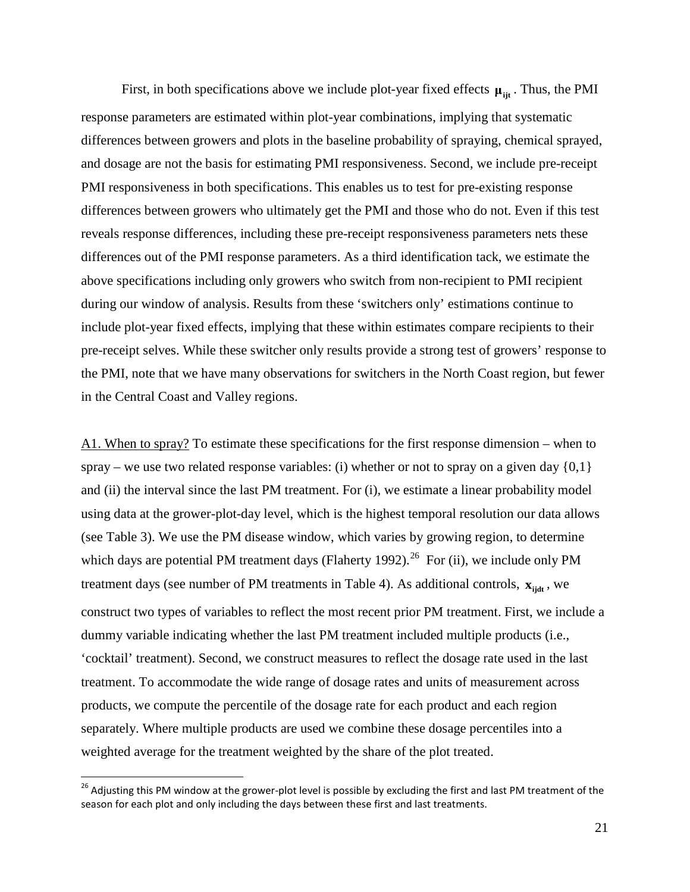First, in both specifications above we include plot-year fixed effects $\mathbf{\mu}_{\mathbf{ijt}}$. Thus, the PMI response parameters are estimated within plot-year combinations, implying that systematic differences between growers and plots in the baseline probability of spraying, chemical sprayed, and dosage are not the basis for estimating PMI responsiveness. Second, we include pre-receipt PMI responsiveness in both specifications. This enables us to test for pre-existing response differences between growers who ultimately get the PMI and those who do not. Even if this test reveals response differences, including these pre-receipt responsiveness parameters nets these differences out of the PMI response parameters. As a third identification tack, we estimate the above specifications including only growers who switch from non-recipient to PMI recipient during our window of analysis. Results from these 'switchers only' estimations continue to include plot-year fixed effects, implying that these within estimates compare recipients to their pre-receipt selves. While these switcher only results provide a strong test of growers' response to the PMI, note that we have many observations for switchers in the North Coast region, but fewer in the Central Coast and Valley regions.

<u>A1. When to spray?</u> To estimate these specifications for the first response dimension – when to spray – we use two related response variables: (i) whether or not to spray on a given day {0,1} and (ii) the interval since the last PM treatment. For (i), we estimate a linear probability model using data at the grower-plot-day level, which is the highest temporal resolution our data allows (see Table 3). We use the PM disease window, which varies by growing region, to determine which days are potential PM treatment days (Flaherty 1992).[26] For (ii), we include only PM treatment days (see number of PM treatments in Table 4). As additional controls, $\mathbf{x}_{\mathbf{ijdt}}$, we construct two types of variables to reflect the most recent prior PM treatment. First, we include a dummy variable indicating whether the last PM treatment included multiple products (i.e., 'cocktail' treatment). Second, we construct measures to reflect the dosage rate used in the last treatment. To accommodate the wide range of dosage rates and units of measurement across products, we compute the percentile of the dosage rate for each product and each region separately. Where multiple products are used we combine these dosage percentiles into a weighted average for the treatment weighted by the share of the plot treated.

[26] Adjusting this PM window at the grower-plot level is possible by excluding the first and last PM treatment of the season for each plot and only including the days between these first and last treatments.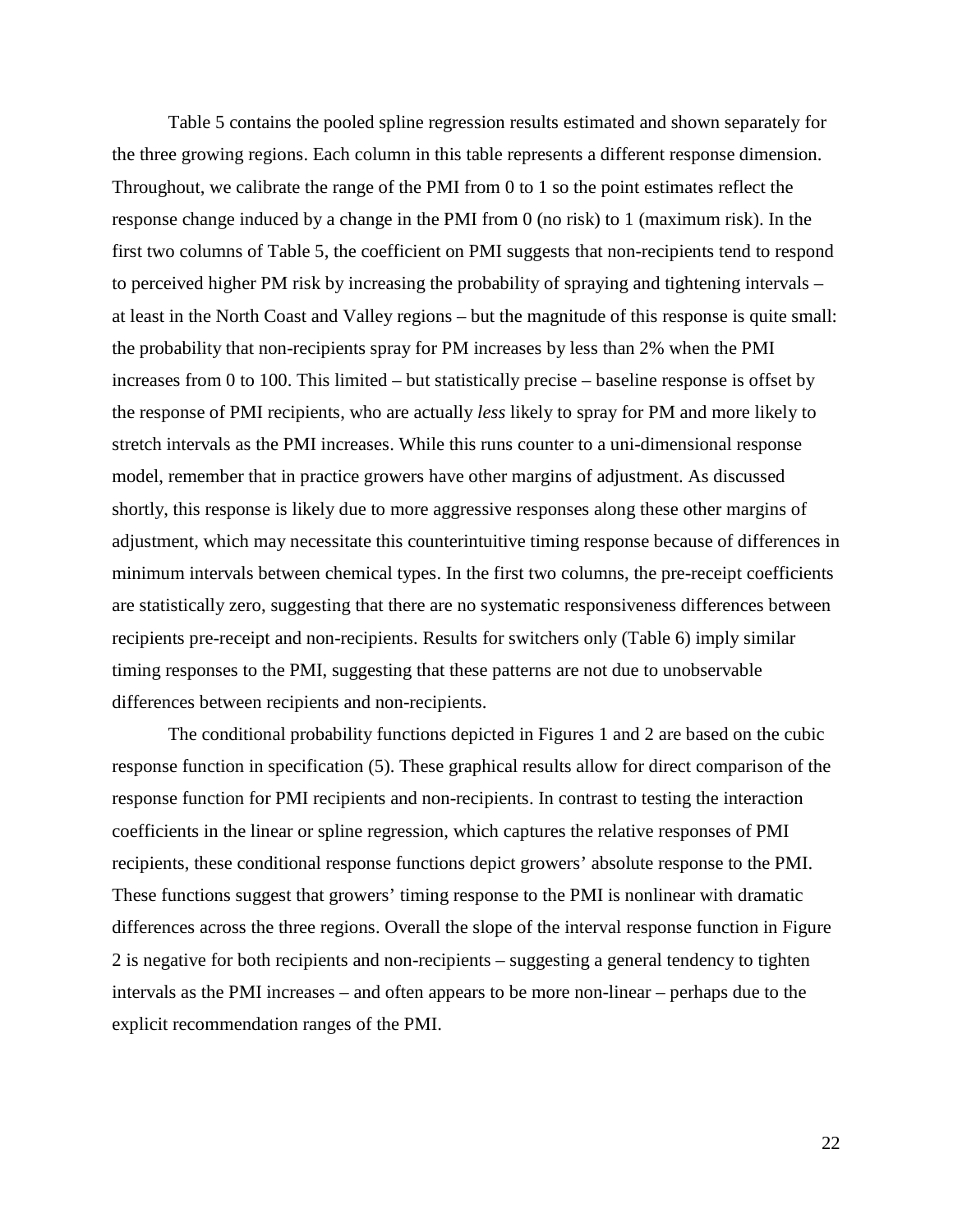Table 5 contains the pooled spline regression results estimated and shown separately for the three growing regions. Each column in this table represents a different response dimension. Throughout, we calibrate the range of the PMI from 0 to 1 so the point estimates reflect the response change induced by a change in the PMI from 0 (no risk) to 1 (maximum risk). In the first two columns of Table 5, the coefficient on PMI suggests that non-recipients tend to respond to perceived higher PM risk by increasing the probability of spraying and tightening intervals – at least in the North Coast and Valley regions – but the magnitude of this response is quite small: the probability that non-recipients spray for PM increases by less than 2% when the PMI increases from 0 to 100. This limited – but statistically precise – baseline response is offset by the response of PMI recipients, who are actually *less* likely to spray for PM and more likely to stretch intervals as the PMI increases. While this runs counter to a uni-dimensional response model, remember that in practice growers have other margins of adjustment. As discussed shortly, this response is likely due to more aggressive responses along these other margins of adjustment, which may necessitate this counterintuitive timing response because of differences in minimum intervals between chemical types. In the first two columns, the pre-receipt coefficients are statistically zero, suggesting that there are no systematic responsiveness differences between recipients pre-receipt and non-recipients. Results for switchers only (Table 6) imply similar timing responses to the PMI, suggesting that these patterns are not due to unobservable differences between recipients and non-recipients.

The conditional probability functions depicted in Figures 1 and 2 are based on the cubic response function in specification (5). These graphical results allow for direct comparison of the response function for PMI recipients and non-recipients. In contrast to testing the interaction coefficients in the linear or spline regression, which captures the relative responses of PMI recipients, these conditional response functions depict growers' absolute response to the PMI. These functions suggest that growers' timing response to the PMI is nonlinear with dramatic differences across the three regions. Overall the slope of the interval response function in Figure 2 is negative for both recipients and non-recipients – suggesting a general tendency to tighten intervals as the PMI increases – and often appears to be more non-linear – perhaps due to the explicit recommendation ranges of the PMI.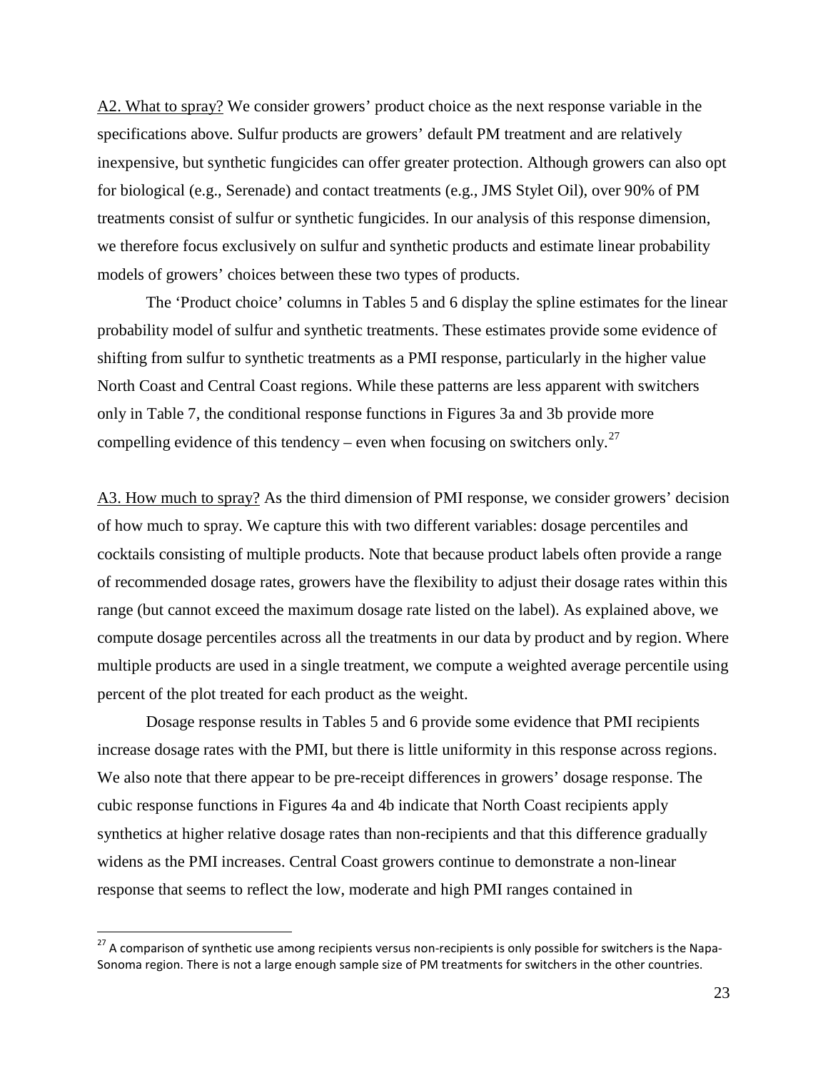A2. What to spray? We consider growers' product choice as the next response variable in the specifications above. Sulfur products are growers' default PM treatment and are relatively inexpensive, but synthetic fungicides can offer greater protection. Although growers can also opt for biological (e.g., Serenade) and contact treatments (e.g., JMS Stylet Oil), over 90% of PM treatments consist of sulfur or synthetic fungicides. In our analysis of this response dimension, we therefore focus exclusively on sulfur and synthetic products and estimate linear probability models of growers' choices between these two types of products.

The 'Product choice' columns in Tables 5 and 6 display the spline estimates for the linear probability model of sulfur and synthetic treatments. These estimates provide some evidence of shifting from sulfur to synthetic treatments as a PMI response, particularly in the higher value North Coast and Central Coast regions. While these patterns are less apparent with switchers only in Table 7, the conditional response functions in Figures 3a and 3b provide more compelling evidence of this tendency – even when focusing on switchers only.[27]

A3. How much to spray? As the third dimension of PMI response, we consider growers' decision of how much to spray. We capture this with two different variables: dosage percentiles and cocktails consisting of multiple products. Note that because product labels often provide a range of recommended dosage rates, growers have the flexibility to adjust their dosage rates within this range (but cannot exceed the maximum dosage rate listed on the label). As explained above, we compute dosage percentiles across all the treatments in our data by product and by region. Where multiple products are used in a single treatment, we compute a weighted average percentile using percent of the plot treated for each product as the weight.

Dosage response results in Tables 5 and 6 provide some evidence that PMI recipients increase dosage rates with the PMI, but there is little uniformity in this response across regions. We also note that there appear to be pre-receipt differences in growers' dosage response. The cubic response functions in Figures 4a and 4b indicate that North Coast recipients apply synthetics at higher relative dosage rates than non-recipients and that this difference gradually widens as the PMI increases. Central Coast growers continue to demonstrate a non-linear response that seems to reflect the low, moderate and high PMI ranges contained in

---

[27] A comparison of synthetic use among recipients versus non-recipients is only possible for switchers is the Napa-Sonoma region. There is not a large enough sample size of PM treatments for switchers in the other countries.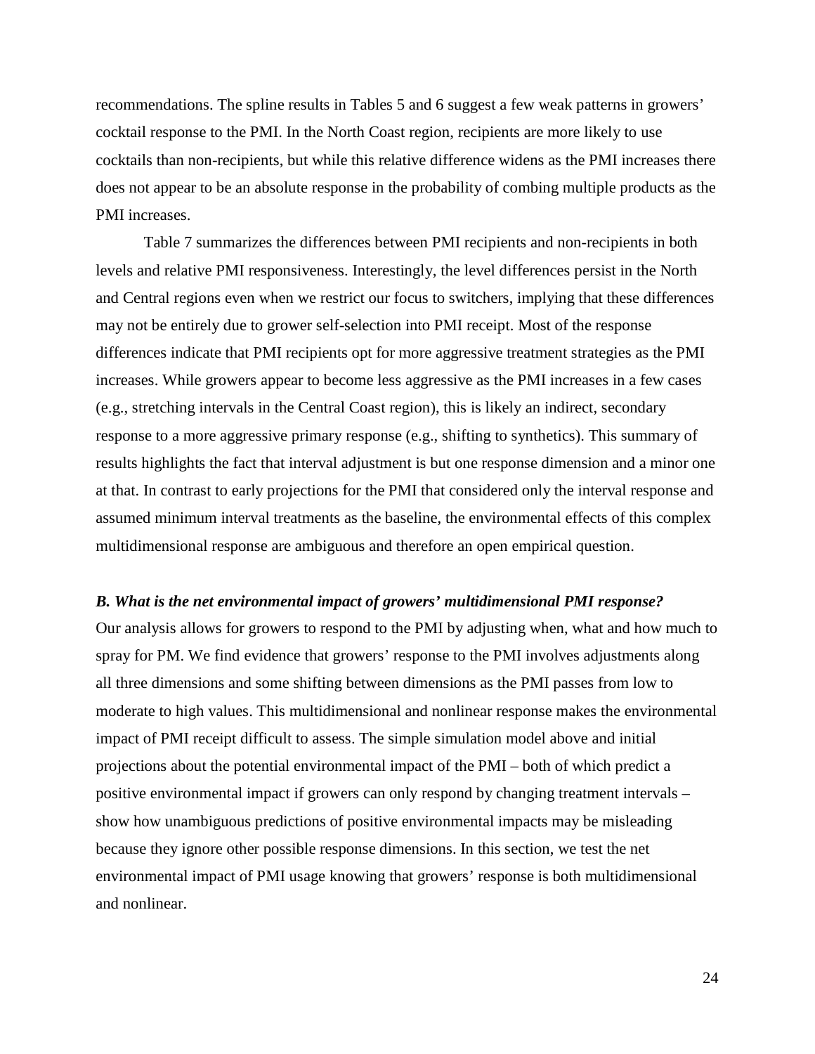recommendations. The spline results in Tables 5 and 6 suggest a few weak patterns in growers' cocktail response to the PMI. In the North Coast region, recipients are more likely to use cocktails than non-recipients, but while this relative difference widens as the PMI increases there does not appear to be an absolute response in the probability of combing multiple products as the PMI increases.

Table 7 summarizes the differences between PMI recipients and non-recipients in both levels and relative PMI responsiveness. Interestingly, the level differences persist in the North and Central regions even when we restrict our focus to switchers, implying that these differences may not be entirely due to grower self-selection into PMI receipt. Most of the response differences indicate that PMI recipients opt for more aggressive treatment strategies as the PMI increases. While growers appear to become less aggressive as the PMI increases in a few cases (e.g., stretching intervals in the Central Coast region), this is likely an indirect, secondary response to a more aggressive primary response (e.g., shifting to synthetics). This summary of results highlights the fact that interval adjustment is but one response dimension and a minor one at that. In contrast to early projections for the PMI that considered only the interval response and assumed minimum interval treatments as the baseline, the environmental effects of this complex multidimensional response are ambiguous and therefore an open empirical question.

### *B. What is the net environmental impact of growers' multidimensional PMI response?*

Our analysis allows for growers to respond to the PMI by adjusting when, what and how much to spray for PM. We find evidence that growers' response to the PMI involves adjustments along all three dimensions and some shifting between dimensions as the PMI passes from low to moderate to high values. This multidimensional and nonlinear response makes the environmental impact of PMI receipt difficult to assess. The simple simulation model above and initial projections about the potential environmental impact of the PMI – both of which predict a positive environmental impact if growers can only respond by changing treatment intervals – show how unambiguous predictions of positive environmental impacts may be misleading because they ignore other possible response dimensions. In this section, we test the net environmental impact of PMI usage knowing that growers' response is both multidimensional and nonlinear.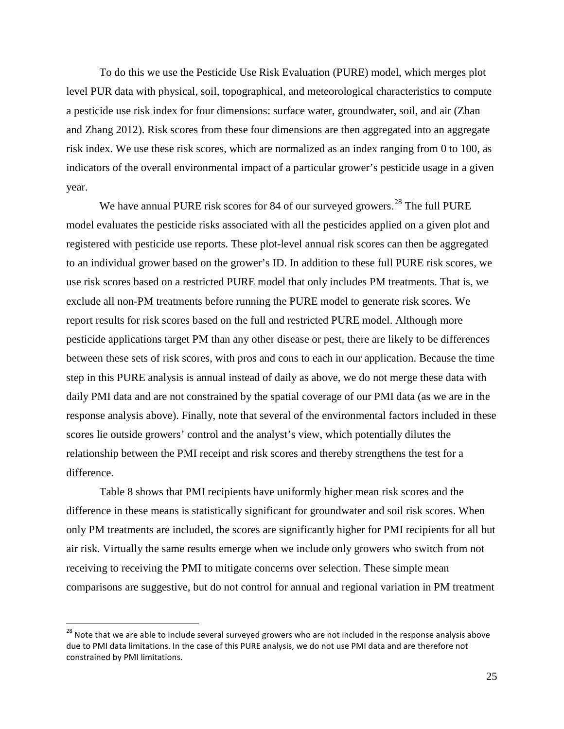To do this we use the Pesticide Use Risk Evaluation (PURE) model, which merges plot level PUR data with physical, soil, topographical, and meteorological characteristics to compute a pesticide use risk index for four dimensions: surface water, groundwater, soil, and air (Zhan and Zhang 2012). Risk scores from these four dimensions are then aggregated into an aggregate risk index. We use these risk scores, which are normalized as an index ranging from 0 to 100, as indicators of the overall environmental impact of a particular grower's pesticide usage in a given year.

We have annual PURE risk scores for 84 of our surveyed growers.[28] The full PURE model evaluates the pesticide risks associated with all the pesticides applied on a given plot and registered with pesticide use reports. These plot-level annual risk scores can then be aggregated to an individual grower based on the grower's ID. In addition to these full PURE risk scores, we use risk scores based on a restricted PURE model that only includes PM treatments. That is, we exclude all non-PM treatments before running the PURE model to generate risk scores. We report results for risk scores based on the full and restricted PURE model. Although more pesticide applications target PM than any other disease or pest, there are likely to be differences between these sets of risk scores, with pros and cons to each in our application. Because the time step in this PURE analysis is annual instead of daily as above, we do not merge these data with daily PMI data and are not constrained by the spatial coverage of our PMI data (as we are in the response analysis above). Finally, note that several of the environmental factors included in these scores lie outside growers' control and the analyst's view, which potentially dilutes the relationship between the PMI receipt and risk scores and thereby strengthens the test for a difference.

Table 8 shows that PMI recipients have uniformly higher mean risk scores and the difference in these means is statistically significant for groundwater and soil risk scores. When only PM treatments are included, the scores are significantly higher for PMI recipients for all but air risk. Virtually the same results emerge when we include only growers who switch from not receiving to receiving the PMI to mitigate concerns over selection. These simple mean comparisons are suggestive, but do not control for annual and regional variation in PM treatment

[28] Note that we are able to include several surveyed growers who are not included in the response analysis above due to PMI data limitations. In the case of this PURE analysis, we do not use PMI data and are therefore not constrained by PMI limitations.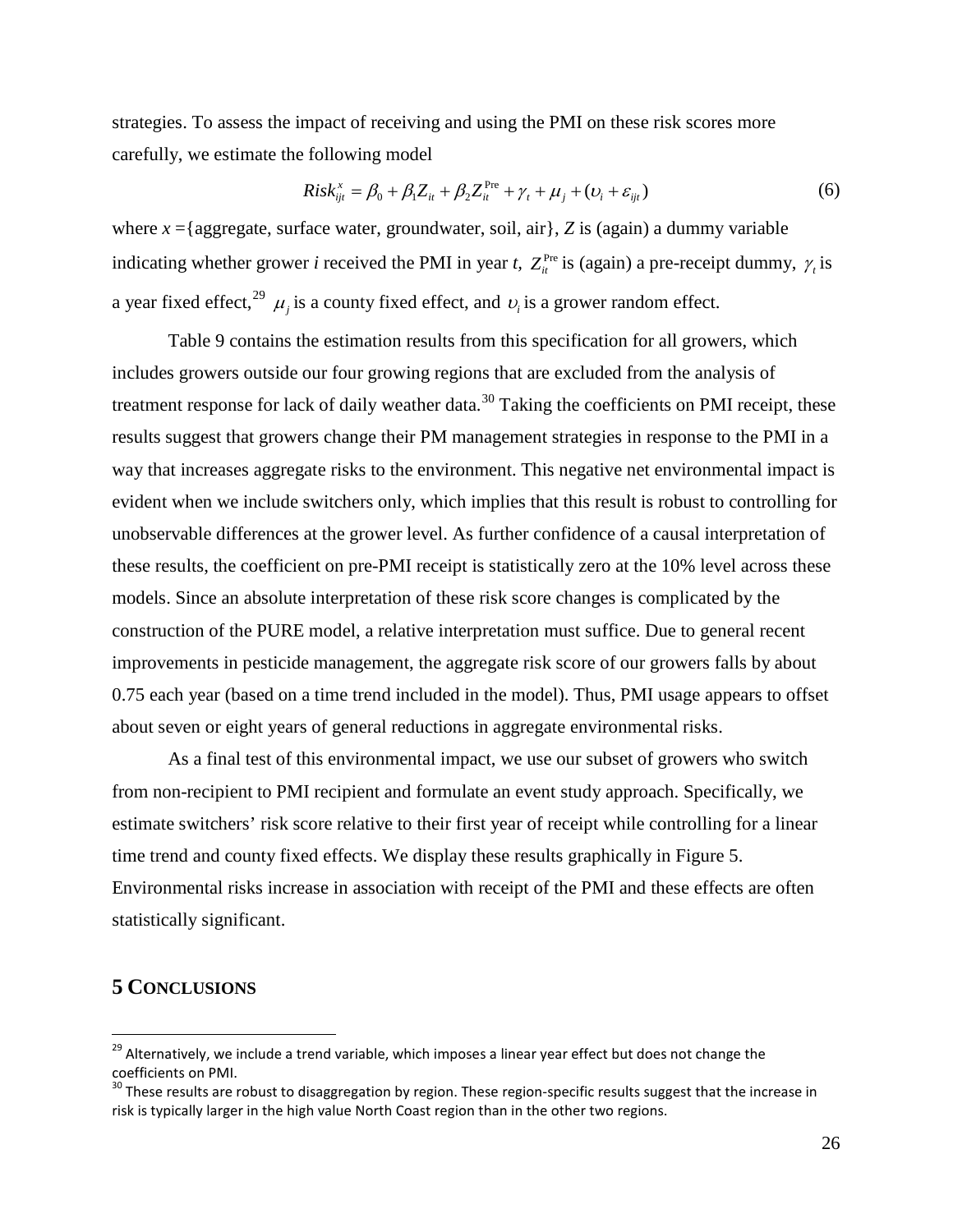strategies. To assess the impact of receiving and using the PMI on these risk scores more carefully, we estimate the following model

$$Risk_{ijt}^{x} = \beta_0 + \beta_1 Z_{it} + \beta_2 Z_{it}^{\text{Pre}} + \gamma_t + \mu_j + (\upsilon_i + \varepsilon_{ijt}) \tag{6}$$

where $x$ ={aggregate, surface water, groundwater, soil, air}, $Z$ is (again) a dummy variable indicating whether grower $i$ received the PMI in year $t$, $Z_{it}^{\text{Pre}}$ is (again) a pre-receipt dummy, $\gamma_t$ is a year fixed effect,[29] $\mu_j$ is a county fixed effect, and $\upsilon_i$ is a grower random effect.

Table 9 contains the estimation results from this specification for all growers, which includes growers outside our four growing regions that are excluded from the analysis of treatment response for lack of daily weather data.[30] Taking the coefficients on PMI receipt, these results suggest that growers change their PM management strategies in response to the PMI in a way that increases aggregate risks to the environment. This negative net environmental impact is evident when we include switchers only, which implies that this result is robust to controlling for unobservable differences at the grower level. As further confidence of a causal interpretation of these results, the coefficient on pre-PMI receipt is statistically zero at the 10% level across these models. Since an absolute interpretation of these risk score changes is complicated by the construction of the PURE model, a relative interpretation must suffice. Due to general recent improvements in pesticide management, the aggregate risk score of our growers falls by about 0.75 each year (based on a time trend included in the model). Thus, PMI usage appears to offset about seven or eight years of general reductions in aggregate environmental risks.

As a final test of this environmental impact, we use our subset of growers who switch from non-recipient to PMI recipient and formulate an event study approach. Specifically, we estimate switchers' risk score relative to their first year of receipt while controlling for a linear time trend and county fixed effects. We display these results graphically in Figure 5. Environmental risks increase in association with receipt of the PMI and these effects are often statistically significant.

## 5 CONCLUSIONS

[29] Alternatively, we include a trend variable, which imposes a linear year effect but does not change the coefficients on PMI.

[30] These results are robust to disaggregation by region. These region-specific results suggest that the increase in risk is typically larger in the high value North Coast region than in the other two regions.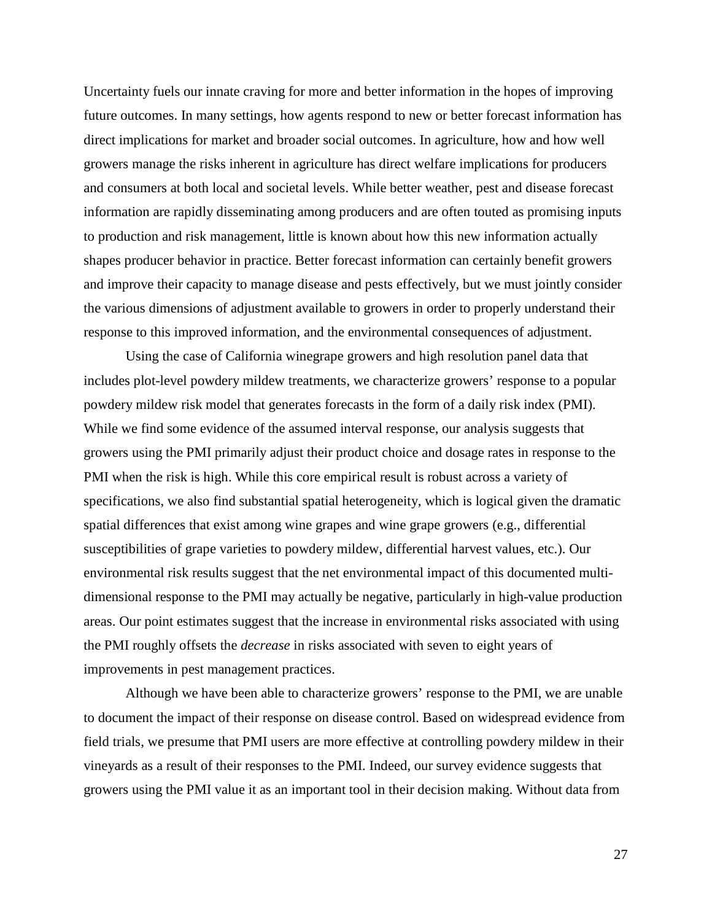Uncertainty fuels our innate craving for more and better information in the hopes of improving future outcomes. In many settings, how agents respond to new or better forecast information has direct implications for market and broader social outcomes. In agriculture, how and how well growers manage the risks inherent in agriculture has direct welfare implications for producers and consumers at both local and societal levels. While better weather, pest and disease forecast information are rapidly disseminating among producers and are often touted as promising inputs to production and risk management, little is known about how this new information actually shapes producer behavior in practice. Better forecast information can certainly benefit growers and improve their capacity to manage disease and pests effectively, but we must jointly consider the various dimensions of adjustment available to growers in order to properly understand their response to this improved information, and the environmental consequences of adjustment.

Using the case of California winegrape growers and high resolution panel data that includes plot-level powdery mildew treatments, we characterize growers' response to a popular powdery mildew risk model that generates forecasts in the form of a daily risk index (PMI). While we find some evidence of the assumed interval response, our analysis suggests that growers using the PMI primarily adjust their product choice and dosage rates in response to the PMI when the risk is high. While this core empirical result is robust across a variety of specifications, we also find substantial spatial heterogeneity, which is logical given the dramatic spatial differences that exist among wine grapes and wine grape growers (e.g., differential susceptibilities of grape varieties to powdery mildew, differential harvest values, etc.). Our environmental risk results suggest that the net environmental impact of this documented multi-dimensional response to the PMI may actually be negative, particularly in high-value production areas. Our point estimates suggest that the increase in environmental risks associated with using the PMI roughly offsets the *decrease* in risks associated with seven to eight years of improvements in pest management practices.

Although we have been able to characterize growers' response to the PMI, we are unable to document the impact of their response on disease control. Based on widespread evidence from field trials, we presume that PMI users are more effective at controlling powdery mildew in their vineyards as a result of their responses to the PMI. Indeed, our survey evidence suggests that growers using the PMI value it as an important tool in their decision making. Without data from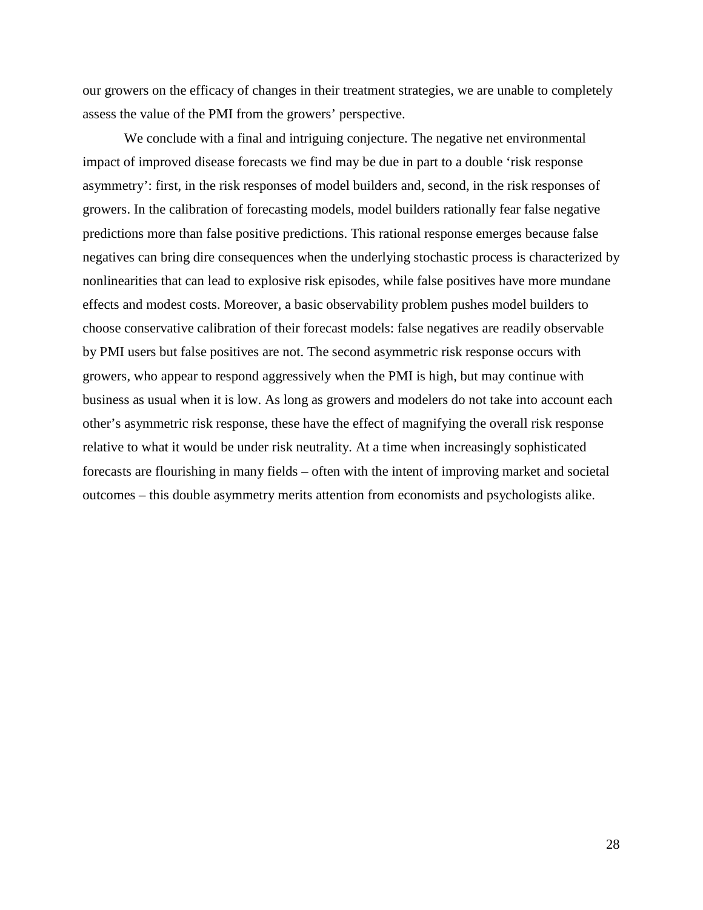our growers on the efficacy of changes in their treatment strategies, we are unable to completely assess the value of the PMI from the growers' perspective.

We conclude with a final and intriguing conjecture. The negative net environmental impact of improved disease forecasts we find may be due in part to a double 'risk response asymmetry': first, in the risk responses of model builders and, second, in the risk responses of growers. In the calibration of forecasting models, model builders rationally fear false negative predictions more than false positive predictions. This rational response emerges because false negatives can bring dire consequences when the underlying stochastic process is characterized by nonlinearities that can lead to explosive risk episodes, while false positives have more mundane effects and modest costs. Moreover, a basic observability problem pushes model builders to choose conservative calibration of their forecast models: false negatives are readily observable by PMI users but false positives are not. The second asymmetric risk response occurs with growers, who appear to respond aggressively when the PMI is high, but may continue with business as usual when it is low. As long as growers and modelers do not take into account each other's asymmetric risk response, these have the effect of magnifying the overall risk response relative to what it would be under risk neutrality. At a time when increasingly sophisticated forecasts are flourishing in many fields – often with the intent of improving market and societal outcomes – this double asymmetry merits attention from economists and psychologists alike.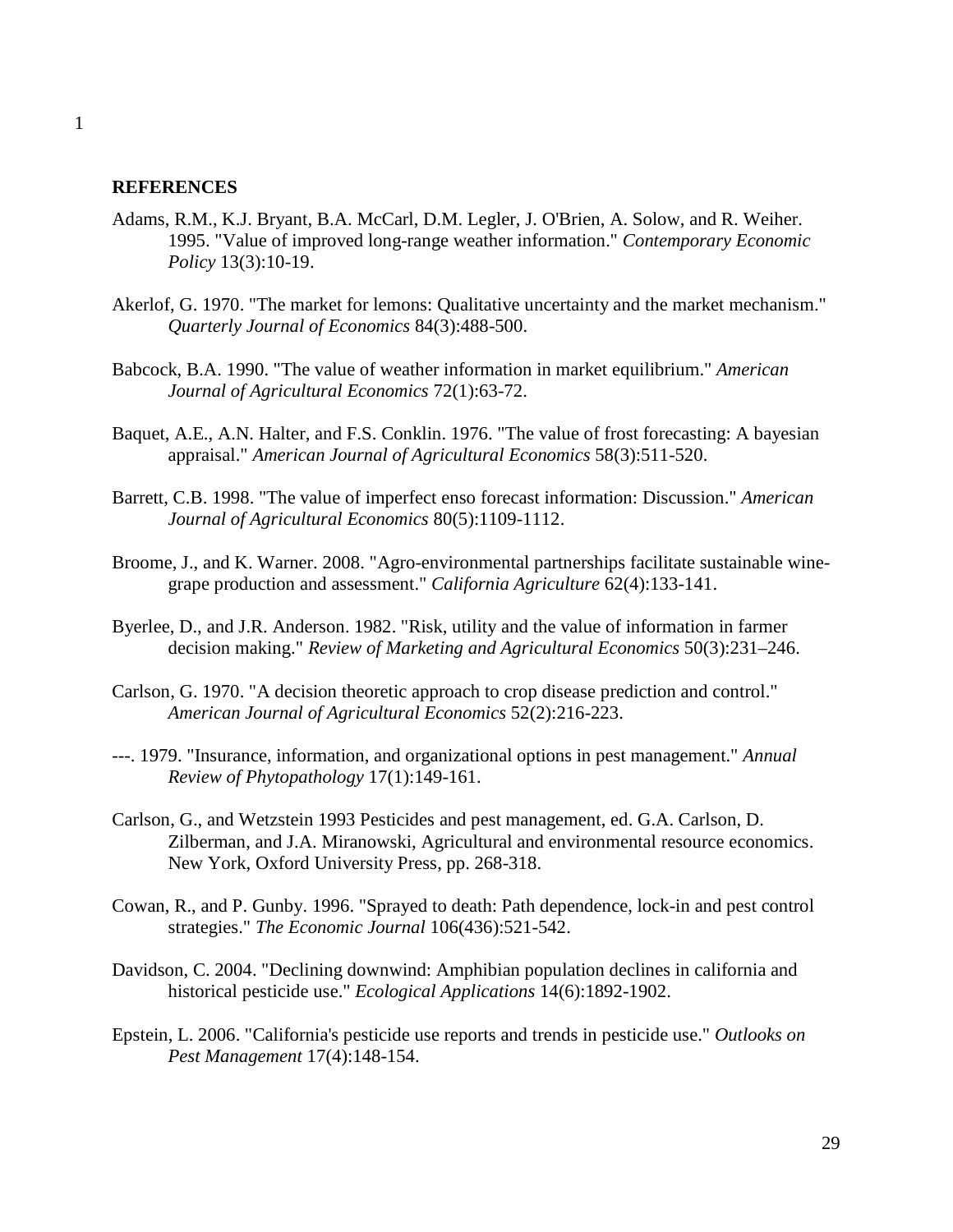## REFERENCES

Adams, R.M., K.J. Bryant, B.A. McCarl, D.M. Legler, J. O'Brien, A. Solow, and R. Weiher. 1995. "Value of improved long-range weather information." *Contemporary Economic Policy* 13(3):10-19.

Akerlof, G. 1970. "The market for lemons: Qualitative uncertainty and the market mechanism." *Quarterly Journal of Economics* 84(3):488-500.

Babcock, B.A. 1990. "The value of weather information in market equilibrium." *American Journal of Agricultural Economics* 72(1):63-72.

Baquet, A.E., A.N. Halter, and F.S. Conklin. 1976. "The value of frost forecasting: A bayesian appraisal." *American Journal of Agricultural Economics* 58(3):511-520.

Barrett, C.B. 1998. "The value of imperfect enso forecast information: Discussion." *American Journal of Agricultural Economics* 80(5):1109-1112.

Broome, J., and K. Warner. 2008. "Agro-environmental partnerships facilitate sustainable wine-grape production and assessment." *California Agriculture* 62(4):133-141.

Byerlee, D., and J.R. Anderson. 1982. "Risk, utility and the value of information in farmer decision making." *Review of Marketing and Agricultural Economics* 50(3):231–246.

Carlson, G. 1970. "A decision theoretic approach to crop disease prediction and control." *American Journal of Agricultural Economics* 52(2):216-223.

---. 1979. "Insurance, information, and organizational options in pest management." *Annual Review of Phytopathology* 17(1):149-161.

Carlson, G., and Wetzstein 1993 Pesticides and pest management, ed. G.A. Carlson, D. Zilberman, and J.A. Miranowski, Agricultural and environmental resource economics. New York, Oxford University Press, pp. 268-318.

Cowan, R., and P. Gunby. 1996. "Sprayed to death: Path dependence, lock-in and pest control strategies." *The Economic Journal* 106(436):521-542.

Davidson, C. 2004. "Declining downwind: Amphibian population declines in california and historical pesticide use." *Ecological Applications* 14(6):1892-1902.

Epstein, L. 2006. "California's pesticide use reports and trends in pesticide use." *Outlooks on Pest Management* 17(4):148-154.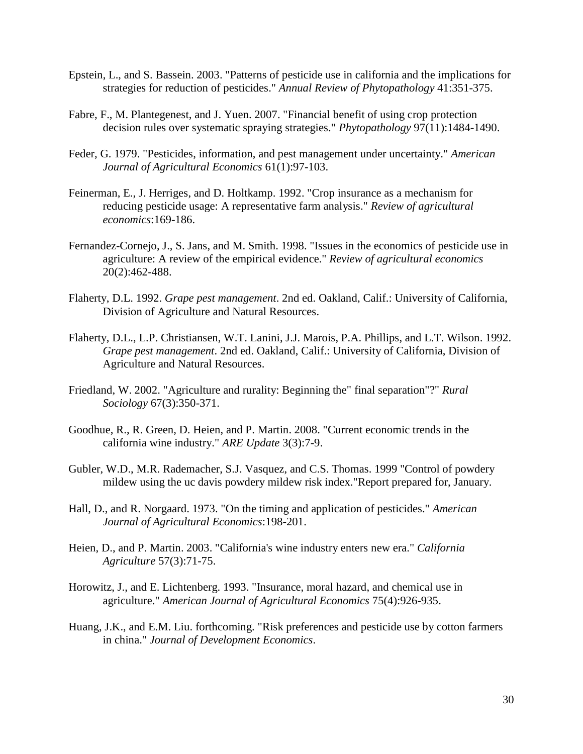Epstein, L., and S. Bassein. 2003. "Patterns of pesticide use in california and the implications for strategies for reduction of pesticides." *Annual Review of Phytopathology* 41:351-375.

Fabre, F., M. Plantegenest, and J. Yuen. 2007. "Financial benefit of using crop protection decision rules over systematic spraying strategies." *Phytopathology* 97(11):1484-1490.

Feder, G. 1979. "Pesticides, information, and pest management under uncertainty." *American Journal of Agricultural Economics* 61(1):97-103.

Feinerman, E., J. Herriges, and D. Holtkamp. 1992. "Crop insurance as a mechanism for reducing pesticide usage: A representative farm analysis." *Review of agricultural economics*:169-186.

Fernandez-Cornejo, J., S. Jans, and M. Smith. 1998. "Issues in the economics of pesticide use in agriculture: A review of the empirical evidence." *Review of agricultural economics* 20(2):462-488.

Flaherty, D.L. 1992. *Grape pest management*. 2nd ed. Oakland, Calif.: University of California, Division of Agriculture and Natural Resources.

Flaherty, D.L., L.P. Christiansen, W.T. Lanini, J.J. Marois, P.A. Phillips, and L.T. Wilson. 1992. *Grape pest management*. 2nd ed. Oakland, Calif.: University of California, Division of Agriculture and Natural Resources.

Friedland, W. 2002. "Agriculture and rurality: Beginning the" final separation"?" *Rural Sociology* 67(3):350-371.

Goodhue, R., R. Green, D. Heien, and P. Martin. 2008. "Current economic trends in the california wine industry." *ARE Update* 3(3):7-9.

Gubler, W.D., M.R. Rademacher, S.J. Vasquez, and C.S. Thomas. 1999 "Control of powdery mildew using the uc davis powdery mildew risk index."Report prepared for, January.

Hall, D., and R. Norgaard. 1973. "On the timing and application of pesticides." *American Journal of Agricultural Economics*:198-201.

Heien, D., and P. Martin. 2003. "California's wine industry enters new era." *California Agriculture* 57(3):71-75.

Horowitz, J., and E. Lichtenberg. 1993. "Insurance, moral hazard, and chemical use in agriculture." *American Journal of Agricultural Economics* 75(4):926-935.

Huang, J.K., and E.M. Liu. forthcoming. "Risk preferences and pesticide use by cotton farmers in china." *Journal of Development Economics*.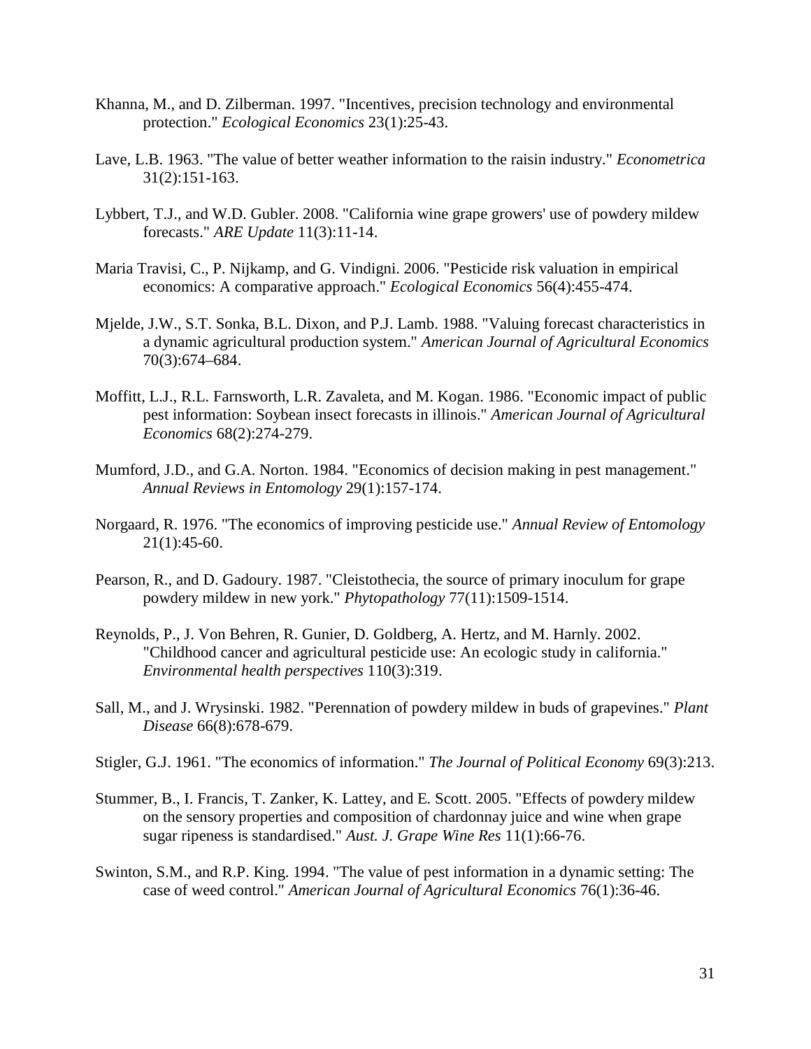Khanna, M., and D. Zilberman. 1997. "Incentives, precision technology and environmental protection." *Ecological Economics* 23(1):25-43.

Lave, L.B. 1963. "The value of better weather information to the raisin industry." *Econometrica* 31(2):151-163.

Lybbert, T.J., and W.D. Gubler. 2008. "California wine grape growers' use of powdery mildew forecasts." *ARE Update* 11(3):11-14.

Maria Travisi, C., P. Nijkamp, and G. Vindigni. 2006. "Pesticide risk valuation in empirical economics: A comparative approach." *Ecological Economics* 56(4):455-474.

Mjelde, J.W., S.T. Sonka, B.L. Dixon, and P.J. Lamb. 1988. "Valuing forecast characteristics in a dynamic agricultural production system." *American Journal of Agricultural Economics* 70(3):674–684.

Moffitt, L.J., R.L. Farnsworth, L.R. Zavaleta, and M. Kogan. 1986. "Economic impact of public pest information: Soybean insect forecasts in illinois." *American Journal of Agricultural Economics* 68(2):274-279.

Mumford, J.D., and G.A. Norton. 1984. "Economics of decision making in pest management." *Annual Reviews in Entomology* 29(1):157-174.

Norgaard, R. 1976. "The economics of improving pesticide use." *Annual Review of Entomology* 21(1):45-60.

Pearson, R., and D. Gadoury. 1987. "Cleistothecia, the source of primary inoculum for grape powdery mildew in new york." *Phytopathology* 77(11):1509-1514.

Reynolds, P., J. Von Behren, R. Gunier, D. Goldberg, A. Hertz, and M. Harnly. 2002. "Childhood cancer and agricultural pesticide use: An ecologic study in california." *Environmental health perspectives* 110(3):319.

Sall, M., and J. Wrysinski. 1982. "Perennation of powdery mildew in buds of grapevines." *Plant Disease* 66(8):678-679.

Stigler, G.J. 1961. "The economics of information." *The Journal of Political Economy* 69(3):213.

Stummer, B., I. Francis, T. Zanker, K. Lattey, and E. Scott. 2005. "Effects of powdery mildew on the sensory properties and composition of chardonnay juice and wine when grape sugar ripeness is standardised." *Aust. J. Grape Wine Res* 11(1):66-76.

Swinton, S.M., and R.P. King. 1994. "The value of pest information in a dynamic setting: The case of weed control." *American Journal of Agricultural Economics* 76(1):36-46.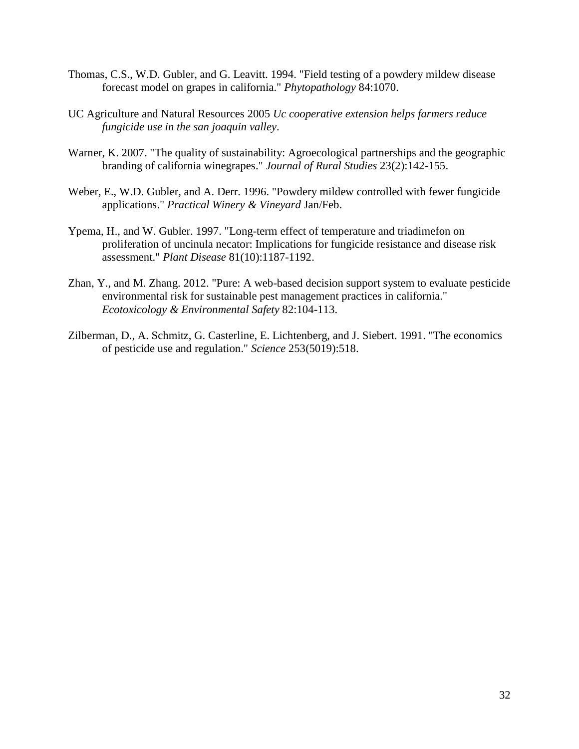Thomas, C.S., W.D. Gubler, and G. Leavitt. 1994. "Field testing of a powdery mildew disease forecast model on grapes in california." *Phytopathology* 84:1070.

UC Agriculture and Natural Resources 2005 *Uc cooperative extension helps farmers reduce fungicide use in the san joaquin valley*.

Warner, K. 2007. "The quality of sustainability: Agroecological partnerships and the geographic branding of california winegrapes." *Journal of Rural Studies* 23(2):142-155.

Weber, E., W.D. Gubler, and A. Derr. 1996. "Powdery mildew controlled with fewer fungicide applications." *Practical Winery & Vineyard* Jan/Feb.

Ypema, H., and W. Gubler. 1997. "Long-term effect of temperature and triadimefon on proliferation of uncinula necator: Implications for fungicide resistance and disease risk assessment." *Plant Disease* 81(10):1187-1192.

Zhan, Y., and M. Zhang. 2012. "Pure: A web-based decision support system to evaluate pesticide environmental risk for sustainable pest management practices in california." *Ecotoxicology & Environmental Safety* 82:104-113.

Zilberman, D., A. Schmitz, G. Casterline, E. Lichtenberg, and J. Siebert. 1991. "The economics of pesticide use and regulation." *Science* 253(5019):518.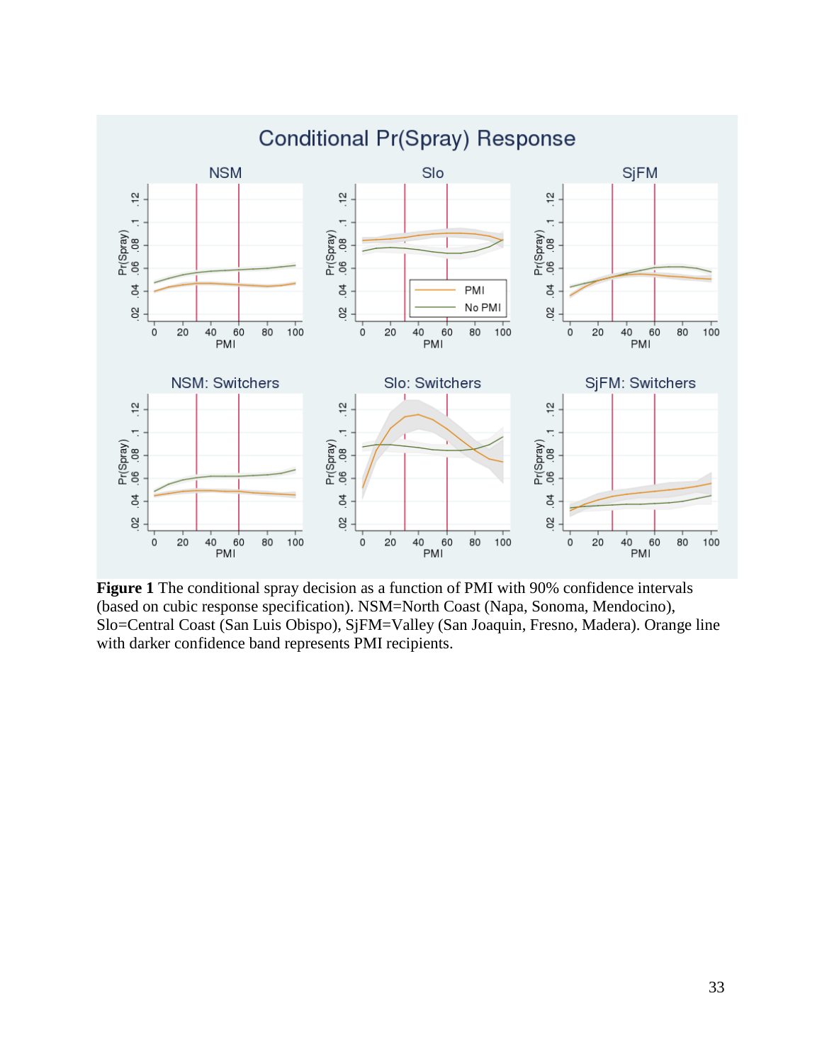**Figure 1** The conditional spray decision as a function of PMI with 90% confidence intervals (based on cubic response specification). NSM=North Coast (Napa, Sonoma, Mendocino), Slo=Central Coast (San Luis Obispo), SjFM=Valley (San Joaquin, Fresno, Madera). Orange line with darker confidence band represents PMI recipients.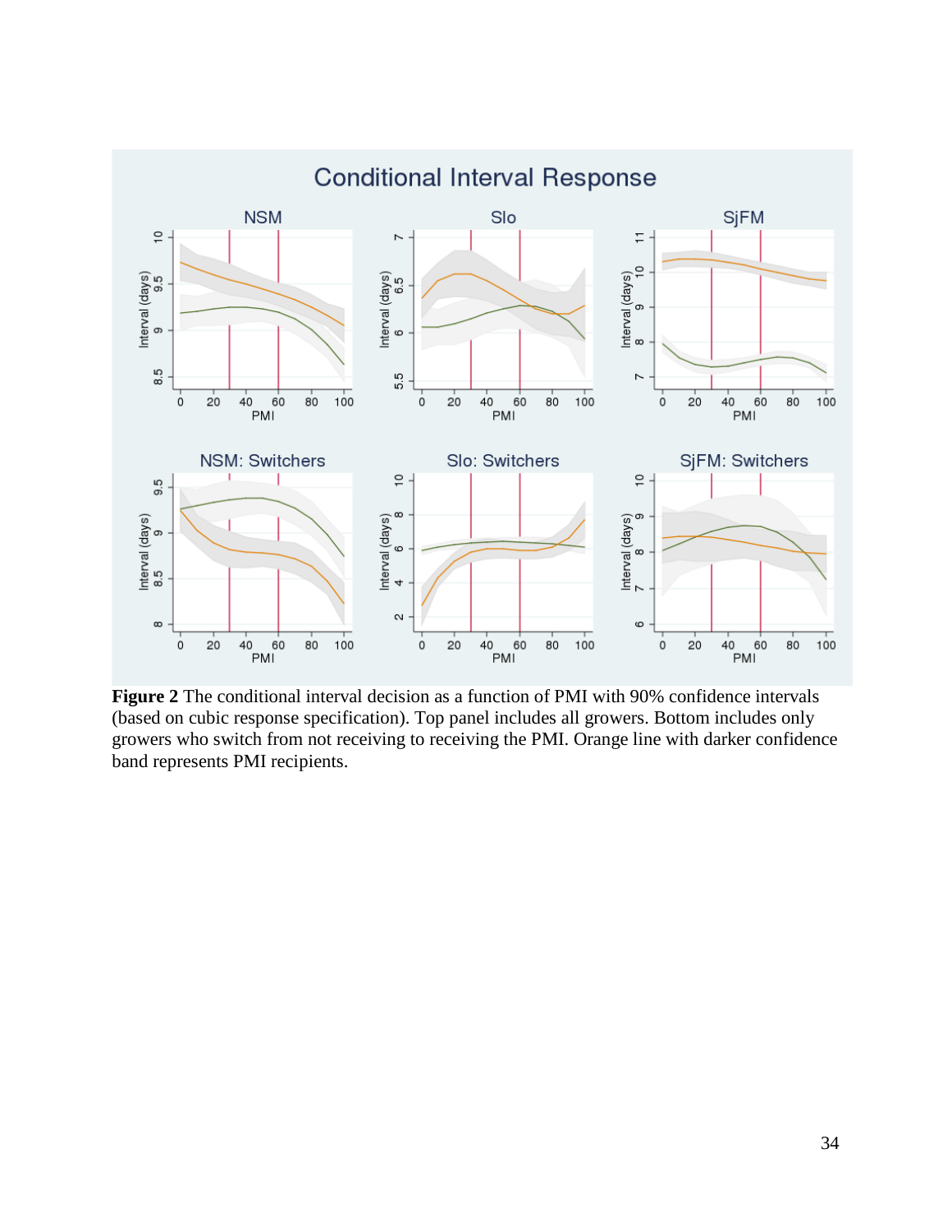**Figure 2** The conditional interval decision as a function of PMI with 90% confidence intervals (based on cubic response specification). Top panel includes all growers. Bottom includes only growers who switch from not receiving to receiving the PMI. Orange line with darker confidence band represents PMI recipients.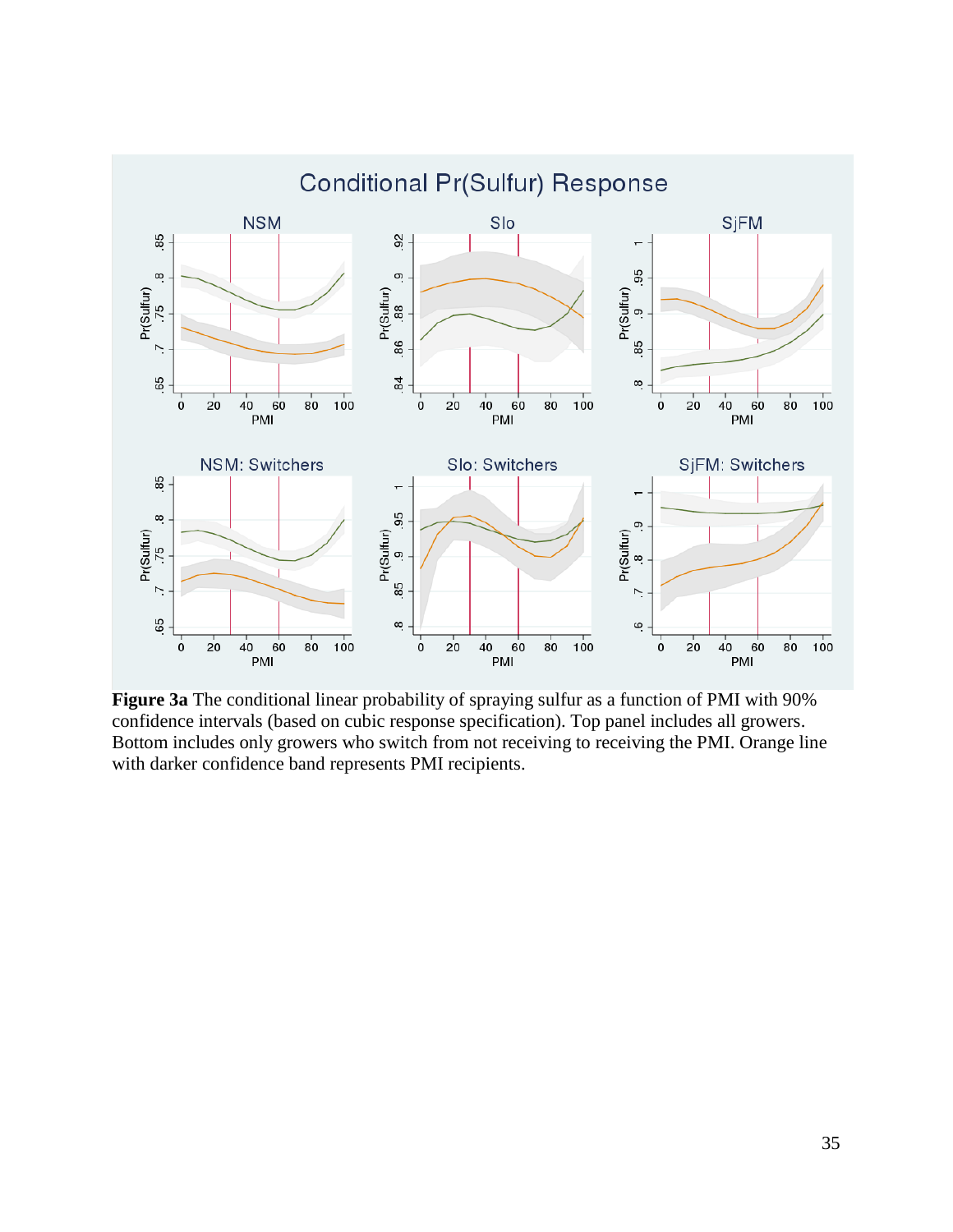**Figure 3a** The conditional linear probability of spraying sulfur as a function of PMI with 90% confidence intervals (based on cubic response specification). Top panel includes all growers. Bottom includes only growers who switch from not receiving to receiving the PMI. Orange line with darker confidence band represents PMI recipients.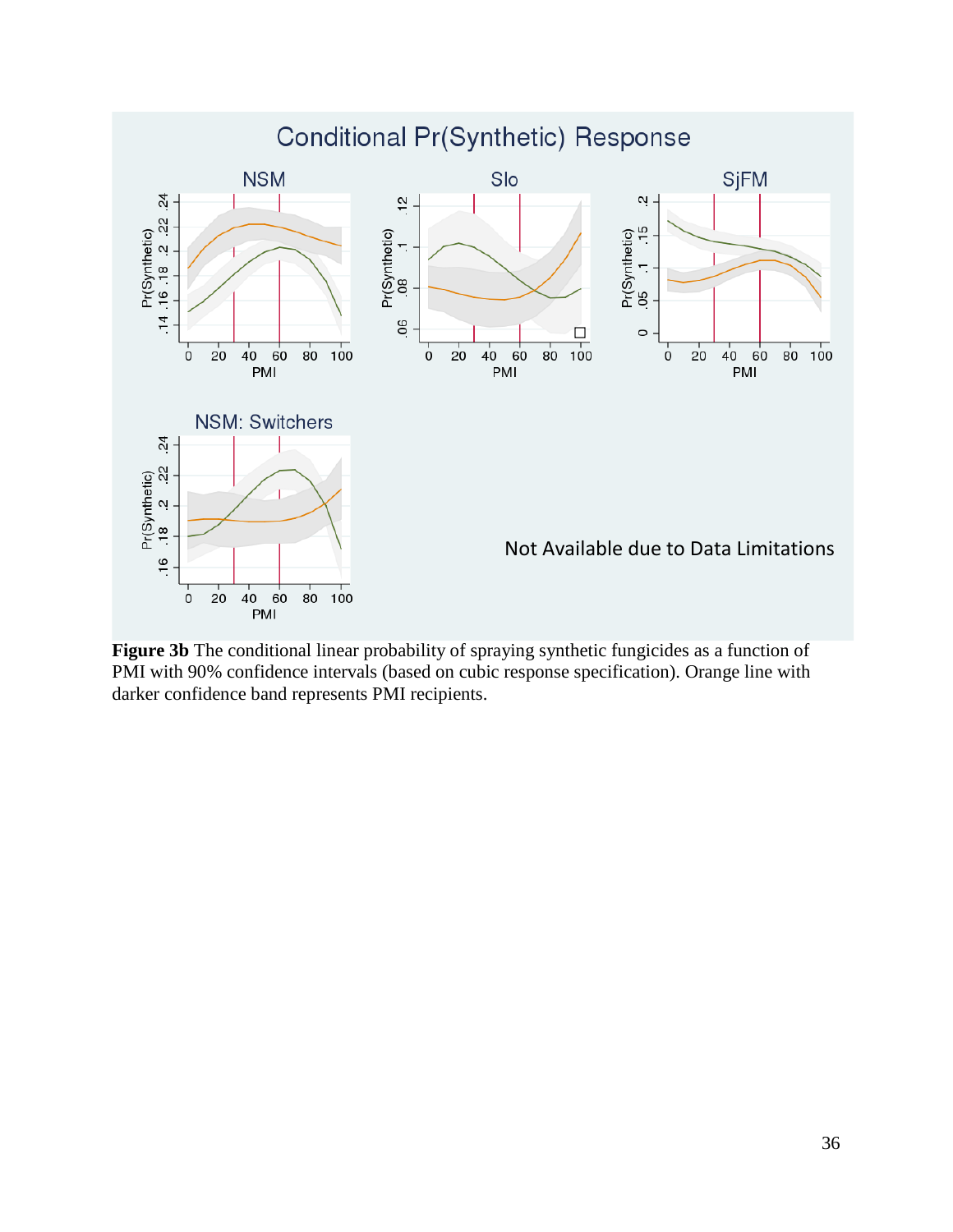**Figure 3b** The conditional linear probability of spraying synthetic fungicides as a function of PMI with 90% confidence intervals (based on cubic response specification). Orange line with darker confidence band represents PMI recipients.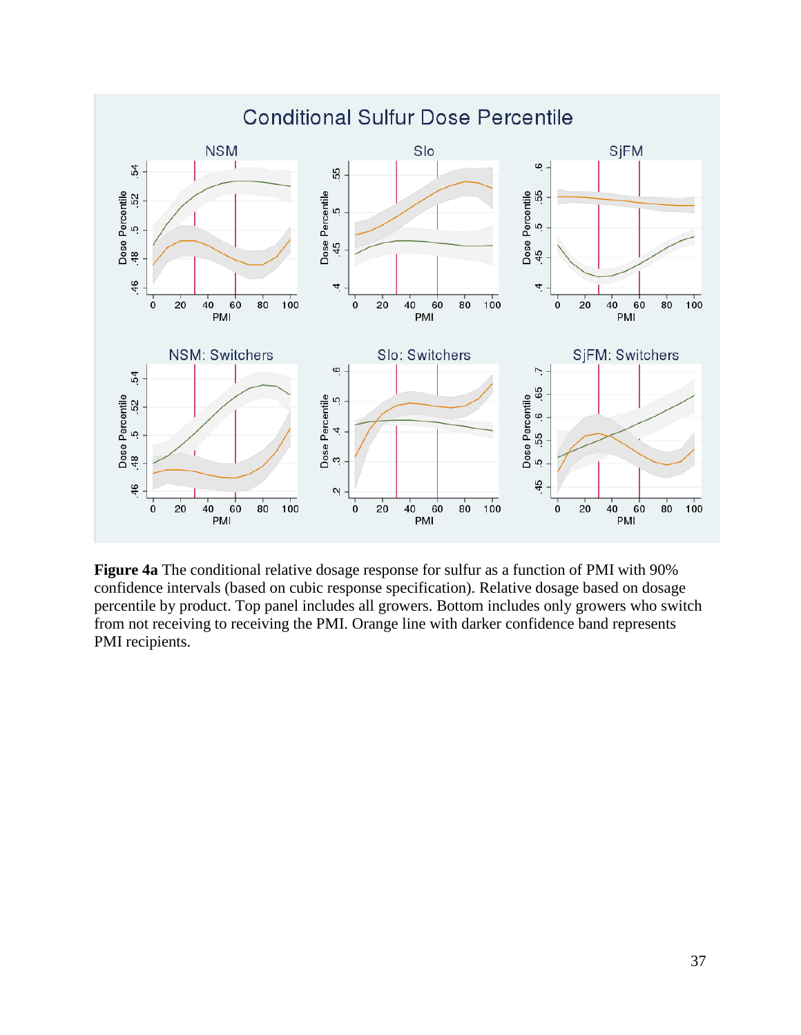**Figure 4a** The conditional relative dosage response for sulfur as a function of PMI with 90% confidence intervals (based on cubic response specification). Relative dosage based on dosage percentile by product. Top panel includes all growers. Bottom includes only growers who switch from not receiving to receiving the PMI. Orange line with darker confidence band represents PMI recipients.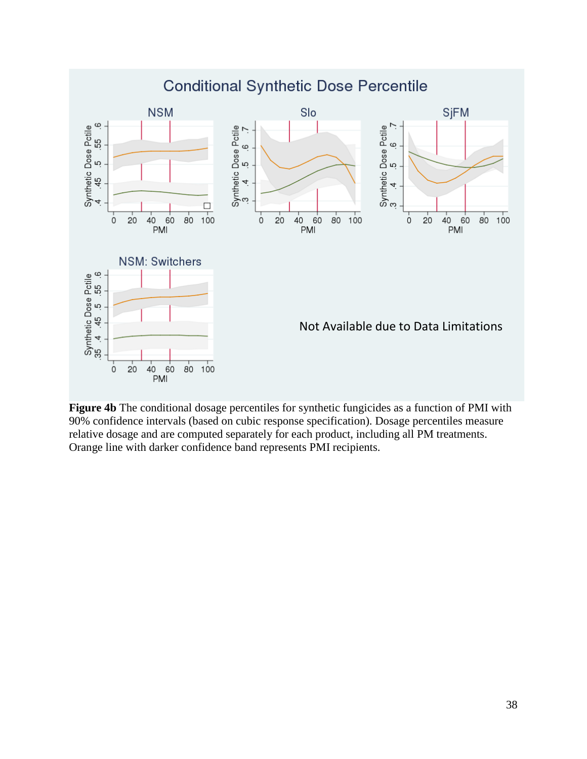**Figure 4b** The conditional dosage percentiles for synthetic fungicides as a function of PMI with 90% confidence intervals (based on cubic response specification). Dosage percentiles measure relative dosage and are computed separately for each product, including all PM treatments. Orange line with darker confidence band represents PMI recipients.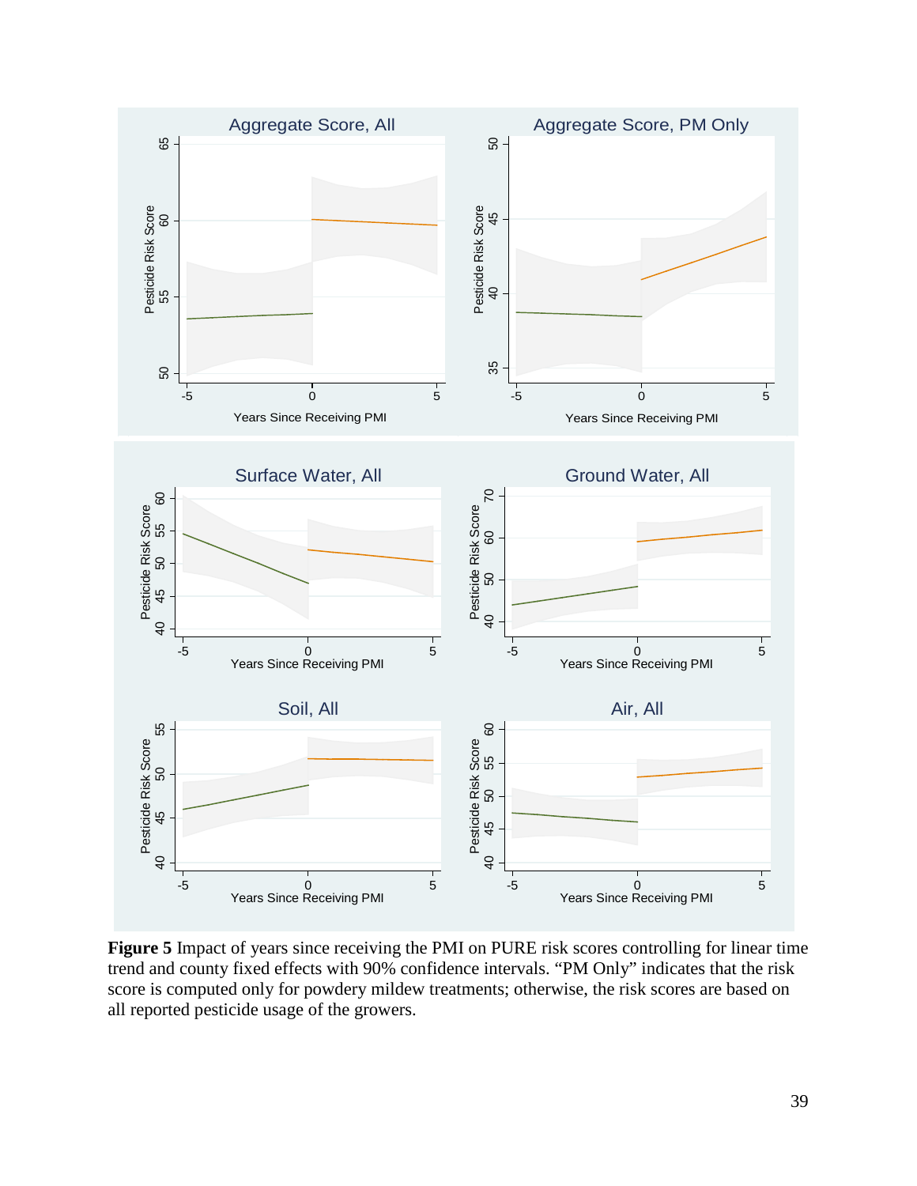**Figure 5** Impact of years since receiving the PMI on PURE risk scores controlling for linear time trend and county fixed effects with 90% confidence intervals. "PM Only" indicates that the risk score is computed only for powdery mildew treatments; otherwise, the risk scores are based on all reported pesticide usage of the growers.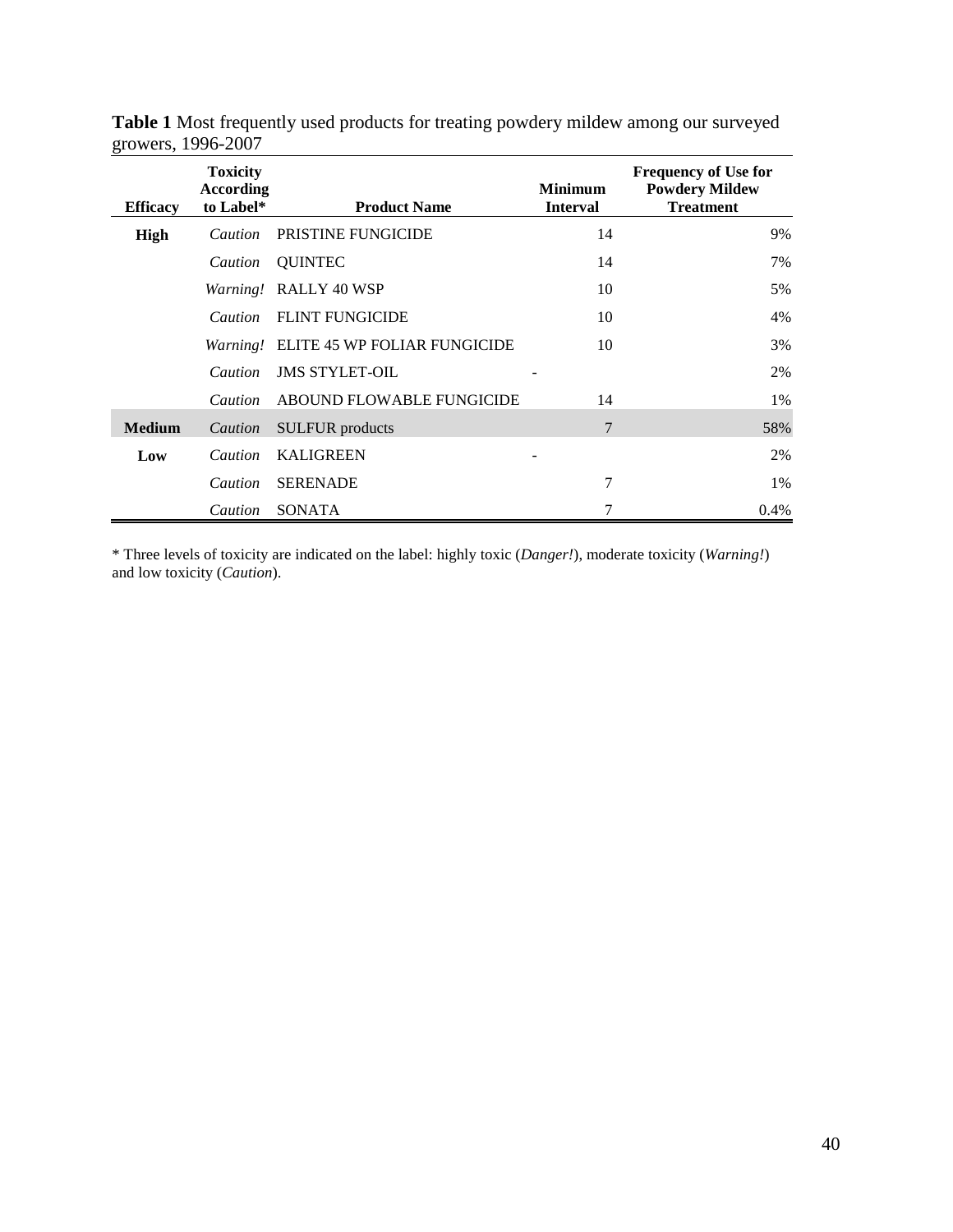**Table 1** Most frequently used products for treating powdery mildew among our surveyed growers, 1996-2007

| Efficacy | Toxicity According to Label* | Product Name | Minimum Interval | Frequency of Use for Powdery Mildew Treatment |
|---|---|---|---|---|
| **High** | *Caution* | PRISTINE FUNGICIDE | 14 | 9% |
| | *Caution* | QUINTEC | 14 | 7% |
| | *Warning!* | RALLY 40 WSP | 10 | 5% |
| | *Caution* | FLINT FUNGICIDE | 10 | 4% |
| | *Warning!* | ELITE 45 WP FOLIAR FUNGICIDE | 10 | 3% |
| | *Caution* | JMS STYLET-OIL | - | 2% |
| | *Caution* | ABOUND FLOWABLE FUNGICIDE | 14 | 1% |
| **Medium** | *Caution* | SULFUR products | 7 | 58% |
| **Low** | *Caution* | KALIGREEN | - | 2% |
| | *Caution* | SERENADE | 7 | 1% |
| | *Caution* | SONATA | 7 | 0.4% |

* Three levels of toxicity are indicated on the label: highly toxic (*Danger!*), moderate toxicity (*Warning!*) and low toxicity (*Caution*).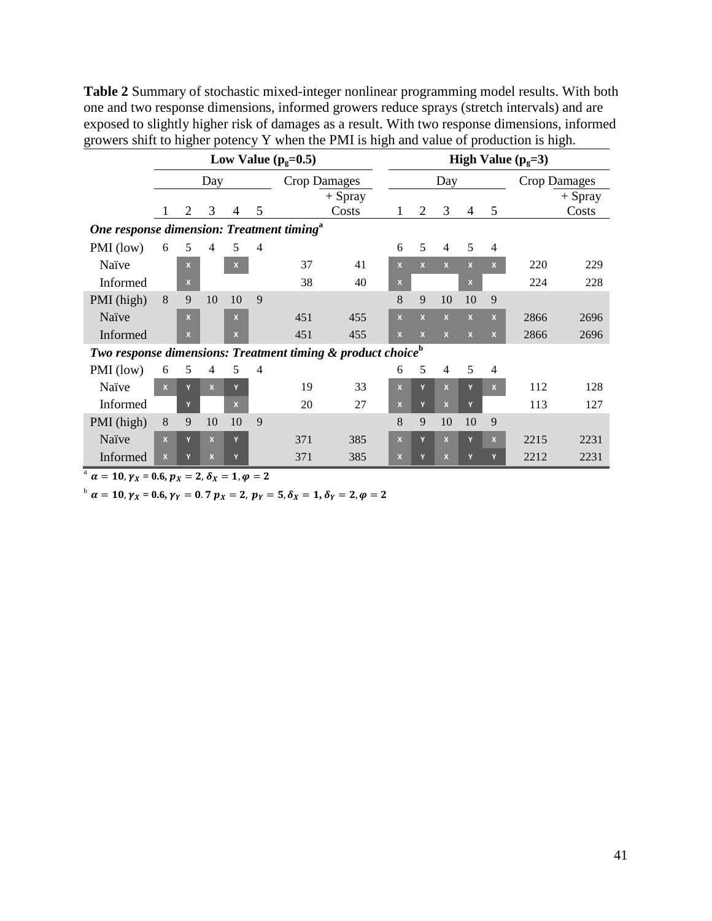**Table 2** Summary of stochastic mixed-integer nonlinear programming model results. With both one and two response dimensions, informed growers reduce sprays (stretch intervals) and are exposed to slightly higher risk of damages as a result. With two response dimensions, informed growers shift to higher potency Y when the PMI is high and value of production is high.

| | Low Value ($p_g$=0.5) | | | | | | | High Value ($p_g$=3) | | | | | | |
|---|---|---|---|---|---|---|---|---|---|---|---|---|---|---|
| | Day | | | | | Crop Damages | | Day | | | | | Crop Damages | |
| | 1 | 2 | 3 | 4 | 5 | | + Spray Costs | 1 | 2 | 3 | 4 | 5 | | + Spray Costs |
| ***One response dimension: Treatment timing***[a] | | | | | | | | | | | | | | |
| PMI (low) | 6 | 5 | 4 | 5 | 4 | | | 6 | 5 | 4 | 5 | 4 | | |
| Naïve | | X | | X | | 37 | 41 | X | X | X | X | X | 220 | 229 |
| Informed | | X | | | | 38 | 40 | X | | | X | | 224 | 228 |
| PMI (high) | 8 | 9 | 10 | 10 | 9 | | | 8 | 9 | 10 | 10 | 9 | | |
| Naïve | | X | | X | | 451 | 455 | X | X | X | X | X | 2866 | 2696 |
| Informed | | X | | X | | 451 | 455 | X | X | X | X | X | 2866 | 2696 |
| ***Two response dimensions: Treatment timing & product choice***[b] | | | | | | | | | | | | | | |
| PMI (low) | 6 | 5 | 4 | 5 | 4 | | | 6 | 5 | 4 | 5 | 4 | | |
| Naïve | X | Y | X | Y | | 19 | 33 | X | Y | X | Y | X | 112 | 128 |
| Informed | | Y | | X | | 20 | 27 | X | Y | X | Y | | 113 | 127 |
| PMI (high) | 8 | 9 | 10 | 10 | 9 | | | 8 | 9 | 10 | 10 | 9 | | |
| Naïve | X | Y | X | Y | | 371 | 385 | X | Y | X | Y | X | 2215 | 2231 |
| Informed | X | Y | X | Y | | 371 | 385 | X | Y | X | Y | Y | 2212 | 2231 |

[a] $\alpha = 10, \gamma_X = 0.6, p_X = 2, \delta_X = 1, \varphi = 2$

[b] $\alpha = 10, \gamma_X = 0.6, \gamma_Y = 0.7\ p_X = 2,\ p_Y = 5, \delta_X = 1, \delta_Y = 2, \varphi = 2$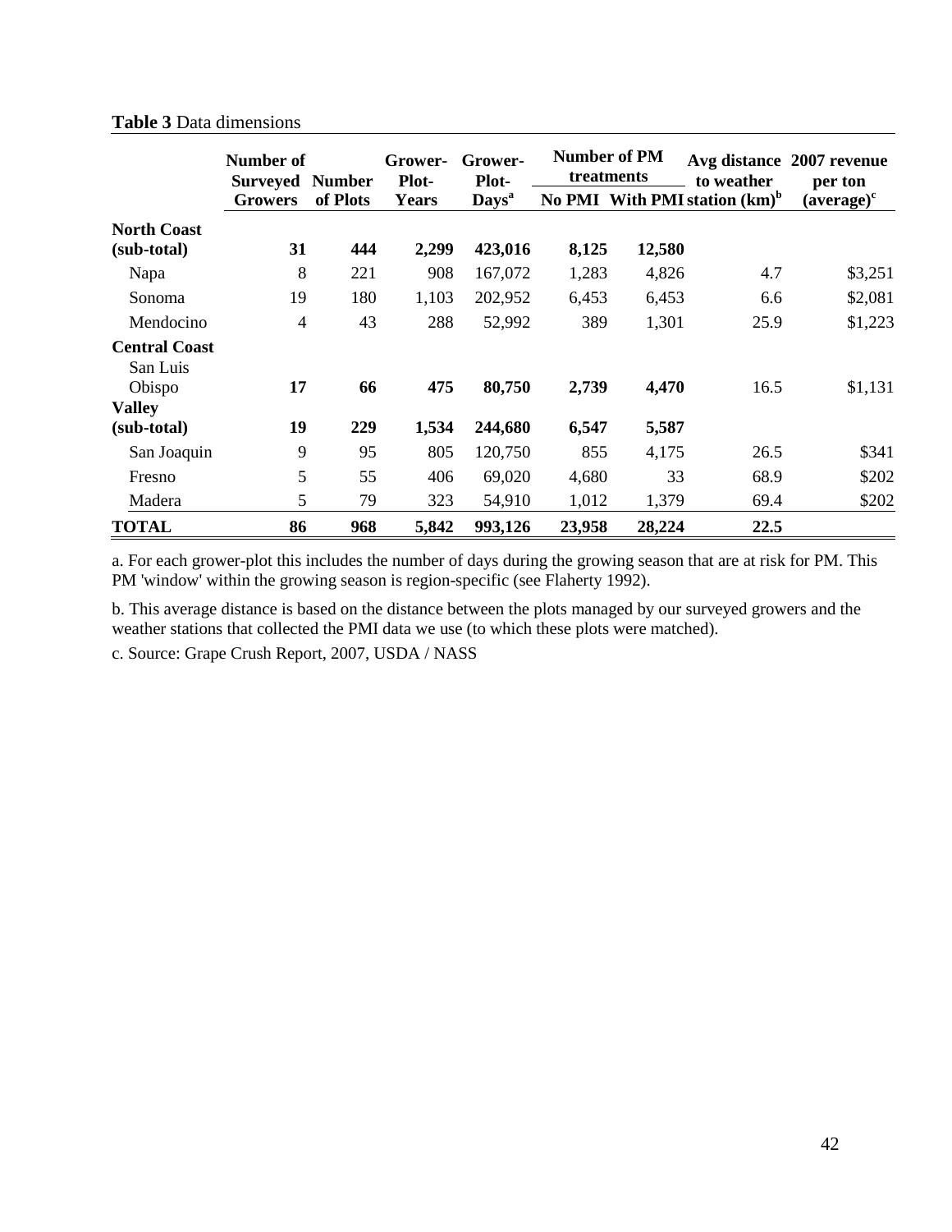**Table 3** Data dimensions

| | Number of Surveyed Growers | Number of Plots | Grower-Plot-Years | Grower-Plot-Days[a] | Number of PM treatments | | Avg distance to weather station (km)[b] | 2007 revenue per ton (average)[c] |
|---|---|---|---|---|---|---|---|---|
| | | | | | No PMI | With PMI | | |
| **North Coast (sub-total)** | **31** | **444** | **2,299** | **423,016** | **8,125** | **12,580** | | |
| Napa | 8 | 221 | 908 | 167,072 | 1,283 | 4,826 | 4.7 | $3,251 |
| Sonoma | 19 | 180 | 1,103 | 202,952 | 6,453 | 6,453 | 6.6 | $2,081 |
| Mendocino | 4 | 43 | 288 | 52,992 | 389 | 1,301 | 25.9 | $1,223 |
| **Central Coast** San Luis Obispo | **17** | **66** | **475** | **80,750** | **2,739** | **4,470** | 16.5 | $1,131 |
| **Valley (sub-total)** | **19** | **229** | **1,534** | **244,680** | **6,547** | **5,587** | | |
| San Joaquin | 9 | 95 | 805 | 120,750 | 855 | 4,175 | 26.5 | $341 |
| Fresno | 5 | 55 | 406 | 69,020 | 4,680 | 33 | 68.9 | $202 |
| Madera | 5 | 79 | 323 | 54,910 | 1,012 | 1,379 | 69.4 | $202 |
| **TOTAL** | **86** | **968** | **5,842** | **993,126** | **23,958** | **28,224** | **22.5** | |

a. For each grower-plot this includes the number of days during the growing season that are at risk for PM. This PM 'window' within the growing season is region-specific (see Flaherty 1992).

b. This average distance is based on the distance between the plots managed by our surveyed growers and the weather stations that collected the PMI data we use (to which these plots were matched).

c. Source: Grape Crush Report, 2007, USDA / NASS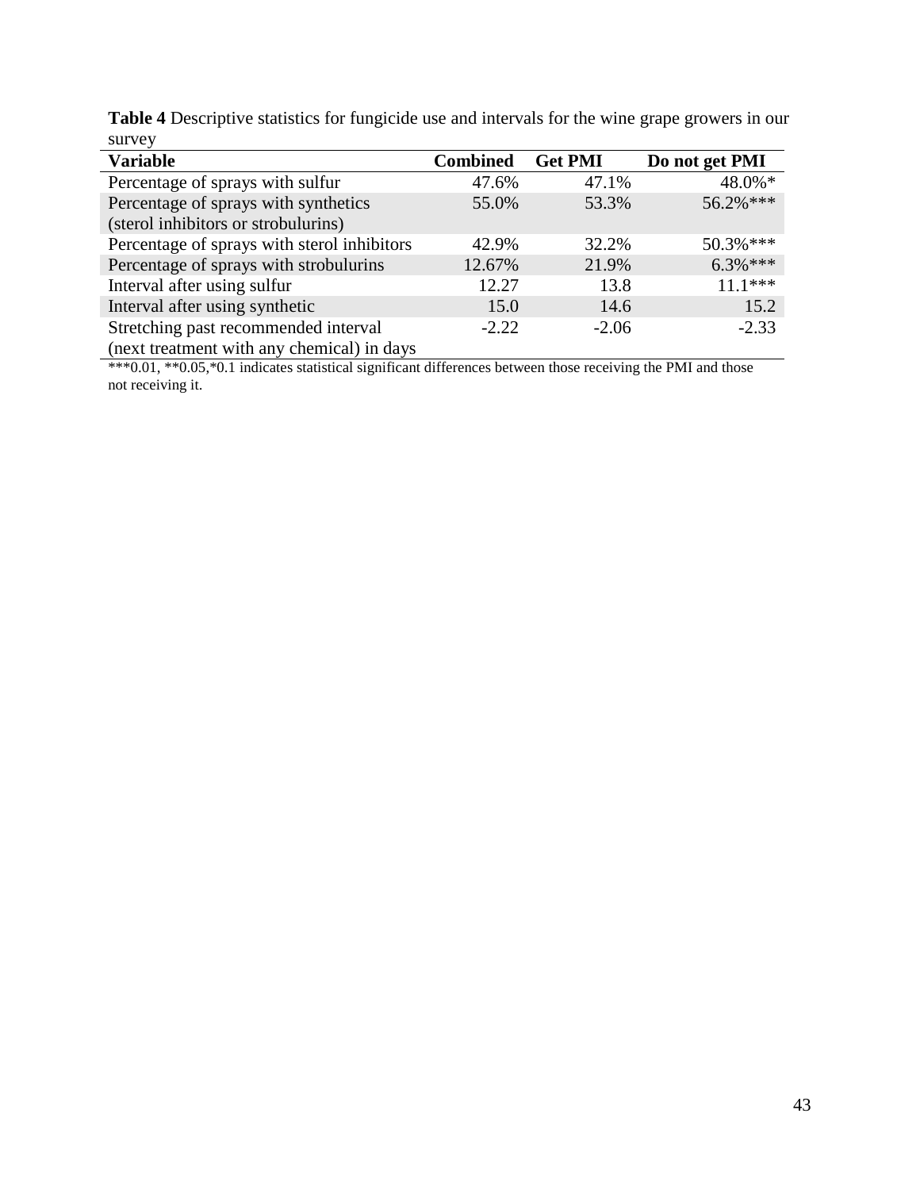**Table 4** Descriptive statistics for fungicide use and intervals for the wine grape growers in our survey

| Variable | Combined | Get PMI | Do not get PMI |
|---|---|---|---|
| Percentage of sprays with sulfur | 47.6% | 47.1% | 48.0%* |
| Percentage of sprays with synthetics (sterol inhibitors or strobulurins) | 55.0% | 53.3% | 56.2%*** |
| Percentage of sprays with sterol inhibitors | 42.9% | 32.2% | 50.3%*** |
| Percentage of sprays with strobulurins | 12.67% | 21.9% | 6.3%*** |
| Interval after using sulfur | 12.27 | 13.8 | 11.1*** |
| Interval after using synthetic | 15.0 | 14.6 | 15.2 |
| Stretching past recommended interval (next treatment with any chemical) in days | -2.22 | -2.06 | -2.33 |

***0.01, **0.05,*0.1 indicates statistical significant differences between those receiving the PMI and those not receiving it.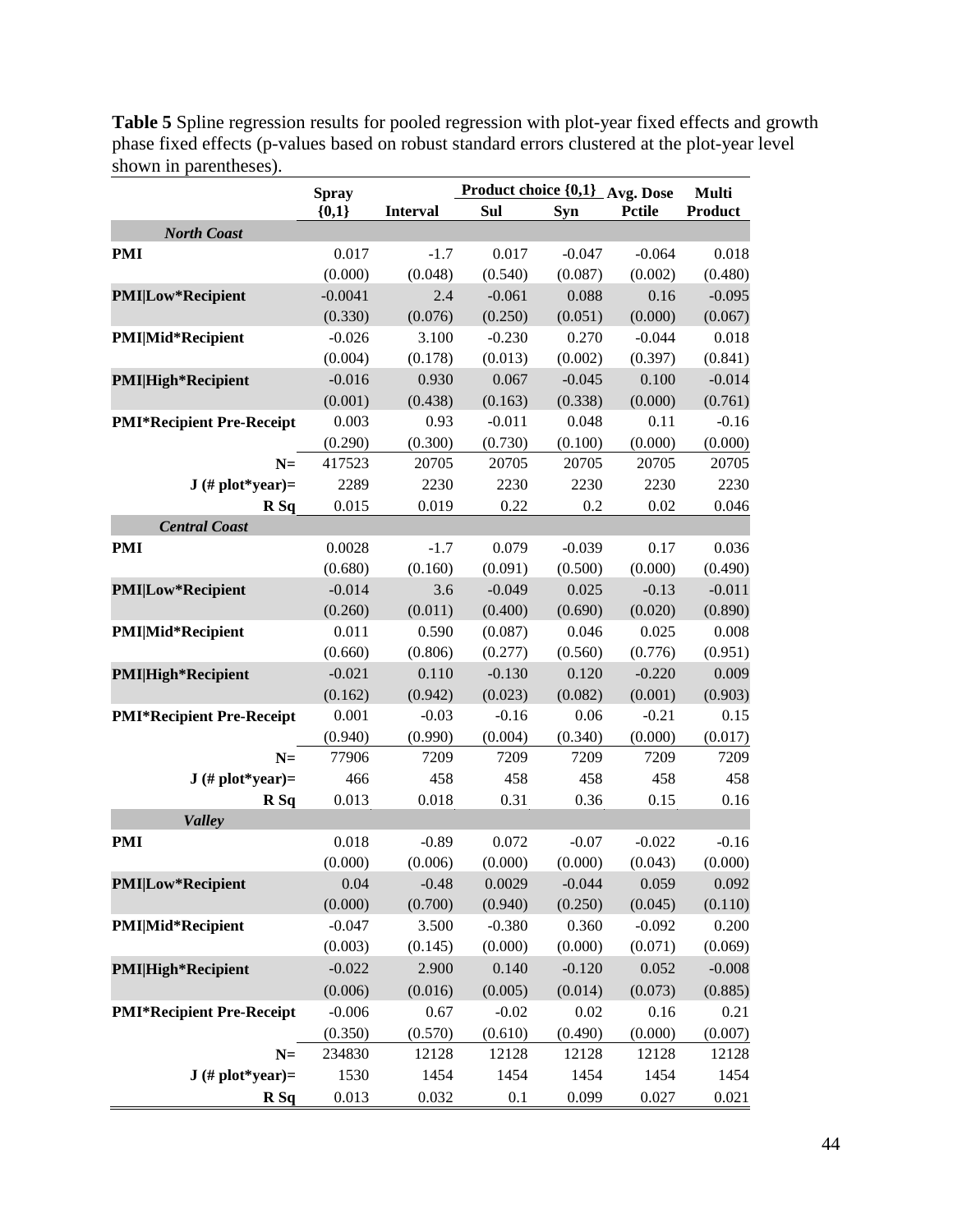**Table 5** Spline regression results for pooled regression with plot-year fixed effects and growth phase fixed effects (p-values based on robust standard errors clustered at the plot-year level shown in parentheses).

| | Spray {0,1} | Interval | Product choice {0,1} Sul | Product choice {0,1} Syn | Avg. Dose Pctile | Multi Product |
|---|---|---|---|---|---|---|
| ***North Coast*** | | | | | | |
| **PMI** | 0.017 | -1.7 | 0.017 | -0.047 | -0.064 | 0.018 |
| | (0.000) | (0.048) | (0.540) | (0.087) | (0.002) | (0.480) |
| **PMI\|Low*Recipient** | -0.0041 | 2.4 | -0.061 | 0.088 | 0.16 | -0.095 |
| | (0.330) | (0.076) | (0.250) | (0.051) | (0.000) | (0.067) |
| **PMI\|Mid*Recipient** | -0.026 | 3.100 | -0.230 | 0.270 | -0.044 | 0.018 |
| | (0.004) | (0.178) | (0.013) | (0.002) | (0.397) | (0.841) |
| **PMI\|High*Recipient** | -0.016 | 0.930 | 0.067 | -0.045 | 0.100 | -0.014 |
| | (0.001) | (0.438) | (0.163) | (0.338) | (0.000) | (0.761) |
| **PMI*Recipient Pre-Receipt** | 0.003 | 0.93 | -0.011 | 0.048 | 0.11 | -0.16 |
| | (0.290) | (0.300) | (0.730) | (0.100) | (0.000) | (0.000) |
| **N=** | 417523 | 20705 | 20705 | 20705 | 20705 | 20705 |
| **J (# plot*year)=** | 2289 | 2230 | 2230 | 2230 | 2230 | 2230 |
| **R Sq** | 0.015 | 0.019 | 0.22 | 0.2 | 0.02 | 0.046 |
| ***Central Coast*** | | | | | | |
| **PMI** | 0.0028 | -1.7 | 0.079 | -0.039 | 0.17 | 0.036 |
| | (0.680) | (0.160) | (0.091) | (0.500) | (0.000) | (0.490) |
| **PMI\|Low*Recipient** | -0.014 | 3.6 | -0.049 | 0.025 | -0.13 | -0.011 |
| | (0.260) | (0.011) | (0.400) | (0.690) | (0.020) | (0.890) |
| **PMI\|Mid*Recipient** | 0.011 | 0.590 | (0.087) | 0.046 | 0.025 | 0.008 |
| | (0.660) | (0.806) | (0.277) | (0.560) | (0.776) | (0.951) |
| **PMI\|High*Recipient** | -0.021 | 0.110 | -0.130 | 0.120 | -0.220 | 0.009 |
| | (0.162) | (0.942) | (0.023) | (0.082) | (0.001) | (0.903) |
| **PMI*Recipient Pre-Receipt** | 0.001 | -0.03 | -0.16 | 0.06 | -0.21 | 0.15 |
| | (0.940) | (0.990) | (0.004) | (0.340) | (0.000) | (0.017) |
| **N=** | 77906 | 7209 | 7209 | 7209 | 7209 | 7209 |
| **J (# plot*year)=** | 466 | 458 | 458 | 458 | 458 | 458 |
| **R Sq** | 0.013 | 0.018 | 0.31 | 0.36 | 0.15 | 0.16 |
| ***Valley*** | | | | | | |
| **PMI** | 0.018 | -0.89 | 0.072 | -0.07 | -0.022 | -0.16 |
| | (0.000) | (0.006) | (0.000) | (0.000) | (0.043) | (0.000) |
| **PMI\|Low*Recipient** | 0.04 | -0.48 | 0.0029 | -0.044 | 0.059 | 0.092 |
| | (0.000) | (0.700) | (0.940) | (0.250) | (0.045) | (0.110) |
| **PMI\|Mid*Recipient** | -0.047 | 3.500 | -0.380 | 0.360 | -0.092 | 0.200 |
| | (0.003) | (0.145) | (0.000) | (0.000) | (0.071) | (0.069) |
| **PMI\|High*Recipient** | -0.022 | 2.900 | 0.140 | -0.120 | 0.052 | -0.008 |
| | (0.006) | (0.016) | (0.005) | (0.014) | (0.073) | (0.885) |
| **PMI*Recipient Pre-Receipt** | -0.006 | 0.67 | -0.02 | 0.02 | 0.16 | 0.21 |
| | (0.350) | (0.570) | (0.610) | (0.490) | (0.000) | (0.007) |
| **N=** | 234830 | 12128 | 12128 | 12128 | 12128 | 12128 |
| **J (# plot*year)=** | 1530 | 1454 | 1454 | 1454 | 1454 | 1454 |
| **R Sq** | 0.013 | 0.032 | 0.1 | 0.099 | 0.027 | 0.021 |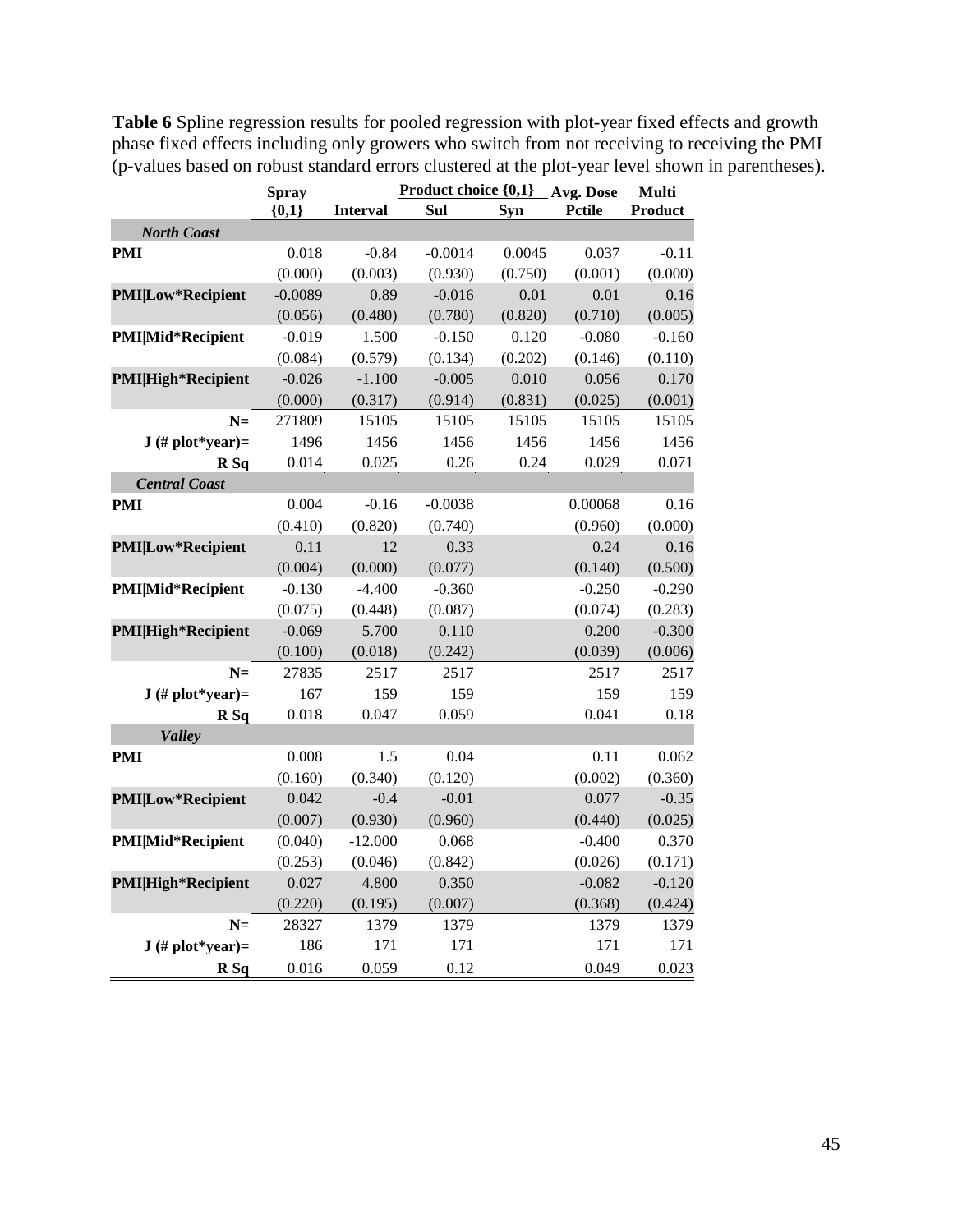**Table 6** Spline regression results for pooled regression with plot-year fixed effects and growth phase fixed effects including only growers who switch from not receiving to receiving the PMI (p-values based on robust standard errors clustered at the plot-year level shown in parentheses).

| | Spray {0,1} | Interval | Product choice {0,1} | | Avg. Dose | Multi |
|---|---|---|---|---|---|---|
| | | | Sul | Syn | Pctile | Product |
| ***North Coast*** | | | | | | |
| **PMI** | 0.018 | -0.84 | -0.0014 | 0.0045 | 0.037 | -0.11 |
| | (0.000) | (0.003) | (0.930) | (0.750) | (0.001) | (0.000) |
| **PMI\|Low*Recipient** | -0.0089 | 0.89 | -0.016 | 0.01 | 0.01 | 0.16 |
| | (0.056) | (0.480) | (0.780) | (0.820) | (0.710) | (0.005) |
| **PMI\|Mid*Recipient** | -0.019 | 1.500 | -0.150 | 0.120 | -0.080 | -0.160 |
| | (0.084) | (0.579) | (0.134) | (0.202) | (0.146) | (0.110) |
| **PMI\|High*Recipient** | -0.026 | -1.100 | -0.005 | 0.010 | 0.056 | 0.170 |
| | (0.000) | (0.317) | (0.914) | (0.831) | (0.025) | (0.001) |
| **N=** | 271809 | 15105 | 15105 | 15105 | 15105 | 15105 |
| **J (# plot*year)=** | 1496 | 1456 | 1456 | 1456 | 1456 | 1456 |
| **R Sq** | 0.014 | 0.025 | 0.26 | 0.24 | 0.029 | 0.071 |
| ***Central Coast*** | | | | | | |
| **PMI** | 0.004 | -0.16 | -0.0038 | | 0.00068 | 0.16 |
| | (0.410) | (0.820) | (0.740) | | (0.960) | (0.000) |
| **PMI\|Low*Recipient** | 0.11 | 12 | 0.33 | | 0.24 | 0.16 |
| | (0.004) | (0.000) | (0.077) | | (0.140) | (0.500) |
| **PMI\|Mid*Recipient** | -0.130 | -4.400 | -0.360 | | -0.250 | -0.290 |
| | (0.075) | (0.448) | (0.087) | | (0.074) | (0.283) |
| **PMI\|High*Recipient** | -0.069 | 5.700 | 0.110 | | 0.200 | -0.300 |
| | (0.100) | (0.018) | (0.242) | | (0.039) | (0.006) |
| **N=** | 27835 | 2517 | 2517 | | 2517 | 2517 |
| **J (# plot*year)=** | 167 | 159 | 159 | | 159 | 159 |
| **R Sq** | 0.018 | 0.047 | 0.059 | | 0.041 | 0.18 |
| ***Valley*** | | | | | | |
| **PMI** | 0.008 | 1.5 | 0.04 | | 0.11 | 0.062 |
| | (0.160) | (0.340) | (0.120) | | (0.002) | (0.360) |
| **PMI\|Low*Recipient** | 0.042 | -0.4 | -0.01 | | 0.077 | -0.35 |
| | (0.007) | (0.930) | (0.960) | | (0.440) | (0.025) |
| **PMI\|Mid*Recipient** | (0.040) | -12.000 | 0.068 | | -0.400 | 0.370 |
| | (0.253) | (0.046) | (0.842) | | (0.026) | (0.171) |
| **PMI\|High*Recipient** | 0.027 | 4.800 | 0.350 | | -0.082 | -0.120 |
| | (0.220) | (0.195) | (0.007) | | (0.368) | (0.424) |
| **N=** | 28327 | 1379 | 1379 | | 1379 | 1379 |
| **J (# plot*year)=** | 186 | 171 | 171 | | 171 | 171 |
| **R Sq** | 0.016 | 0.059 | 0.12 | | 0.049 | 0.023 |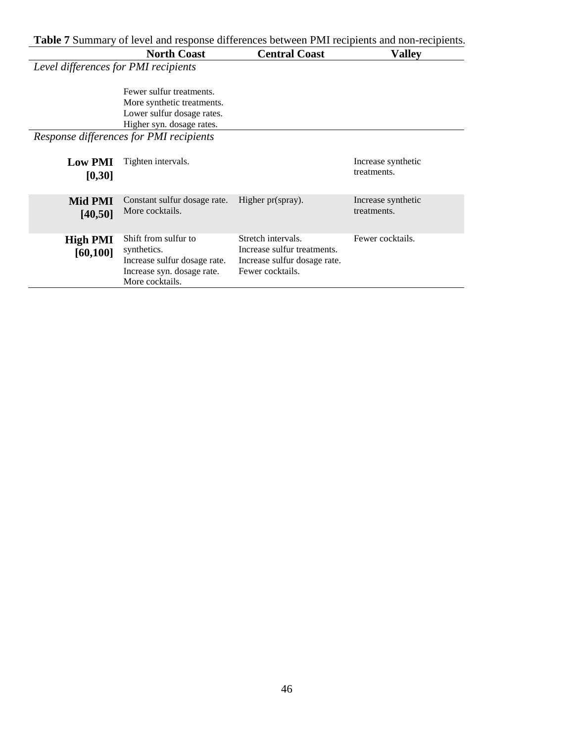**Table 7** Summary of level and response differences between PMI recipients and non-recipients.

| | North Coast | Central Coast | Valley |
|---|---|---|---|
| *Level differences for PMI recipients* | | | |
| | Fewer sulfur treatments.<br>More synthetic treatments.<br>Lower sulfur dosage rates.<br>Higher syn. dosage rates. | | |
| *Response differences for PMI recipients* | | | |
| **Low PMI [0,30]** | Tighten intervals. | | Increase synthetic treatments. |
| **Mid PMI [40,50]** | Constant sulfur dosage rate.<br>More cocktails. | Higher pr(spray). | Increase synthetic treatments. |
| **High PMI [60,100]** | Shift from sulfur to synthetics.<br>Increase sulfur dosage rate.<br>Increase syn. dosage rate.<br>More cocktails. | Stretch intervals.<br>Increase sulfur treatments.<br>Increase sulfur dosage rate.<br>Fewer cocktails. | Fewer cocktails. |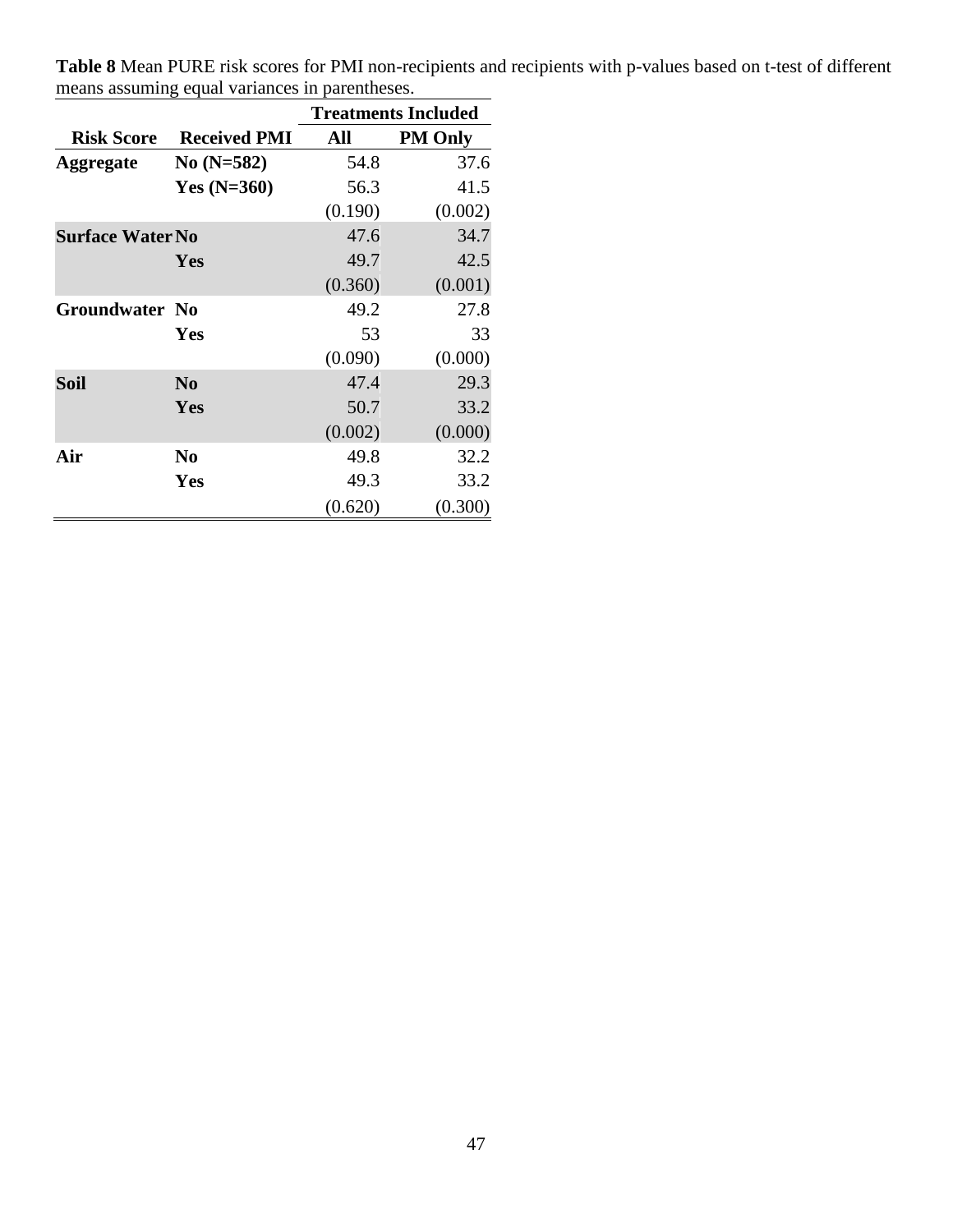**Table 8** Mean PURE risk scores for PMI non-recipients and recipients with p-values based on t-test of different means assuming equal variances in parentheses.

| | | Treatments Included | |
|---|---|---|---|
| **Risk Score** | **Received PMI** | **All** | **PM Only** |
| **Aggregate** | **No (N=582)** | 54.8 | 37.6 |
| | **Yes (N=360)** | 56.3 | 41.5 |
| | | (0.190) | (0.002) |
| **Surface Water** | **No** | 47.6 | 34.7 |
| | **Yes** | 49.7 | 42.5 |
| | | (0.360) | (0.001) |
| **Groundwater** | **No** | 49.2 | 27.8 |
| | **Yes** | 53 | 33 |
| | | (0.090) | (0.000) |
| **Soil** | **No** | 47.4 | 29.3 |
| | **Yes** | 50.7 | 33.2 |
| | | (0.002) | (0.000) |
| **Air** | **No** | 49.8 | 32.2 |
| | **Yes** | 49.3 | 33.2 |
| | | (0.620) | (0.300) |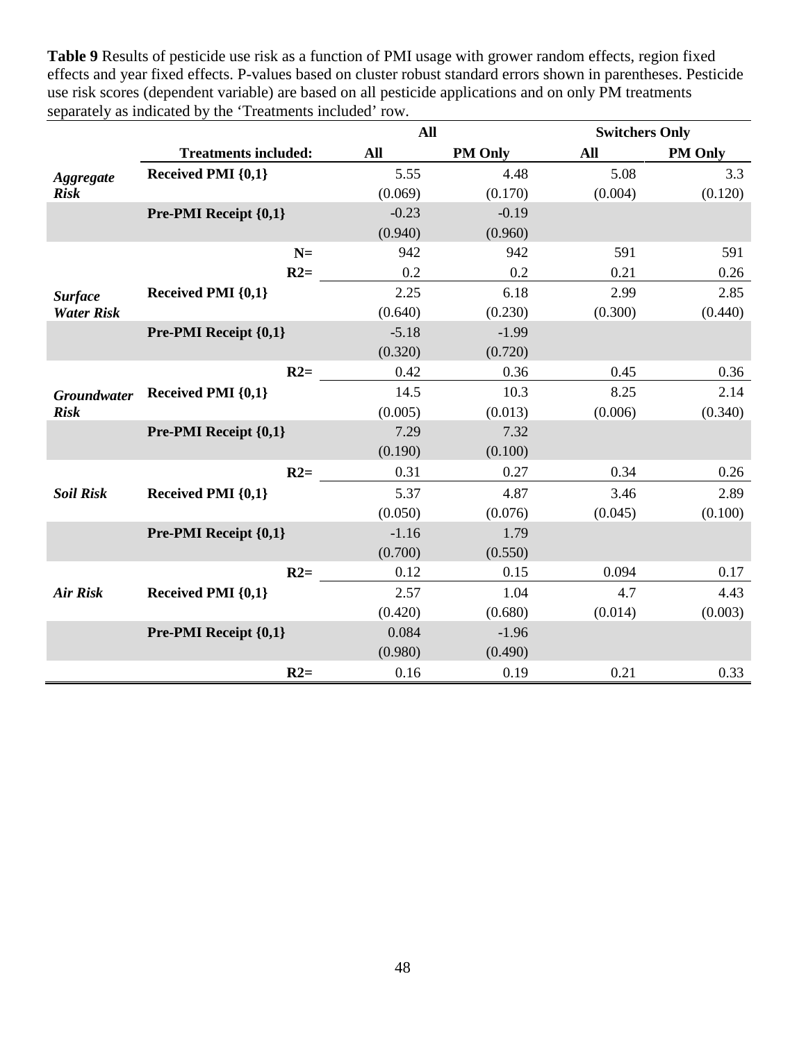**Table 9** Results of pesticide use risk as a function of PMI usage with grower random effects, region fixed effects and year fixed effects. P-values based on cluster robust standard errors shown in parentheses. Pesticide use risk scores (dependent variable) are based on all pesticide applications and on only PM treatments separately as indicated by the 'Treatments included' row.

| | | All | | Switchers Only | |
|---|---|---|---|---|---|
| | **Treatments included:** | **All** | **PM Only** | **All** | **PM Only** |
| ***Aggregate Risk*** | **Received PMI {0,1}** | 5.55 | 4.48 | 5.08 | 3.3 |
| | | (0.069) | (0.170) | (0.004) | (0.120) |
| | **Pre-PMI Receipt {0,1}** | -0.23 | -0.19 | | |
| | | (0.940) | (0.960) | | |
| | **N=** | 942 | 942 | 591 | 591 |
| | **R2=** | 0.2 | 0.2 | 0.21 | 0.26 |
| ***Surface Water Risk*** | **Received PMI {0,1}** | 2.25 | 6.18 | 2.99 | 2.85 |
| | | (0.640) | (0.230) | (0.300) | (0.440) |
| | **Pre-PMI Receipt {0,1}** | -5.18 | -1.99 | | |
| | | (0.320) | (0.720) | | |
| | **R2=** | 0.42 | 0.36 | 0.45 | 0.36 |
| ***Groundwater Risk*** | **Received PMI {0,1}** | 14.5 | 10.3 | 8.25 | 2.14 |
| | | (0.005) | (0.013) | (0.006) | (0.340) |
| | **Pre-PMI Receipt {0,1}** | 7.29 | 7.32 | | |
| | | (0.190) | (0.100) | | |
| | **R2=** | 0.31 | 0.27 | 0.34 | 0.26 |
| ***Soil Risk*** | **Received PMI {0,1}** | 5.37 | 4.87 | 3.46 | 2.89 |
| | | (0.050) | (0.076) | (0.045) | (0.100) |
| | **Pre-PMI Receipt {0,1}** | -1.16 | 1.79 | | |
| | | (0.700) | (0.550) | | |
| | **R2=** | 0.12 | 0.15 | 0.094 | 0.17 |
| ***Air Risk*** | **Received PMI {0,1}** | 2.57 | 1.04 | 4.7 | 4.43 |
| | | (0.420) | (0.680) | (0.014) | (0.003) |
| | **Pre-PMI Receipt {0,1}** | 0.084 | -1.96 | | |
| | | (0.980) | (0.490) | | |
| | **R2=** | 0.16 | 0.19 | 0.21 | 0.33 |